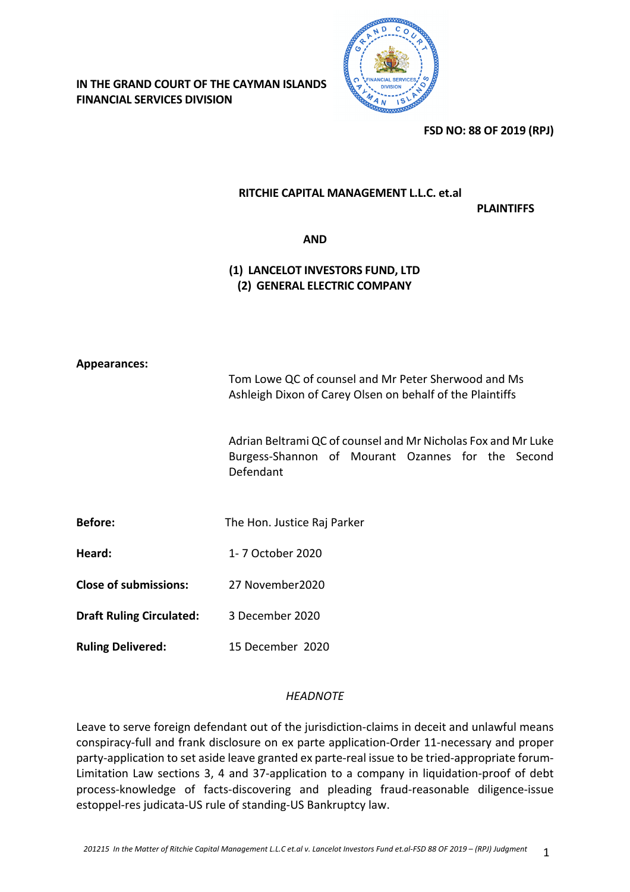**IN THE GRAND COURT OF THE CAYMAN ISLANDS**
**FINANCIAL SERVICES DIVISION**

**FSD NO: 88 OF 2019 (RPJ)**

**RITCHIE CAPITAL MANAGEMENT L.L.C. et.al**

**PLAINTIFFS**

**AND**

**(1) LANCELOT INVESTORS FUND, LTD**
**(2) GENERAL ELECTRIC COMPANY**

**Appearances:**

Tom Lowe QC of counsel and Mr Peter Sherwood and Ms Ashleigh Dixon of Carey Olsen on behalf of the Plaintiffs

Adrian Beltrami QC of counsel and Mr Nicholas Fox and Mr Luke Burgess-Shannon of Mourant Ozannes for the Second Defendant

| | |
|---|---|
| **Before:** | The Hon. Justice Raj Parker |
| **Heard:** | 1- 7 October 2020 |
| **Close of submissions:** | 27 November2020 |
| **Draft Ruling Circulated:** | 3 December 2020 |
| **Ruling Delivered:** | 15 December 2020 |

*HEADNOTE*

Leave to serve foreign defendant out of the jurisdiction-claims in deceit and unlawful means conspiracy-full and frank disclosure on ex parte application-Order 11-necessary and proper party-application to set aside leave granted ex parte-real issue to be tried-appropriate forum-Limitation Law sections 3, 4 and 37-application to a company in liquidation-proof of debt process-knowledge of facts-discovering and pleading fraud-reasonable diligence-issue estoppel-res judicata-US rule of standing-US Bankruptcy law.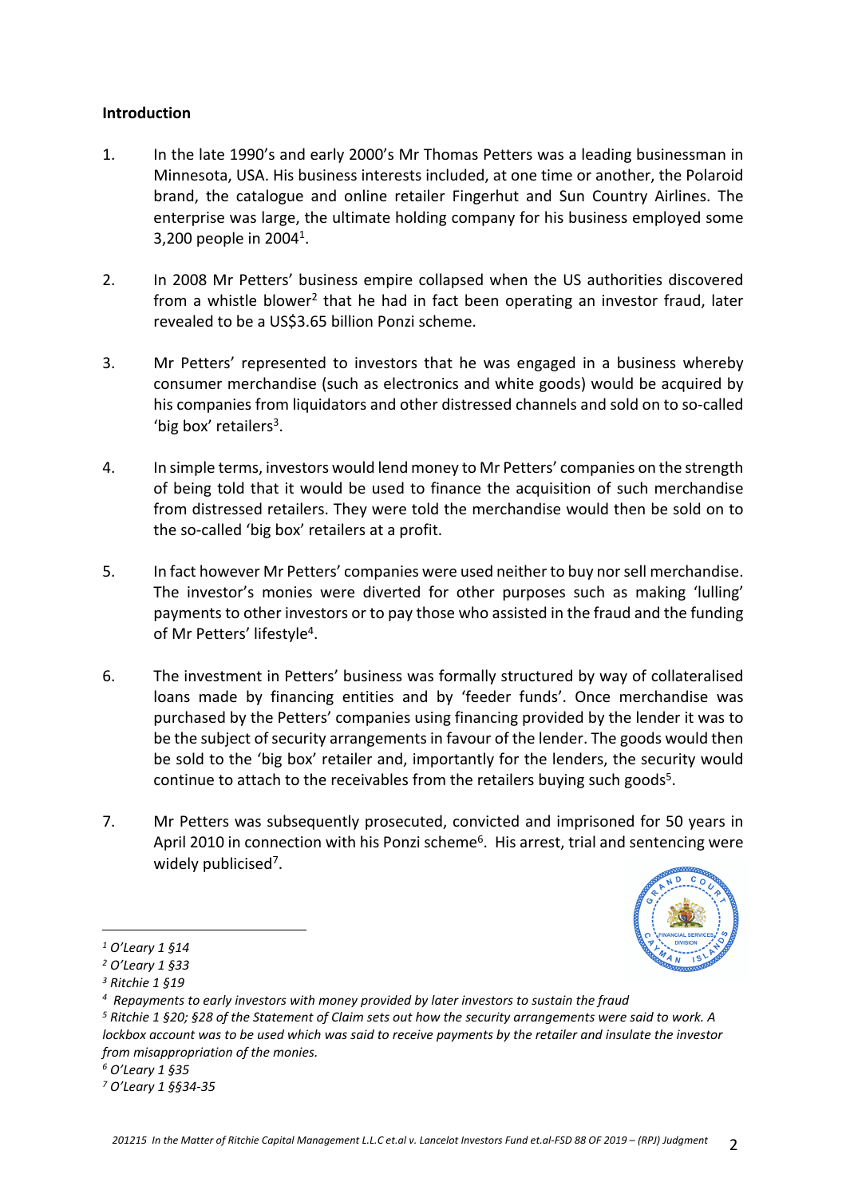**Introduction**

1. In the late 1990's and early 2000's Mr Thomas Petters was a leading businessman in Minnesota, USA. His business interests included, at one time or another, the Polaroid brand, the catalogue and online retailer Fingerhut and Sun Country Airlines. The enterprise was large, the ultimate holding company for his business employed some 3,200 people in 2004[1].

2. In 2008 Mr Petters' business empire collapsed when the US authorities discovered from a whistle blower[2] that he had in fact been operating an investor fraud, later revealed to be a US$3.65 billion Ponzi scheme.

3. Mr Petters' represented to investors that he was engaged in a business whereby consumer merchandise (such as electronics and white goods) would be acquired by his companies from liquidators and other distressed channels and sold on to so-called 'big box' retailers[3].

4. In simple terms, investors would lend money to Mr Petters' companies on the strength of being told that it would be used to finance the acquisition of such merchandise from distressed retailers. They were told the merchandise would then be sold on to the so-called 'big box' retailers at a profit.

5. In fact however Mr Petters' companies were used neither to buy nor sell merchandise. The investor's monies were diverted for other purposes such as making 'lulling' payments to other investors or to pay those who assisted in the fraud and the funding of Mr Petters' lifestyle[4].

6. The investment in Petters' business was formally structured by way of collateralised loans made by financing entities and by 'feeder funds'. Once merchandise was purchased by the Petters' companies using financing provided by the lender it was to be the subject of security arrangements in favour of the lender. The goods would then be sold to the 'big box' retailer and, importantly for the lenders, the security would continue to attach to the receivables from the retailers buying such goods[5].

7. Mr Petters was subsequently prosecuted, convicted and imprisoned for 50 years in April 2010 in connection with his Ponzi scheme[6]. His arrest, trial and sentencing were widely publicised[7].

---

[1] *O'Leary 1 §14*

[2] *O'Leary 1 §33*

[3] *Ritchie 1 §19*

[4] *Repayments to early investors with money provided by later investors to sustain the fraud*

[5] *Ritchie 1 §20; §28 of the Statement of Claim sets out how the security arrangements were said to work. A lockbox account was to be used which was said to receive payments by the retailer and insulate the investor from misappropriation of the monies.*

[6] *O'Leary 1 §35*

[7] *O'Leary 1 §§34-35*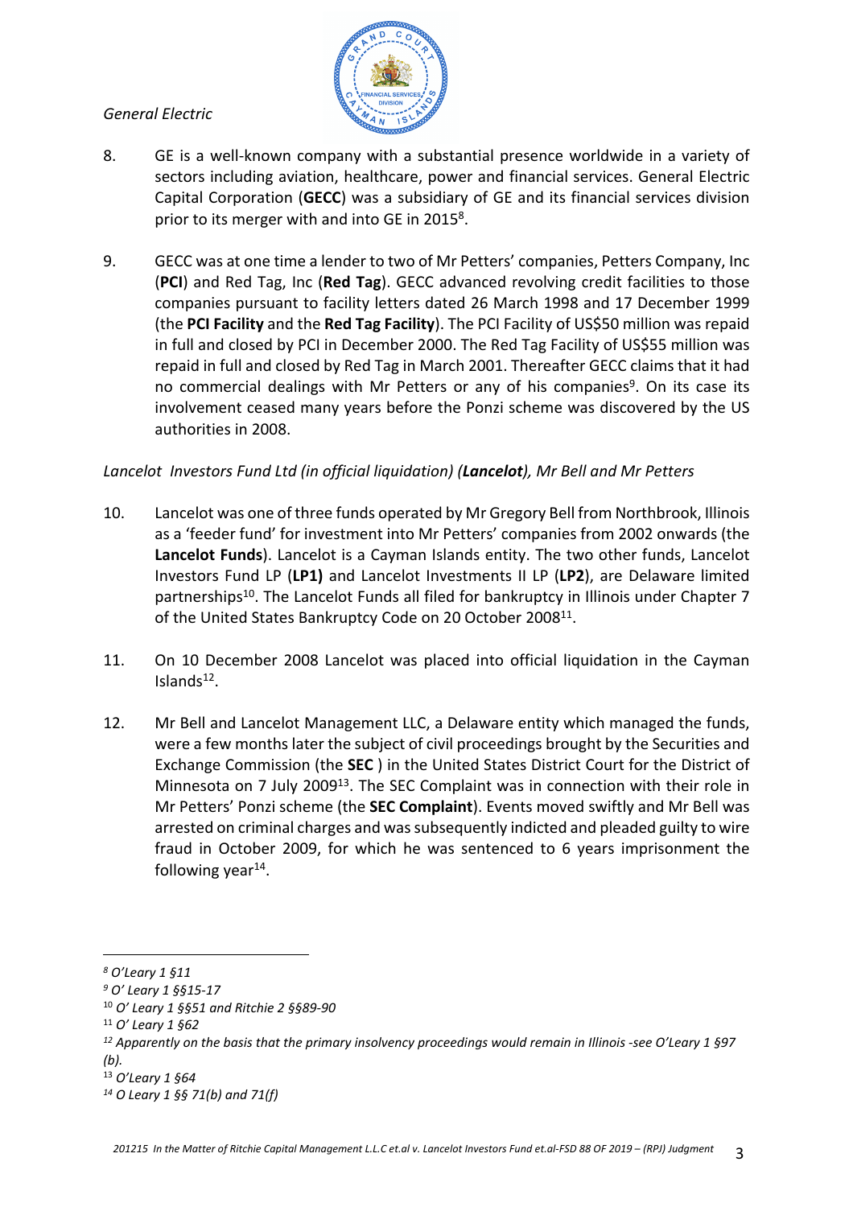*General Electric*

8. GE is a well-known company with a substantial presence worldwide in a variety of sectors including aviation, healthcare, power and financial services. General Electric Capital Corporation (**GECC**) was a subsidiary of GE and its financial services division prior to its merger with and into GE in 2015[8].

9. GECC was at one time a lender to two of Mr Petters' companies, Petters Company, Inc (**PCI**) and Red Tag, Inc (**Red Tag**). GECC advanced revolving credit facilities to those companies pursuant to facility letters dated 26 March 1998 and 17 December 1999 (the **PCI Facility** and the **Red Tag Facility**). The PCI Facility of US$50 million was repaid in full and closed by PCI in December 2000. The Red Tag Facility of US$55 million was repaid in full and closed by Red Tag in March 2001. Thereafter GECC claims that it had no commercial dealings with Mr Petters or any of his companies[9]. On its case its involvement ceased many years before the Ponzi scheme was discovered by the US authorities in 2008.

*Lancelot Investors Fund Ltd (in official liquidation) (**Lancelot**), Mr Bell and Mr Petters*

10. Lancelot was one of three funds operated by Mr Gregory Bell from Northbrook, Illinois as a 'feeder fund' for investment into Mr Petters' companies from 2002 onwards (the **Lancelot Funds**). Lancelot is a Cayman Islands entity. The two other funds, Lancelot Investors Fund LP (**LP1)** and Lancelot Investments II LP (**LP2**), are Delaware limited partnerships[10]. The Lancelot Funds all filed for bankruptcy in Illinois under Chapter 7 of the United States Bankruptcy Code on 20 October 2008[11].

11. On 10 December 2008 Lancelot was placed into official liquidation in the Cayman Islands[12].

12. Mr Bell and Lancelot Management LLC, a Delaware entity which managed the funds, were a few months later the subject of civil proceedings brought by the Securities and Exchange Commission (the **SEC** ) in the United States District Court for the District of Minnesota on 7 July 2009[13]. The SEC Complaint was in connection with their role in Mr Petters' Ponzi scheme (the **SEC Complaint**). Events moved swiftly and Mr Bell was arrested on criminal charges and was subsequently indicted and pleaded guilty to wire fraud in October 2009, for which he was sentenced to 6 years imprisonment the following year[14].

---

*[8] O'Leary 1 §11*
*[9] O' Leary 1 §§15-17*
*[10] O' Leary 1 §§51 and Ritchie 2 §§89-90*
*[11] O' Leary 1 §62*
*[12] Apparently on the basis that the primary insolvency proceedings would remain in Illinois -see O'Leary 1 §97 (b).*
*[13] O'Leary 1 §64*
*[14] O Leary 1 §§ 71(b) and 71(f)*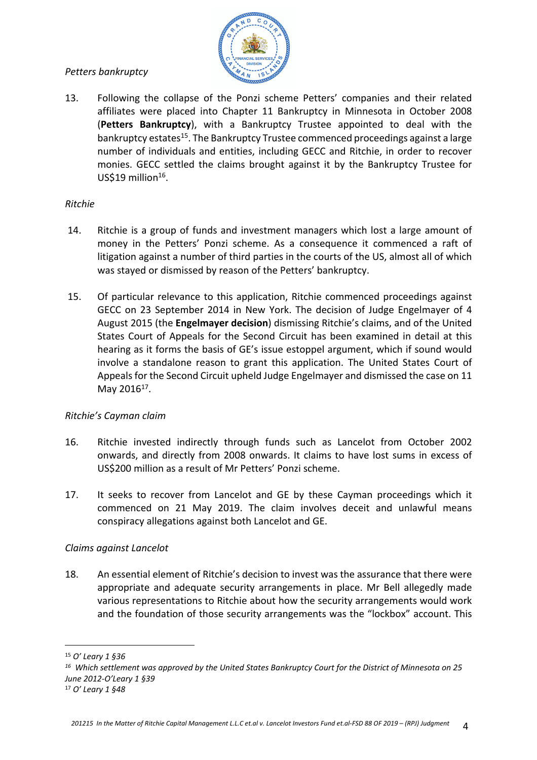*Petters bankruptcy*

13. Following the collapse of the Ponzi scheme Petters' companies and their related affiliates were placed into Chapter 11 Bankruptcy in Minnesota in October 2008 (**Petters Bankruptcy**), with a Bankruptcy Trustee appointed to deal with the bankruptcy estates[15]. The Bankruptcy Trustee commenced proceedings against a large number of individuals and entities, including GECC and Ritchie, in order to recover monies. GECC settled the claims brought against it by the Bankruptcy Trustee for US$19 million[16].

*Ritchie*

14. Ritchie is a group of funds and investment managers which lost a large amount of money in the Petters' Ponzi scheme. As a consequence it commenced a raft of litigation against a number of third parties in the courts of the US, almost all of which was stayed or dismissed by reason of the Petters' bankruptcy.

15. Of particular relevance to this application, Ritchie commenced proceedings against GECC on 23 September 2014 in New York. The decision of Judge Engelmayer of 4 August 2015 (the **Engelmayer decision**) dismissing Ritchie's claims, and of the United States Court of Appeals for the Second Circuit has been examined in detail at this hearing as it forms the basis of GE's issue estoppel argument, which if sound would involve a standalone reason to grant this application. The United States Court of Appeals for the Second Circuit upheld Judge Engelmayer and dismissed the case on 11 May 2016[17].

*Ritchie's Cayman claim*

16. Ritchie invested indirectly through funds such as Lancelot from October 2002 onwards, and directly from 2008 onwards. It claims to have lost sums in excess of US$200 million as a result of Mr Petters' Ponzi scheme.

17. It seeks to recover from Lancelot and GE by these Cayman proceedings which it commenced on 21 May 2019. The claim involves deceit and unlawful means conspiracy allegations against both Lancelot and GE.

*Claims against Lancelot*

18. An essential element of Ritchie's decision to invest was the assurance that there were appropriate and adequate security arrangements in place. Mr Bell allegedly made various representations to Ritchie about how the security arrangements would work and the foundation of those security arrangements was the "lockbox" account. This

---

[15] *O' Leary 1 §36*

[16] *Which settlement was approved by the United States Bankruptcy Court for the District of Minnesota on 25 June 2012-O'Leary 1 §39*

[17] *O' Leary 1 §48*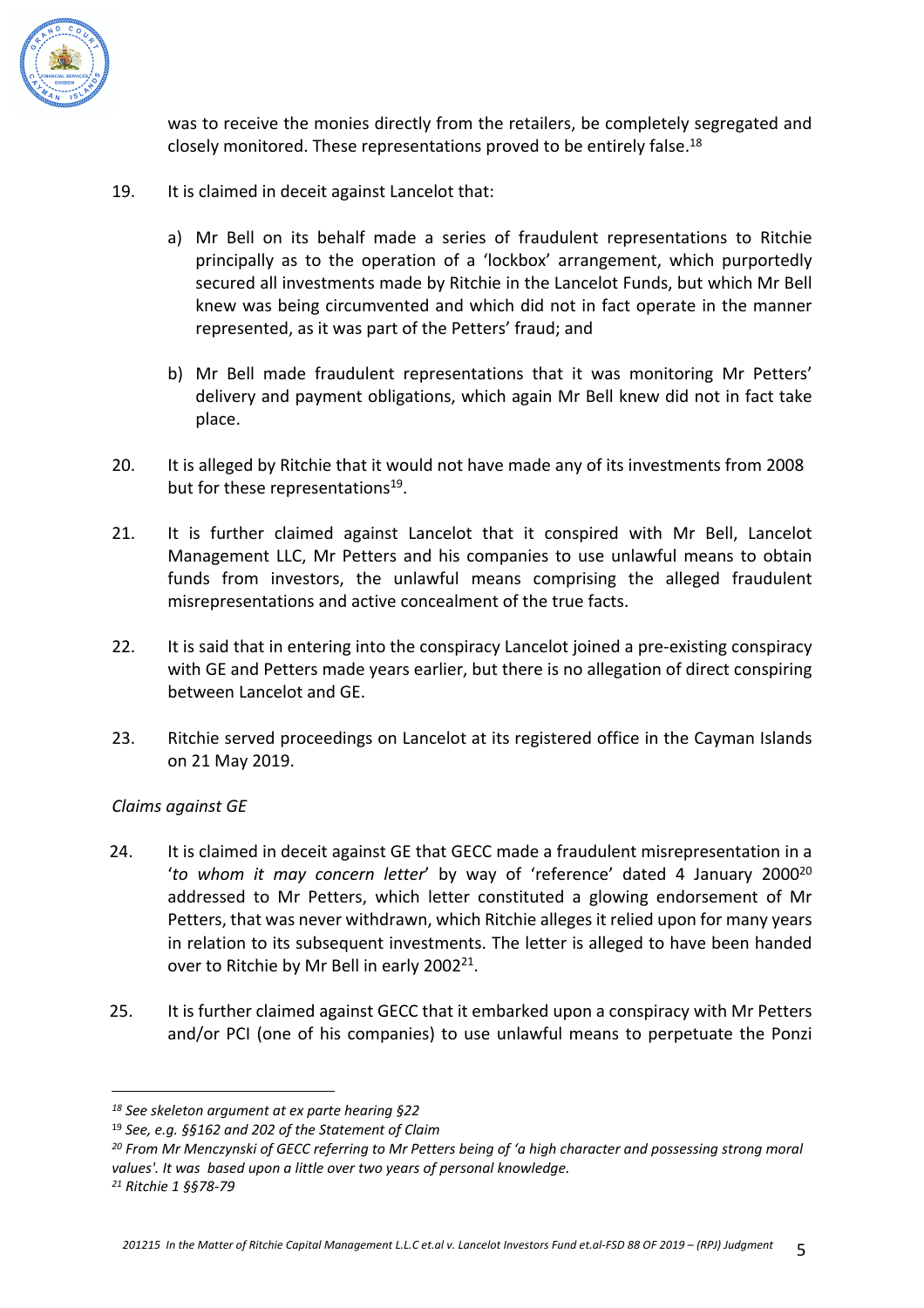was to receive the monies directly from the retailers, be completely segregated and closely monitored. These representations proved to be entirely false.[18]

19. It is claimed in deceit against Lancelot that:

    a) Mr Bell on its behalf made a series of fraudulent representations to Ritchie principally as to the operation of a 'lockbox' arrangement, which purportedly secured all investments made by Ritchie in the Lancelot Funds, but which Mr Bell knew was being circumvented and which did not in fact operate in the manner represented, as it was part of the Petters' fraud; and

    b) Mr Bell made fraudulent representations that it was monitoring Mr Petters' delivery and payment obligations, which again Mr Bell knew did not in fact take place.

20. It is alleged by Ritchie that it would not have made any of its investments from 2008 but for these representations[19].

21. It is further claimed against Lancelot that it conspired with Mr Bell, Lancelot Management LLC, Mr Petters and his companies to use unlawful means to obtain funds from investors, the unlawful means comprising the alleged fraudulent misrepresentations and active concealment of the true facts.

22. It is said that in entering into the conspiracy Lancelot joined a pre-existing conspiracy with GE and Petters made years earlier, but there is no allegation of direct conspiring between Lancelot and GE.

23. Ritchie served proceedings on Lancelot at its registered office in the Cayman Islands on 21 May 2019.

*Claims against GE*

24. It is claimed in deceit against GE that GECC made a fraudulent misrepresentation in a '*to whom it may concern letter*' by way of 'reference' dated 4 January 2000[20] addressed to Mr Petters, which letter constituted a glowing endorsement of Mr Petters, that was never withdrawn, which Ritchie alleges it relied upon for many years in relation to its subsequent investments. The letter is alleged to have been handed over to Ritchie by Mr Bell in early 2002[21].

25. It is further claimed against GECC that it embarked upon a conspiracy with Mr Petters and/or PCI (one of his companies) to use unlawful means to perpetuate the Ponzi

---

[18] *See skeleton argument at ex parte hearing §22*

[19] *See, e.g. §§162 and 202 of the Statement of Claim*

[20] *From Mr Menczynski of GECC referring to Mr Petters being of 'a high character and possessing strong moral values'. It was based upon a little over two years of personal knowledge.*

[21] *Ritchie 1 §§78-79*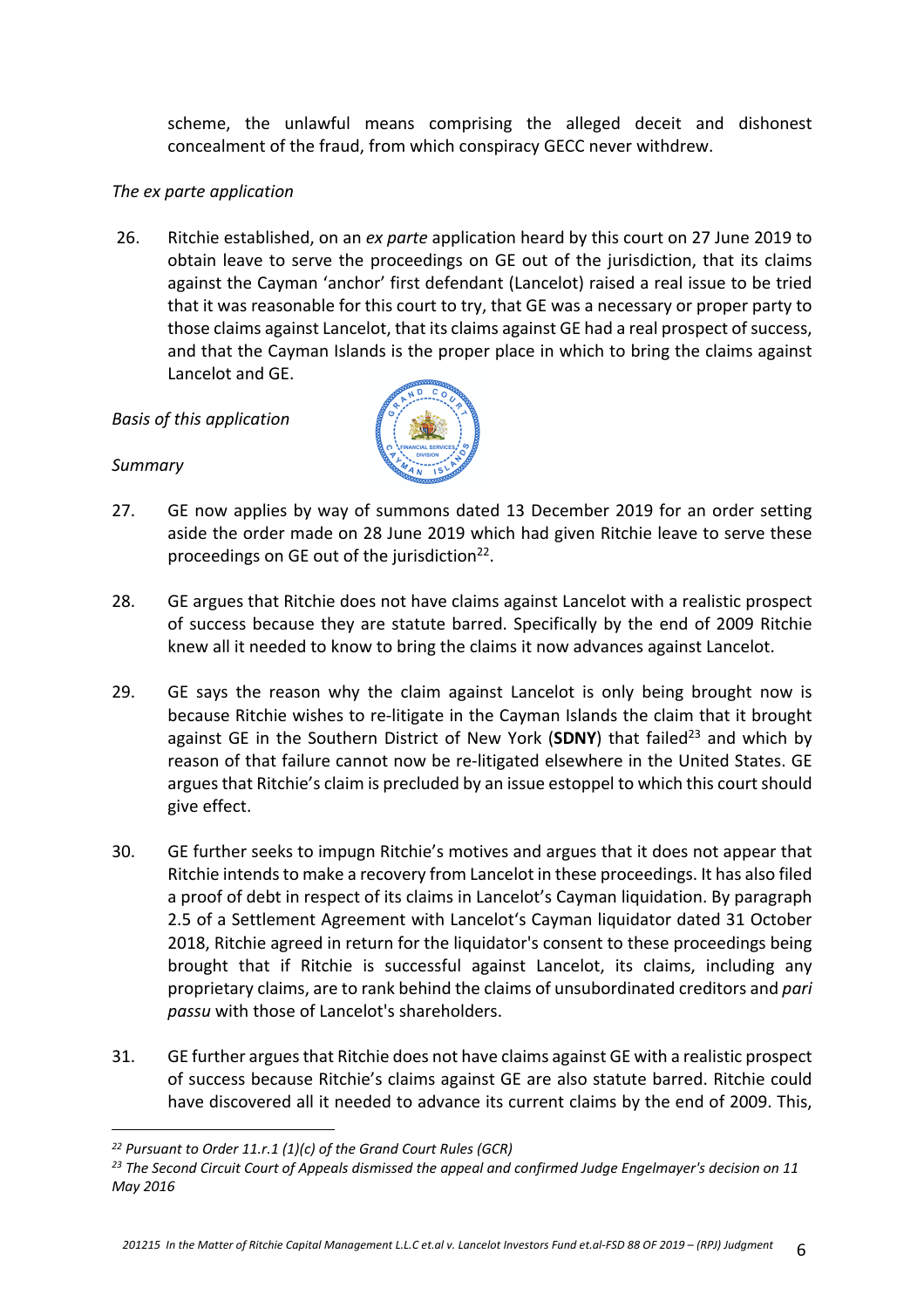scheme, the unlawful means comprising the alleged deceit and dishonest concealment of the fraud, from which conspiracy GECC never withdrew.

*The ex parte application*

26. Ritchie established, on an *ex parte* application heard by this court on 27 June 2019 to obtain leave to serve the proceedings on GE out of the jurisdiction, that its claims against the Cayman 'anchor' first defendant (Lancelot) raised a real issue to be tried that it was reasonable for this court to try, that GE was a necessary or proper party to those claims against Lancelot, that its claims against GE had a real prospect of success, and that the Cayman Islands is the proper place in which to bring the claims against Lancelot and GE.

*Basis of this application*

*Summary*

27. GE now applies by way of summons dated 13 December 2019 for an order setting aside the order made on 28 June 2019 which had given Ritchie leave to serve these proceedings on GE out of the jurisdiction[22].

28. GE argues that Ritchie does not have claims against Lancelot with a realistic prospect of success because they are statute barred. Specifically by the end of 2009 Ritchie knew all it needed to know to bring the claims it now advances against Lancelot.

29. GE says the reason why the claim against Lancelot is only being brought now is because Ritchie wishes to re-litigate in the Cayman Islands the claim that it brought against GE in the Southern District of New York (**SDNY**) that failed[23] and which by reason of that failure cannot now be re-litigated elsewhere in the United States. GE argues that Ritchie's claim is precluded by an issue estoppel to which this court should give effect.

30. GE further seeks to impugn Ritchie's motives and argues that it does not appear that Ritchie intends to make a recovery from Lancelot in these proceedings. It has also filed a proof of debt in respect of its claims in Lancelot's Cayman liquidation. By paragraph 2.5 of a Settlement Agreement with Lancelot's Cayman liquidator dated 31 October 2018, Ritchie agreed in return for the liquidator's consent to these proceedings being brought that if Ritchie is successful against Lancelot, its claims, including any proprietary claims, are to rank behind the claims of unsubordinated creditors and *pari passu* with those of Lancelot's shareholders.

31. GE further argues that Ritchie does not have claims against GE with a realistic prospect of success because Ritchie's claims against GE are also statute barred. Ritchie could have discovered all it needed to advance its current claims by the end of 2009. This,

---

*[22] Pursuant to Order 11.r.1 (1)(c) of the Grand Court Rules (GCR)*

*[23] The Second Circuit Court of Appeals dismissed the appeal and confirmed Judge Engelmayer's decision on 11 May 2016*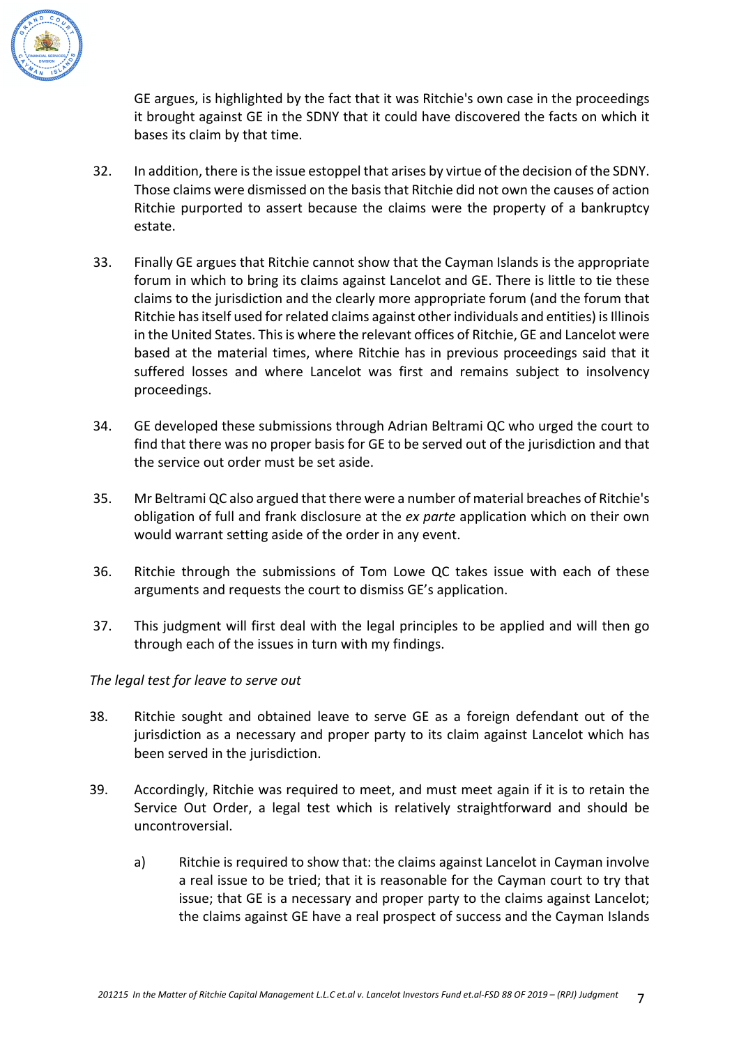GE argues, is highlighted by the fact that it was Ritchie's own case in the proceedings it brought against GE in the SDNY that it could have discovered the facts on which it bases its claim by that time.

32. In addition, there is the issue estoppel that arises by virtue of the decision of the SDNY. Those claims were dismissed on the basis that Ritchie did not own the causes of action Ritchie purported to assert because the claims were the property of a bankruptcy estate.

33. Finally GE argues that Ritchie cannot show that the Cayman Islands is the appropriate forum in which to bring its claims against Lancelot and GE. There is little to tie these claims to the jurisdiction and the clearly more appropriate forum (and the forum that Ritchie has itself used for related claims against other individuals and entities) is Illinois in the United States. This is where the relevant offices of Ritchie, GE and Lancelot were based at the material times, where Ritchie has in previous proceedings said that it suffered losses and where Lancelot was first and remains subject to insolvency proceedings.

34. GE developed these submissions through Adrian Beltrami QC who urged the court to find that there was no proper basis for GE to be served out of the jurisdiction and that the service out order must be set aside.

35. Mr Beltrami QC also argued that there were a number of material breaches of Ritchie's obligation of full and frank disclosure at the *ex parte* application which on their own would warrant setting aside of the order in any event.

36. Ritchie through the submissions of Tom Lowe QC takes issue with each of these arguments and requests the court to dismiss GE's application.

37. This judgment will first deal with the legal principles to be applied and will then go through each of the issues in turn with my findings.

*The legal test for leave to serve out*

38. Ritchie sought and obtained leave to serve GE as a foreign defendant out of the jurisdiction as a necessary and proper party to its claim against Lancelot which has been served in the jurisdiction.

39. Accordingly, Ritchie was required to meet, and must meet again if it is to retain the Service Out Order, a legal test which is relatively straightforward and should be uncontroversial.

   a) Ritchie is required to show that: the claims against Lancelot in Cayman involve a real issue to be tried; that it is reasonable for the Cayman court to try that issue; that GE is a necessary and proper party to the claims against Lancelot; the claims against GE have a real prospect of success and the Cayman Islands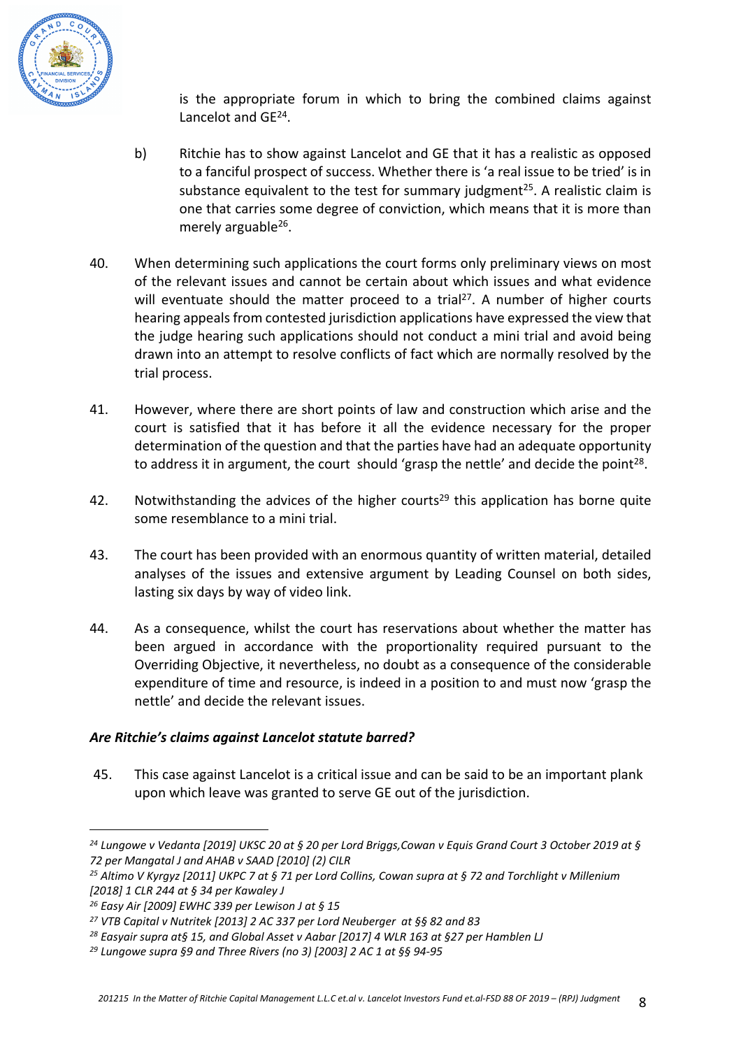is the appropriate forum in which to bring the combined claims against Lancelot and GE[24].

b) Ritchie has to show against Lancelot and GE that it has a realistic as opposed to a fanciful prospect of success. Whether there is 'a real issue to be tried' is in substance equivalent to the test for summary judgment[25]. A realistic claim is one that carries some degree of conviction, which means that it is more than merely arguable[26].

40. When determining such applications the court forms only preliminary views on most of the relevant issues and cannot be certain about which issues and what evidence will eventuate should the matter proceed to a trial[27]. A number of higher courts hearing appeals from contested jurisdiction applications have expressed the view that the judge hearing such applications should not conduct a mini trial and avoid being drawn into an attempt to resolve conflicts of fact which are normally resolved by the trial process.

41. However, where there are short points of law and construction which arise and the court is satisfied that it has before it all the evidence necessary for the proper determination of the question and that the parties have had an adequate opportunity to address it in argument, the court should 'grasp the nettle' and decide the point[28].

42. Notwithstanding the advices of the higher courts[29] this application has borne quite some resemblance to a mini trial.

43. The court has been provided with an enormous quantity of written material, detailed analyses of the issues and extensive argument by Leading Counsel on both sides, lasting six days by way of video link.

44. As a consequence, whilst the court has reservations about whether the matter has been argued in accordance with the proportionality required pursuant to the Overriding Objective, it nevertheless, no doubt as a consequence of the considerable expenditure of time and resource, is indeed in a position to and must now 'grasp the nettle' and decide the relevant issues.

***Are Ritchie's claims against Lancelot statute barred?***

45. This case against Lancelot is a critical issue and can be said to be an important plank upon which leave was granted to serve GE out of the jurisdiction.

---

[24] *Lungowe v Vedanta [2019] UKSC 20 at § 20 per Lord Briggs,Cowan v Equis Grand Court 3 October 2019 at § 72 per Mangatal J and AHAB v SAAD [2010] (2) CILR*

[25] *Altimo V Kyrgyz [2011] UKPC 7 at § 71 per Lord Collins, Cowan supra at § 72 and Torchlight v Millenium [2018] 1 CLR 244 at § 34 per Kawaley J*

[26] *Easy Air [2009] EWHC 339 per Lewison J at § 15*

[27] *VTB Capital v Nutritek [2013] 2 AC 337 per Lord Neuberger at §§ 82 and 83*

[28] *Easyair supra at§ 15, and Global Asset v Aabar [2017] 4 WLR 163 at §27 per Hamblen LJ*

[29] *Lungowe supra §9 and Three Rivers (no 3) [2003] 2 AC 1 at §§ 94-95*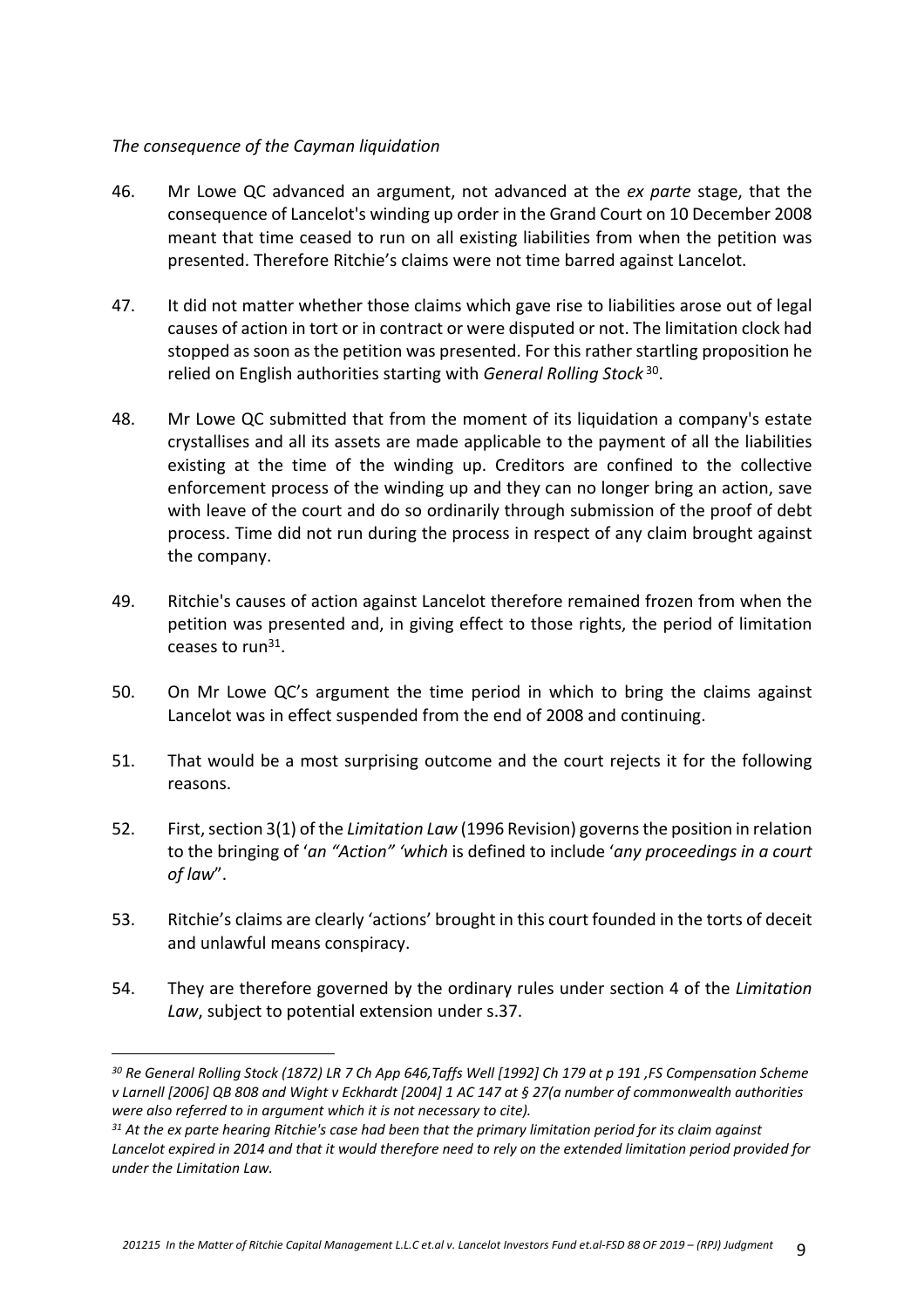*The consequence of the Cayman liquidation*

46. Mr Lowe QC advanced an argument, not advanced at the *ex parte* stage, that the consequence of Lancelot's winding up order in the Grand Court on 10 December 2008 meant that time ceased to run on all existing liabilities from when the petition was presented. Therefore Ritchie's claims were not time barred against Lancelot.

47. It did not matter whether those claims which gave rise to liabilities arose out of legal causes of action in tort or in contract or were disputed or not. The limitation clock had stopped as soon as the petition was presented. For this rather startling proposition he relied on English authorities starting with *General Rolling Stock*[30].

48. Mr Lowe QC submitted that from the moment of its liquidation a company's estate crystallises and all its assets are made applicable to the payment of all the liabilities existing at the time of the winding up. Creditors are confined to the collective enforcement process of the winding up and they can no longer bring an action, save with leave of the court and do so ordinarily through submission of the proof of debt process. Time did not run during the process in respect of any claim brought against the company.

49. Ritchie's causes of action against Lancelot therefore remained frozen from when the petition was presented and, in giving effect to those rights, the period of limitation ceases to run[31].

50. On Mr Lowe QC's argument the time period in which to bring the claims against Lancelot was in effect suspended from the end of 2008 and continuing.

51. That would be a most surprising outcome and the court rejects it for the following reasons.

52. First, section 3(1) of the *Limitation Law* (1996 Revision) governs the position in relation to the bringing of '*an "Action" 'which* is defined to include '*any proceedings in a court of law*".

53. Ritchie's claims are clearly 'actions' brought in this court founded in the torts of deceit and unlawful means conspiracy.

54. They are therefore governed by the ordinary rules under section 4 of the *Limitation Law*, subject to potential extension under s.37.

---

*[30] Re General Rolling Stock (1872) LR 7 Ch App 646,Taffs Well [1992] Ch 179 at p 191 ,FS Compensation Scheme v Larnell [2006] QB 808 and Wight v Eckhardt [2004] 1 AC 147 at § 27(a number of commonwealth authorities were also referred to in argument which it is not necessary to cite).*

*[31] At the ex parte hearing Ritchie's case had been that the primary limitation period for its claim against Lancelot expired in 2014 and that it would therefore need to rely on the extended limitation period provided for under the Limitation Law.*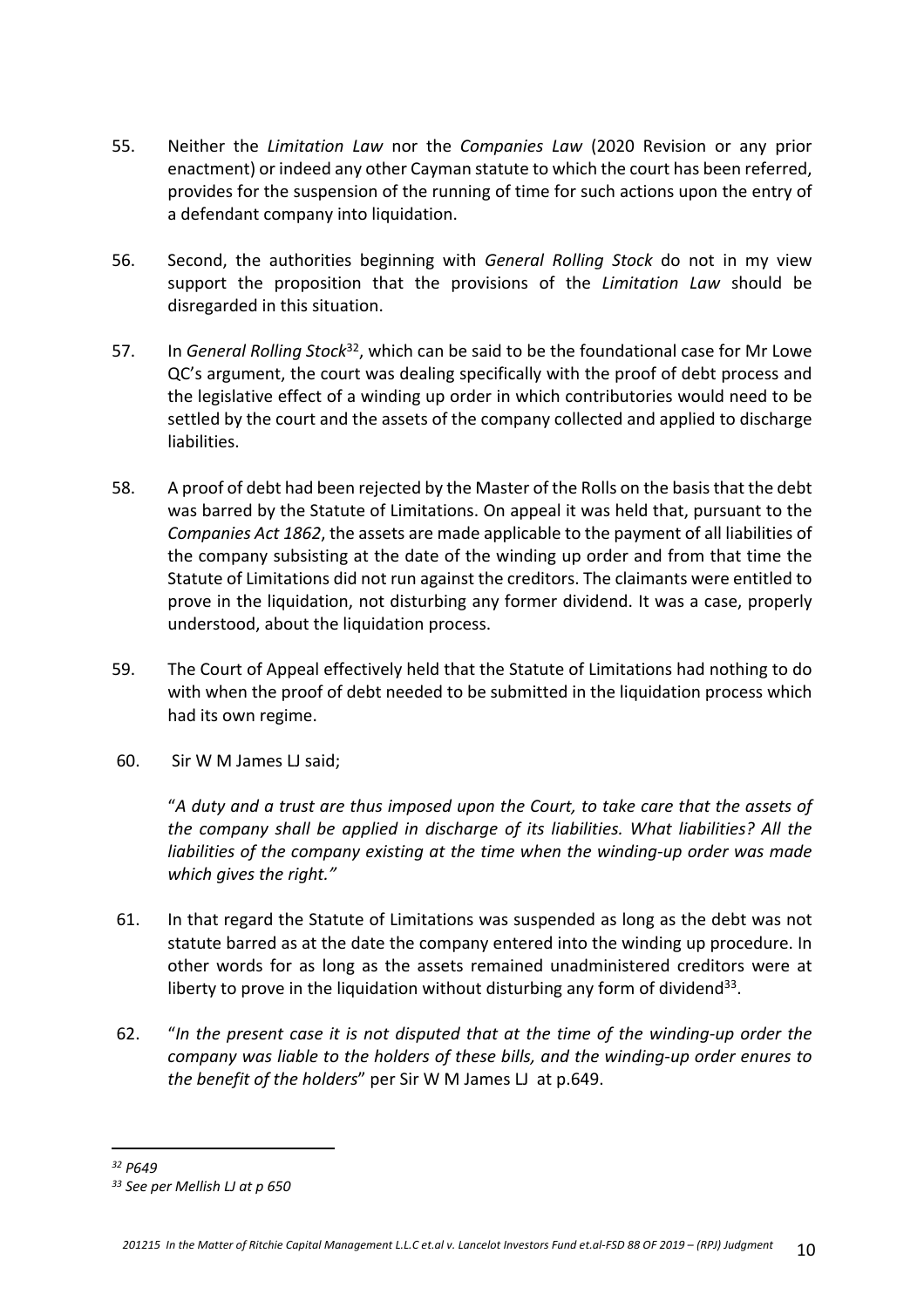55. Neither the *Limitation Law* nor the *Companies Law* (2020 Revision or any prior enactment) or indeed any other Cayman statute to which the court has been referred, provides for the suspension of the running of time for such actions upon the entry of a defendant company into liquidation.

56. Second, the authorities beginning with *General Rolling Stock* do not in my view support the proposition that the provisions of the *Limitation Law* should be disregarded in this situation.

57. In *General Rolling Stock*[32], which can be said to be the foundational case for Mr Lowe QC's argument, the court was dealing specifically with the proof of debt process and the legislative effect of a winding up order in which contributories would need to be settled by the court and the assets of the company collected and applied to discharge liabilities.

58. A proof of debt had been rejected by the Master of the Rolls on the basis that the debt was barred by the Statute of Limitations. On appeal it was held that, pursuant to the *Companies Act 1862*, the assets are made applicable to the payment of all liabilities of the company subsisting at the date of the winding up order and from that time the Statute of Limitations did not run against the creditors. The claimants were entitled to prove in the liquidation, not disturbing any former dividend. It was a case, properly understood, about the liquidation process.

59. The Court of Appeal effectively held that the Statute of Limitations had nothing to do with when the proof of debt needed to be submitted in the liquidation process which had its own regime.

60. Sir W M James LJ said;

"*A duty and a trust are thus imposed upon the Court, to take care that the assets of the company shall be applied in discharge of its liabilities. What liabilities? All the liabilities of the company existing at the time when the winding-up order was made which gives the right.*"

61. In that regard the Statute of Limitations was suspended as long as the debt was not statute barred as at the date the company entered into the winding up procedure. In other words for as long as the assets remained unadministered creditors were at liberty to prove in the liquidation without disturbing any form of dividend[33].

62. "*In the present case it is not disputed that at the time of the winding-up order the company was liable to the holders of these bills, and the winding-up order enures to the benefit of the holders*" per Sir W M James LJ at p.649.

---

[32] *P649*

[33] *See per Mellish LJ at p 650*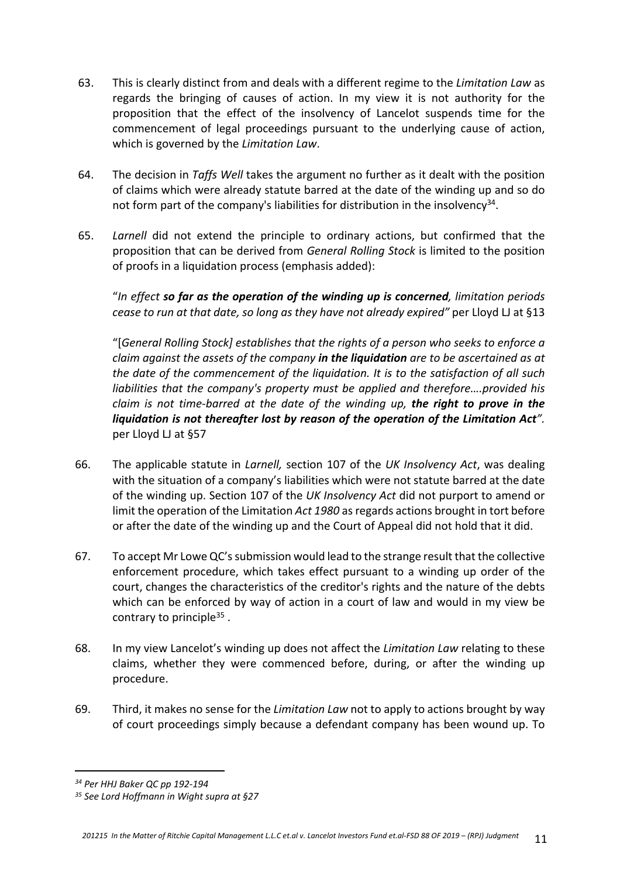63. This is clearly distinct from and deals with a different regime to the *Limitation Law* as regards the bringing of causes of action. In my view it is not authority for the proposition that the effect of the insolvency of Lancelot suspends time for the commencement of legal proceedings pursuant to the underlying cause of action, which is governed by the *Limitation Law*.

64. The decision in *Taffs Well* takes the argument no further as it dealt with the position of claims which were already statute barred at the date of the winding up and so do not form part of the company's liabilities for distribution in the insolvency[34].

65. *Larnell* did not extend the principle to ordinary actions, but confirmed that the proposition that can be derived from *General Rolling Stock* is limited to the position of proofs in a liquidation process (emphasis added):

"*In effect **so far as the operation of the winding up is concerned**, limitation periods cease to run at that date, so long as they have not already expired"* per Lloyd LJ at §13

"[*General Rolling Stock] establishes that the rights of a person who seeks to enforce a claim against the assets of the company **in the liquidation** are to be ascertained as at the date of the commencement of the liquidation. It is to the satisfaction of all such liabilities that the company's property must be applied and therefore….provided his claim is not time-barred at the date of the winding up, **the right to prove in the liquidation is not thereafter lost by reason of the operation of the Limitation Act**".* per Lloyd LJ at §57

66. The applicable statute in *Larnell,* section 107 of the *UK Insolvency Act*, was dealing with the situation of a company's liabilities which were not statute barred at the date of the winding up. Section 107 of the *UK Insolvency Act* did not purport to amend or limit the operation of the Limitation *Act 1980* as regards actions brought in tort before or after the date of the winding up and the Court of Appeal did not hold that it did.

67. To accept Mr Lowe QC's submission would lead to the strange result that the collective enforcement procedure, which takes effect pursuant to a winding up order of the court, changes the characteristics of the creditor's rights and the nature of the debts which can be enforced by way of action in a court of law and would in my view be contrary to principle[35] .

68. In my view Lancelot's winding up does not affect the *Limitation Law* relating to these claims, whether they were commenced before, during, or after the winding up procedure.

69. Third, it makes no sense for the *Limitation Law* not to apply to actions brought by way of court proceedings simply because a defendant company has been wound up. To

---

[34] *Per HHJ Baker QC pp 192-194*

[35] *See Lord Hoffmann in Wight supra at §27*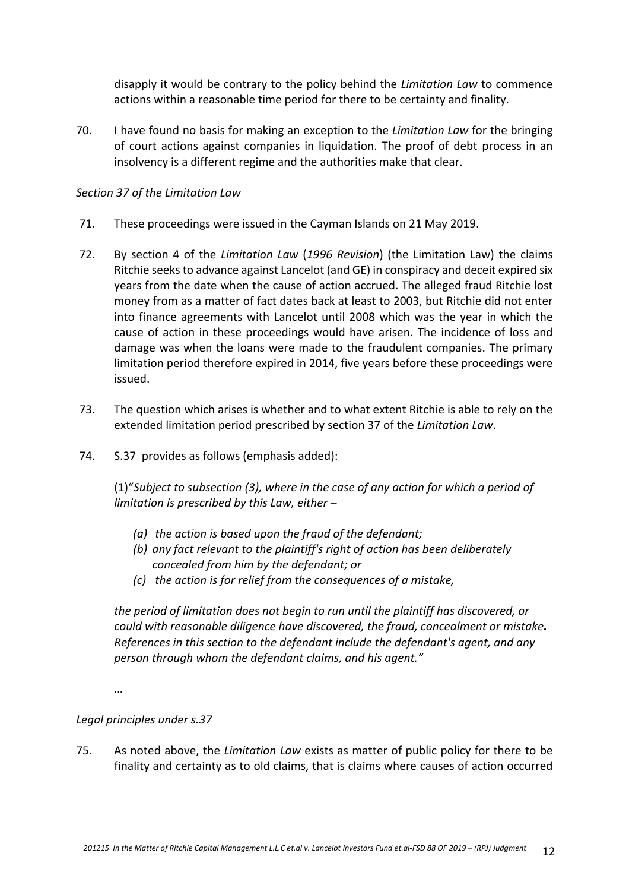disapply it would be contrary to the policy behind the *Limitation Law* to commence actions within a reasonable time period for there to be certainty and finality.

70. I have found no basis for making an exception to the *Limitation Law* for the bringing of court actions against companies in liquidation. The proof of debt process in an insolvency is a different regime and the authorities make that clear.

*Section 37 of the Limitation Law*

71. These proceedings were issued in the Cayman Islands on 21 May 2019.

72. By section 4 of the *Limitation Law* (*1996 Revision*) (the Limitation Law) the claims Ritchie seeks to advance against Lancelot (and GE) in conspiracy and deceit expired six years from the date when the cause of action accrued. The alleged fraud Ritchie lost money from as a matter of fact dates back at least to 2003, but Ritchie did not enter into finance agreements with Lancelot until 2008 which was the year in which the cause of action in these proceedings would have arisen. The incidence of loss and damage was when the loans were made to the fraudulent companies. The primary limitation period therefore expired in 2014, five years before these proceedings were issued.

73. The question which arises is whether and to what extent Ritchie is able to rely on the extended limitation period prescribed by section 37 of the *Limitation Law*.

74. S.37 provides as follows (emphasis added):

(1)"*Subject to subsection (3), where in the case of any action for which a period of limitation is prescribed by this Law, either –*

- *(a) the action is based upon the fraud of the defendant;*
- *(b) any fact relevant to the plaintiff's right of action has been deliberately concealed from him by the defendant; or*
- *(c) the action is for relief from the consequences of a mistake,*

*the period of limitation does not begin to run until the plaintiff has discovered, or could with reasonable diligence have discovered, the fraud, concealment or mistake.* ***References in this section to the defendant include the defendant's agent, and any person through whom the defendant claims, and his agent."***

…

*Legal principles under s.37*

75. As noted above, the *Limitation Law* exists as matter of public policy for there to be finality and certainty as to old claims, that is claims where causes of action occurred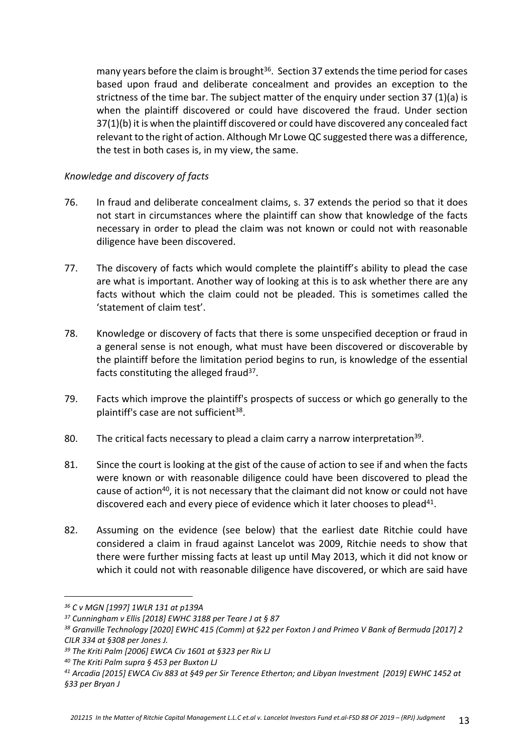many years before the claim is brought[36]. Section 37 extends the time period for cases based upon fraud and deliberate concealment and provides an exception to the strictness of the time bar. The subject matter of the enquiry under section 37 (1)(a) is when the plaintiff discovered or could have discovered the fraud. Under section 37(1)(b) it is when the plaintiff discovered or could have discovered any concealed fact relevant to the right of action. Although Mr Lowe QC suggested there was a difference, the test in both cases is, in my view, the same.

*Knowledge and discovery of facts*

76. In fraud and deliberate concealment claims, s. 37 extends the period so that it does not start in circumstances where the plaintiff can show that knowledge of the facts necessary in order to plead the claim was not known or could not with reasonable diligence have been discovered.

77. The discovery of facts which would complete the plaintiff's ability to plead the case are what is important. Another way of looking at this is to ask whether there are any facts without which the claim could not be pleaded. This is sometimes called the 'statement of claim test'.

78. Knowledge or discovery of facts that there is some unspecified deception or fraud in a general sense is not enough, what must have been discovered or discoverable by the plaintiff before the limitation period begins to run, is knowledge of the essential facts constituting the alleged fraud[37].

79. Facts which improve the plaintiff's prospects of success or which go generally to the plaintiff's case are not sufficient[38].

80. The critical facts necessary to plead a claim carry a narrow interpretation[39].

81. Since the court is looking at the gist of the cause of action to see if and when the facts were known or with reasonable diligence could have been discovered to plead the cause of action[40], it is not necessary that the claimant did not know or could not have discovered each and every piece of evidence which it later chooses to plead[41].

82. Assuming on the evidence (see below) that the earliest date Ritchie could have considered a claim in fraud against Lancelot was 2009, Ritchie needs to show that there were further missing facts at least up until May 2013, which it did not know or which it could not with reasonable diligence have discovered, or which are said have

---

[36] *C v MGN [1997] 1WLR 131 at p139A*

[37] *Cunningham v Ellis [2018] EWHC 3188 per Teare J at § 87*

[38] *Granville Technology [2020] EWHC 415 (Comm) at §22 per Foxton J and Primeo V Bank of Bermuda [2017] 2 CILR 334 at §308 per Jones J.*

[39] *The Kriti Palm [2006] EWCA Civ 1601 at §323 per Rix LJ*

[40] *The Kriti Palm supra § 453 per Buxton LJ*

[41] *Arcadia [2015] EWCA Civ 883 at §49 per Sir Terence Etherton; and Libyan Investment [2019] EWHC 1452 at §33 per Bryan J*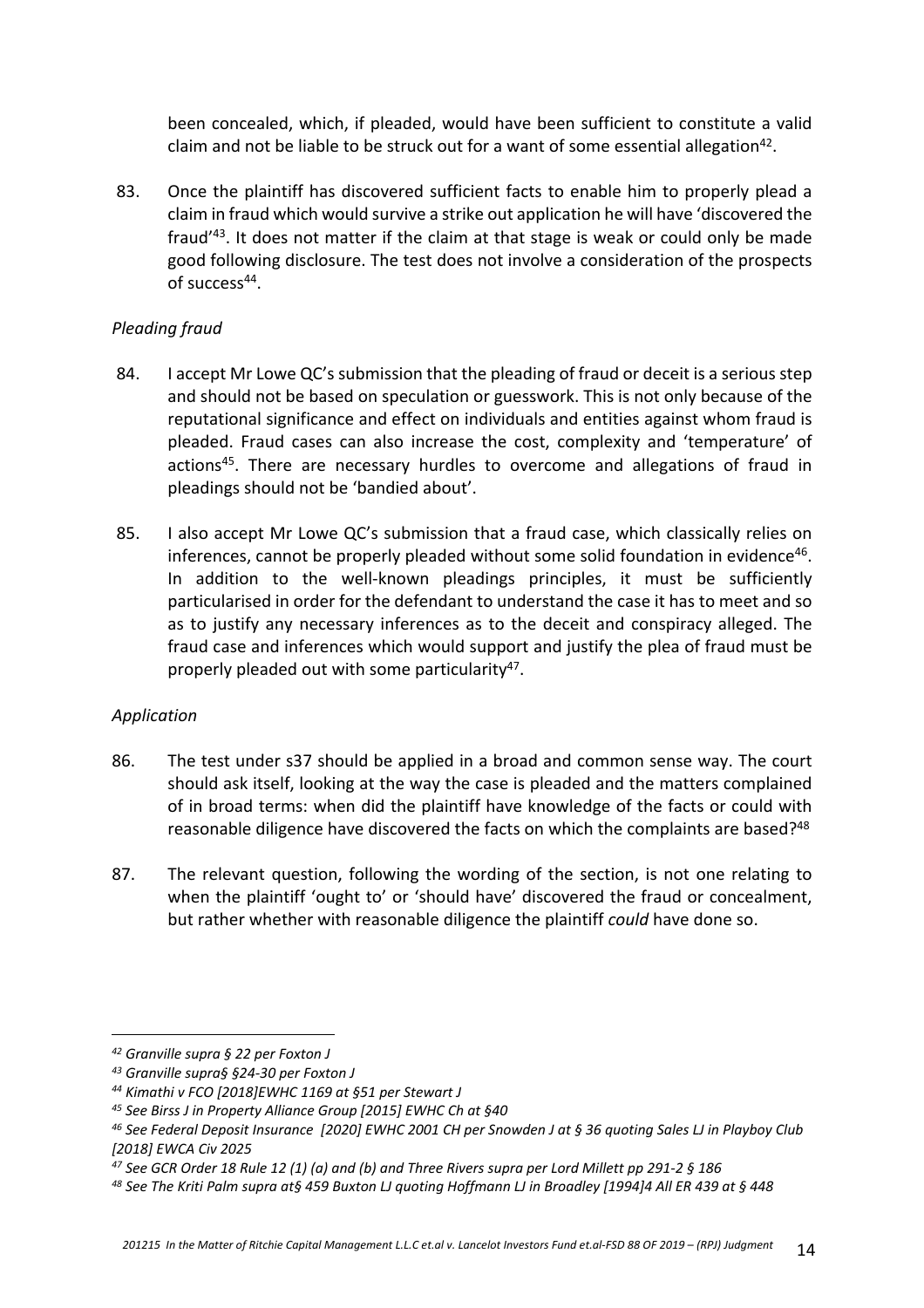been concealed, which, if pleaded, would have been sufficient to constitute a valid claim and not be liable to be struck out for a want of some essential allegation[42].

83. Once the plaintiff has discovered sufficient facts to enable him to properly plead a claim in fraud which would survive a strike out application he will have 'discovered the fraud'[43]. It does not matter if the claim at that stage is weak or could only be made good following disclosure. The test does not involve a consideration of the prospects of success[44].

*Pleading fraud*

84. I accept Mr Lowe QC's submission that the pleading of fraud or deceit is a serious step and should not be based on speculation or guesswork. This is not only because of the reputational significance and effect on individuals and entities against whom fraud is pleaded. Fraud cases can also increase the cost, complexity and 'temperature' of actions[45]. There are necessary hurdles to overcome and allegations of fraud in pleadings should not be 'bandied about'.

85. I also accept Mr Lowe QC's submission that a fraud case, which classically relies on inferences, cannot be properly pleaded without some solid foundation in evidence[46]. In addition to the well-known pleadings principles, it must be sufficiently particularised in order for the defendant to understand the case it has to meet and so as to justify any necessary inferences as to the deceit and conspiracy alleged. The fraud case and inferences which would support and justify the plea of fraud must be properly pleaded out with some particularity[47].

*Application*

86. The test under s37 should be applied in a broad and common sense way. The court should ask itself, looking at the way the case is pleaded and the matters complained of in broad terms: when did the plaintiff have knowledge of the facts or could with reasonable diligence have discovered the facts on which the complaints are based?[48]

87. The relevant question, following the wording of the section, is not one relating to when the plaintiff 'ought to' or 'should have' discovered the fraud or concealment, but rather whether with reasonable diligence the plaintiff *could* have done so.

---

[42] *Granville supra § 22 per Foxton J*

[43] *Granville supra§ §24-30 per Foxton J*

[44] *Kimathi v FCO [2018]EWHC 1169 at §51 per Stewart J*

[45] *See Birss J in Property Alliance Group [2015] EWHC Ch at §40*

[46] *See Federal Deposit Insurance [2020] EWHC 2001 CH per Snowden J at § 36 quoting Sales LJ in Playboy Club [2018] EWCA Civ 2025*

[47] *See GCR Order 18 Rule 12 (1) (a) and (b) and Three Rivers supra per Lord Millett pp 291-2 § 186*

[48] *See The Kriti Palm supra at§ 459 Buxton LJ quoting Hoffmann LJ in Broadley [1994]4 All ER 439 at § 448*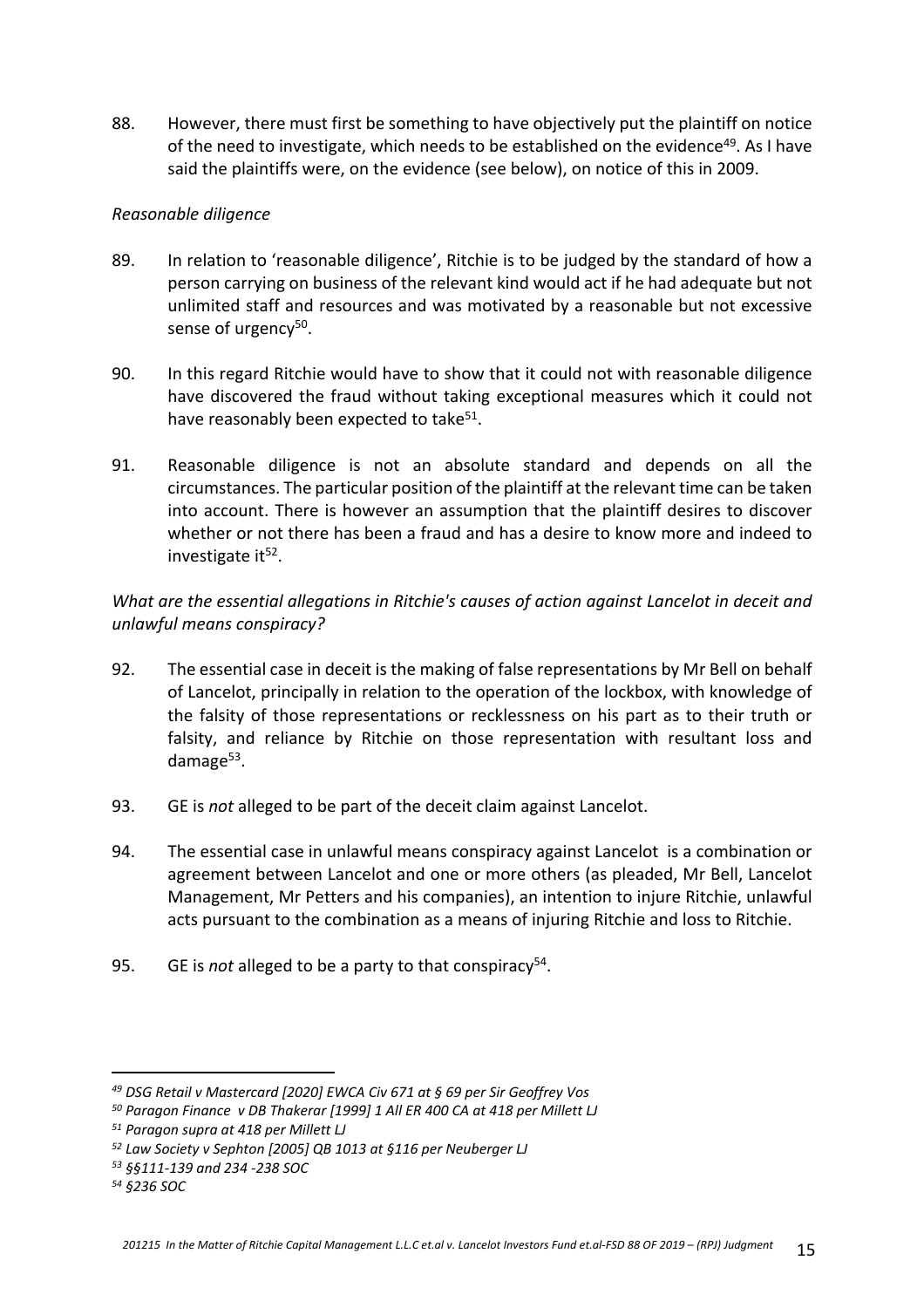88. However, there must first be something to have objectively put the plaintiff on notice of the need to investigate, which needs to be established on the evidence[49]. As I have said the plaintiffs were, on the evidence (see below), on notice of this in 2009.

*Reasonable diligence*

89. In relation to 'reasonable diligence', Ritchie is to be judged by the standard of how a person carrying on business of the relevant kind would act if he had adequate but not unlimited staff and resources and was motivated by a reasonable but not excessive sense of urgency[50].

90. In this regard Ritchie would have to show that it could not with reasonable diligence have discovered the fraud without taking exceptional measures which it could not have reasonably been expected to take[51].

91. Reasonable diligence is not an absolute standard and depends on all the circumstances. The particular position of the plaintiff at the relevant time can be taken into account. There is however an assumption that the plaintiff desires to discover whether or not there has been a fraud and has a desire to know more and indeed to investigate it[52].

*What are the essential allegations in Ritchie's causes of action against Lancelot in deceit and unlawful means conspiracy?*

92. The essential case in deceit is the making of false representations by Mr Bell on behalf of Lancelot, principally in relation to the operation of the lockbox, with knowledge of the falsity of those representations or recklessness on his part as to their truth or falsity, and reliance by Ritchie on those representation with resultant loss and damage[53].

93. GE is *not* alleged to be part of the deceit claim against Lancelot.

94. The essential case in unlawful means conspiracy against Lancelot is a combination or agreement between Lancelot and one or more others (as pleaded, Mr Bell, Lancelot Management, Mr Petters and his companies), an intention to injure Ritchie, unlawful acts pursuant to the combination as a means of injuring Ritchie and loss to Ritchie.

95. GE is *not* alleged to be a party to that conspiracy[54].

---

[49] *DSG Retail v Mastercard [2020] EWCA Civ 671 at § 69 per Sir Geoffrey Vos*

[50] *Paragon Finance v DB Thakerar [1999] 1 All ER 400 CA at 418 per Millett LJ*

[51] *Paragon supra at 418 per Millett LJ*

[52] *Law Society v Sephton [2005] QB 1013 at §116 per Neuberger LJ*

[53] *§§111-139 and 234 -238 SOC*

[54] *§236 SOC*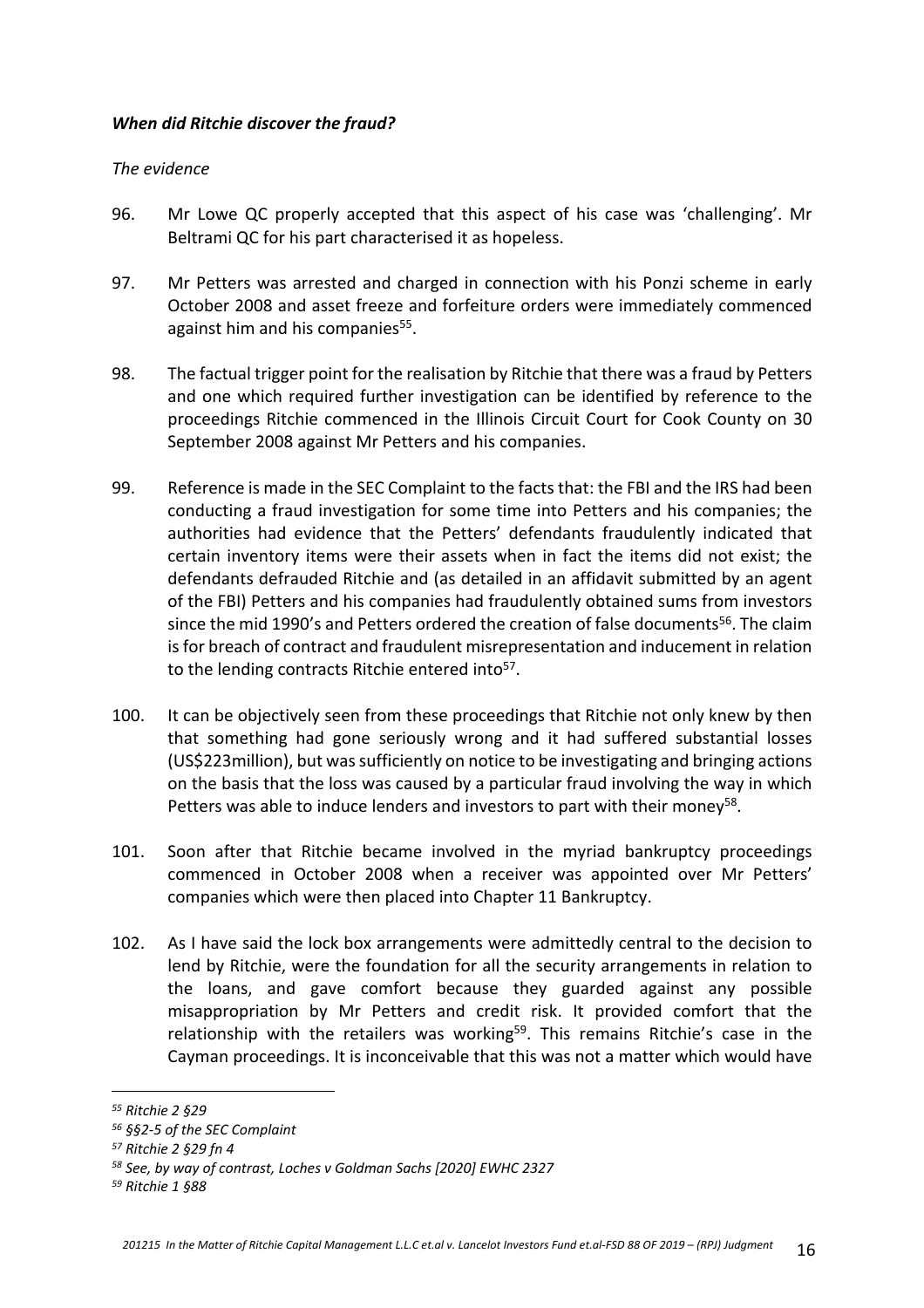***When did Ritchie discover the fraud?***

*The evidence*

96. Mr Lowe QC properly accepted that this aspect of his case was 'challenging'. Mr Beltrami QC for his part characterised it as hopeless.

97. Mr Petters was arrested and charged in connection with his Ponzi scheme in early October 2008 and asset freeze and forfeiture orders were immediately commenced against him and his companies[55].

98. The factual trigger point for the realisation by Ritchie that there was a fraud by Petters and one which required further investigation can be identified by reference to the proceedings Ritchie commenced in the Illinois Circuit Court for Cook County on 30 September 2008 against Mr Petters and his companies.

99. Reference is made in the SEC Complaint to the facts that: the FBI and the IRS had been conducting a fraud investigation for some time into Petters and his companies; the authorities had evidence that the Petters' defendants fraudulently indicated that certain inventory items were their assets when in fact the items did not exist; the defendants defrauded Ritchie and (as detailed in an affidavit submitted by an agent of the FBI) Petters and his companies had fraudulently obtained sums from investors since the mid 1990's and Petters ordered the creation of false documents[56]. The claim is for breach of contract and fraudulent misrepresentation and inducement in relation to the lending contracts Ritchie entered into[57].

100. It can be objectively seen from these proceedings that Ritchie not only knew by then that something had gone seriously wrong and it had suffered substantial losses (US$223million), but was sufficiently on notice to be investigating and bringing actions on the basis that the loss was caused by a particular fraud involving the way in which Petters was able to induce lenders and investors to part with their money[58].

101. Soon after that Ritchie became involved in the myriad bankruptcy proceedings commenced in October 2008 when a receiver was appointed over Mr Petters' companies which were then placed into Chapter 11 Bankruptcy.

102. As I have said the lock box arrangements were admittedly central to the decision to lend by Ritchie, were the foundation for all the security arrangements in relation to the loans, and gave comfort because they guarded against any possible misappropriation by Mr Petters and credit risk. It provided comfort that the relationship with the retailers was working[59]. This remains Ritchie's case in the Cayman proceedings. It is inconceivable that this was not a matter which would have

---

[55] *Ritchie 2 §29*

[56] *§§2-5 of the SEC Complaint*

[57] *Ritchie 2 §29 fn 4*

[58] *See, by way of contrast, Loches v Goldman Sachs [2020] EWHC 2327*

[59] *Ritchie 1 §88*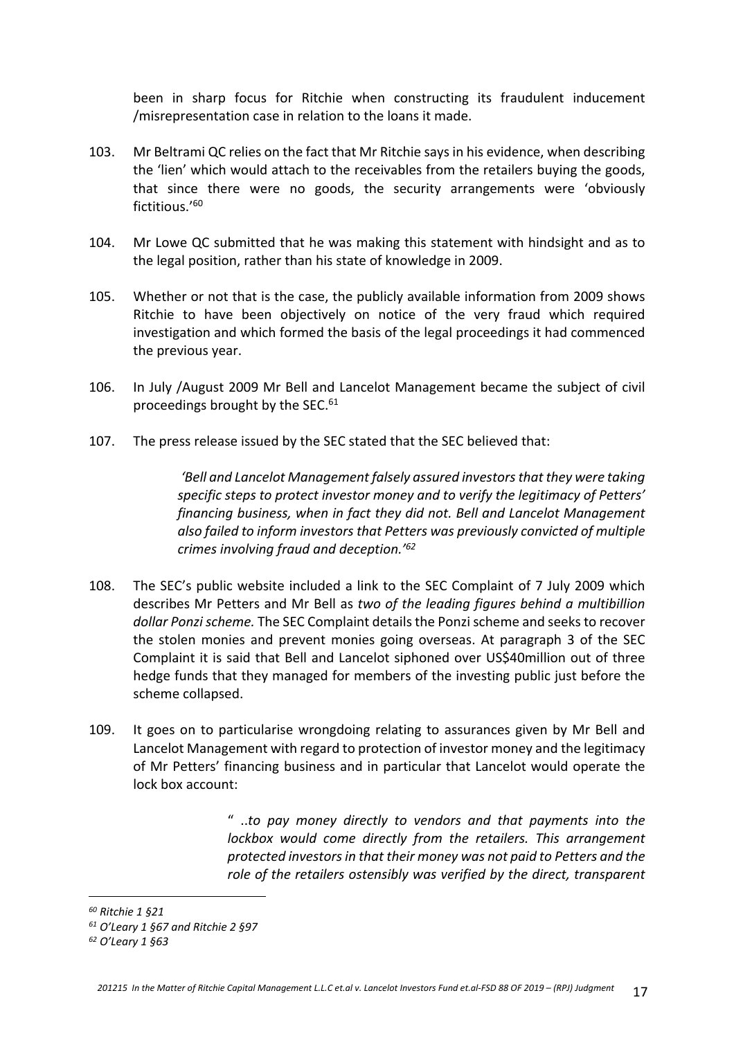been in sharp focus for Ritchie when constructing its fraudulent inducement /misrepresentation case in relation to the loans it made.

103. Mr Beltrami QC relies on the fact that Mr Ritchie says in his evidence, when describing the 'lien' which would attach to the receivables from the retailers buying the goods, that since there were no goods, the security arrangements were 'obviously fictitious.'[60]

104. Mr Lowe QC submitted that he was making this statement with hindsight and as to the legal position, rather than his state of knowledge in 2009.

105. Whether or not that is the case, the publicly available information from 2009 shows Ritchie to have been objectively on notice of the very fraud which required investigation and which formed the basis of the legal proceedings it had commenced the previous year.

106. In July /August 2009 Mr Bell and Lancelot Management became the subject of civil proceedings brought by the SEC.[61]

107. The press release issued by the SEC stated that the SEC believed that:

> *'Bell and Lancelot Management falsely assured investors that they were taking specific steps to protect investor money and to verify the legitimacy of Petters' financing business, when in fact they did not. Bell and Lancelot Management also failed to inform investors that Petters was previously convicted of multiple crimes involving fraud and deception.'*[62]

108. The SEC's public website included a link to the SEC Complaint of 7 July 2009 which describes Mr Petters and Mr Bell as *two of the leading figures behind a multibillion dollar Ponzi scheme.* The SEC Complaint details the Ponzi scheme and seeks to recover the stolen monies and prevent monies going overseas. At paragraph 3 of the SEC Complaint it is said that Bell and Lancelot siphoned over US$40million out of three hedge funds that they managed for members of the investing public just before the scheme collapsed.

109. It goes on to particularise wrongdoing relating to assurances given by Mr Bell and Lancelot Management with regard to protection of investor money and the legitimacy of Mr Petters' financing business and in particular that Lancelot would operate the lock box account:

> " *..to pay money directly to vendors and that payments into the lockbox would come directly from the retailers. This arrangement protected investors in that their money was not paid to Petters and the role of the retailers ostensibly was verified by the direct, transparent*

---

[60] *Ritchie 1 §21*

[61] *O'Leary 1 §67 and Ritchie 2 §97*

[62] *O'Leary 1 §63*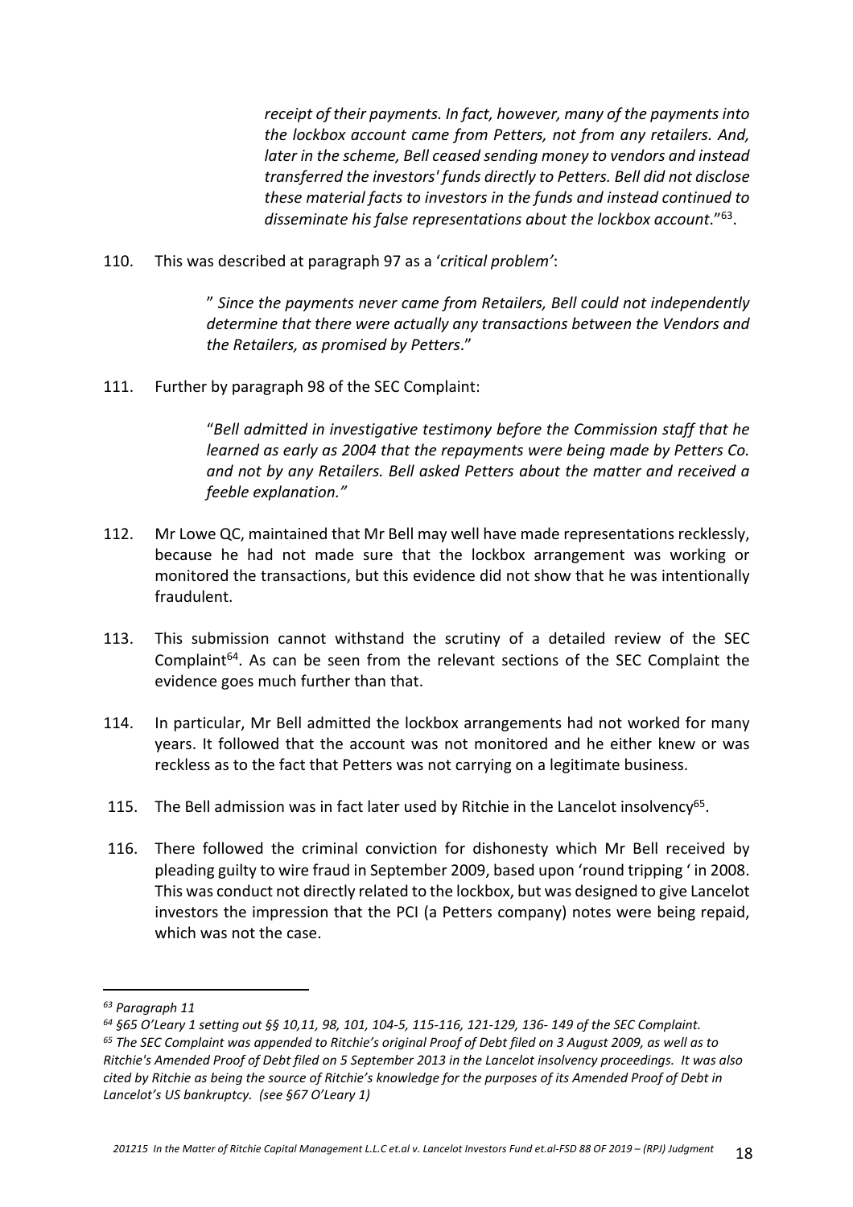> *receipt of their payments. In fact, however, many of the payments into the lockbox account came from Petters, not from any retailers. And, later in the scheme, Bell ceased sending money to vendors and instead transferred the investors' funds directly to Petters. Bell did not disclose these material facts to investors in the funds and instead continued to disseminate his false representations about the lockbox account*."[63].

110. This was described at paragraph 97 as a '*critical problem'*:

> " *Since the payments never came from Retailers, Bell could not independently determine that there were actually any transactions between the Vendors and the Retailers, as promised by Petters*."

111. Further by paragraph 98 of the SEC Complaint:

> "*Bell admitted in investigative testimony before the Commission staff that he learned as early as 2004 that the repayments were being made by Petters Co. and not by any Retailers. Bell asked Petters about the matter and received a feeble explanation."*

112. Mr Lowe QC, maintained that Mr Bell may well have made representations recklessly, because he had not made sure that the lockbox arrangement was working or monitored the transactions, but this evidence did not show that he was intentionally fraudulent.

113. This submission cannot withstand the scrutiny of a detailed review of the SEC Complaint[64]. As can be seen from the relevant sections of the SEC Complaint the evidence goes much further than that.

114. In particular, Mr Bell admitted the lockbox arrangements had not worked for many years. It followed that the account was not monitored and he either knew or was reckless as to the fact that Petters was not carrying on a legitimate business.

115. The Bell admission was in fact later used by Ritchie in the Lancelot insolvency[65].

116. There followed the criminal conviction for dishonesty which Mr Bell received by pleading guilty to wire fraud in September 2009, based upon 'round tripping ' in 2008. This was conduct not directly related to the lockbox, but was designed to give Lancelot investors the impression that the PCI (a Petters company) notes were being repaid, which was not the case.

---

*[63] Paragraph 11*

*[64] §65 O'Leary 1 setting out §§ 10,11, 98, 101, 104-5, 115-116, 121-129, 136- 149 of the SEC Complaint.*

*[65] The SEC Complaint was appended to Ritchie's original Proof of Debt filed on 3 August 2009, as well as to Ritchie's Amended Proof of Debt filed on 5 September 2013 in the Lancelot insolvency proceedings. It was also cited by Ritchie as being the source of Ritchie's knowledge for the purposes of its Amended Proof of Debt in Lancelot's US bankruptcy. (see §67 O'Leary 1)*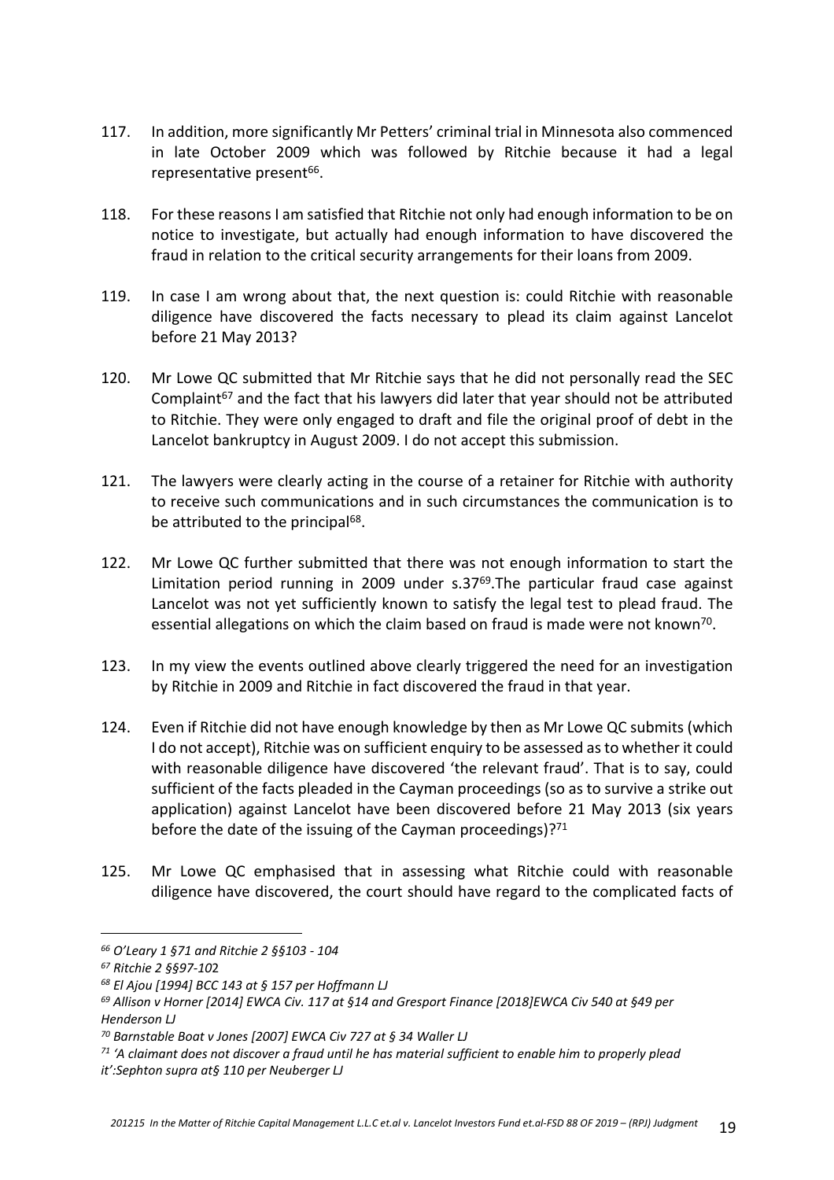117. In addition, more significantly Mr Petters' criminal trial in Minnesota also commenced in late October 2009 which was followed by Ritchie because it had a legal representative present[66].

118. For these reasons I am satisfied that Ritchie not only had enough information to be on notice to investigate, but actually had enough information to have discovered the fraud in relation to the critical security arrangements for their loans from 2009.

119. In case I am wrong about that, the next question is: could Ritchie with reasonable diligence have discovered the facts necessary to plead its claim against Lancelot before 21 May 2013?

120. Mr Lowe QC submitted that Mr Ritchie says that he did not personally read the SEC Complaint[67] and the fact that his lawyers did later that year should not be attributed to Ritchie. They were only engaged to draft and file the original proof of debt in the Lancelot bankruptcy in August 2009. I do not accept this submission.

121. The lawyers were clearly acting in the course of a retainer for Ritchie with authority to receive such communications and in such circumstances the communication is to be attributed to the principal[68].

122. Mr Lowe QC further submitted that there was not enough information to start the Limitation period running in 2009 under s.37[69].The particular fraud case against Lancelot was not yet sufficiently known to satisfy the legal test to plead fraud. The essential allegations on which the claim based on fraud is made were not known[70].

123. In my view the events outlined above clearly triggered the need for an investigation by Ritchie in 2009 and Ritchie in fact discovered the fraud in that year.

124. Even if Ritchie did not have enough knowledge by then as Mr Lowe QC submits (which I do not accept), Ritchie was on sufficient enquiry to be assessed as to whether it could with reasonable diligence have discovered 'the relevant fraud'. That is to say, could sufficient of the facts pleaded in the Cayman proceedings (so as to survive a strike out application) against Lancelot have been discovered before 21 May 2013 (six years before the date of the issuing of the Cayman proceedings)?[71]

125. Mr Lowe QC emphasised that in assessing what Ritchie could with reasonable diligence have discovered, the court should have regard to the complicated facts of

---

[66] *O'Leary 1 §71 and Ritchie 2 §§103 - 104*

[67] *Ritchie 2 §§97-102*

[68] *El Ajou [1994] BCC 143 at § 157 per Hoffmann LJ*

[69] *Allison v Horner [2014] EWCA Civ. 117 at §14 and Gresport Finance [2018]EWCA Civ 540 at §49 per Henderson LJ*

[70] *Barnstable Boat v Jones [2007] EWCA Civ 727 at § 34 Waller LJ*

[71] *'A claimant does not discover a fraud until he has material sufficient to enable him to properly plead it':Sephton supra at§ 110 per Neuberger LJ*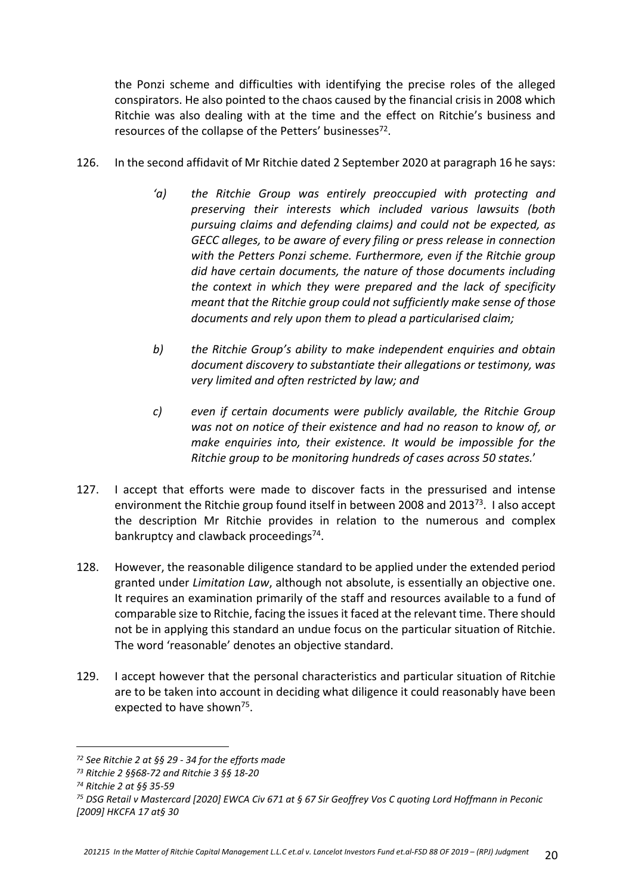the Ponzi scheme and difficulties with identifying the precise roles of the alleged conspirators. He also pointed to the chaos caused by the financial crisis in 2008 which Ritchie was also dealing with at the time and the effect on Ritchie's business and resources of the collapse of the Petters' businesses[72].

126. In the second affidavit of Mr Ritchie dated 2 September 2020 at paragraph 16 he says:

> *'a) the Ritchie Group was entirely preoccupied with protecting and preserving their interests which included various lawsuits (both pursuing claims and defending claims) and could not be expected, as GECC alleges, to be aware of every filing or press release in connection with the Petters Ponzi scheme. Furthermore, even if the Ritchie group did have certain documents, the nature of those documents including the context in which they were prepared and the lack of specificity meant that the Ritchie group could not sufficiently make sense of those documents and rely upon them to plead a particularised claim;*
>
> *b) the Ritchie Group's ability to make independent enquiries and obtain document discovery to substantiate their allegations or testimony, was very limited and often restricted by law; and*
>
> *c) even if certain documents were publicly available, the Ritchie Group was not on notice of their existence and had no reason to know of, or make enquiries into, their existence. It would be impossible for the Ritchie group to be monitoring hundreds of cases across 50 states.*'

127. I accept that efforts were made to discover facts in the pressurised and intense environment the Ritchie group found itself in between 2008 and 2013[73]. I also accept the description Mr Ritchie provides in relation to the numerous and complex bankruptcy and clawback proceedings[74].

128. However, the reasonable diligence standard to be applied under the extended period granted under *Limitation Law*, although not absolute, is essentially an objective one. It requires an examination primarily of the staff and resources available to a fund of comparable size to Ritchie, facing the issues it faced at the relevant time. There should not be in applying this standard an undue focus on the particular situation of Ritchie. The word 'reasonable' denotes an objective standard.

129. I accept however that the personal characteristics and particular situation of Ritchie are to be taken into account in deciding what diligence it could reasonably have been expected to have shown[75].

---

[72] *See Ritchie 2 at §§ 29 - 34 for the efforts made*

[73] *Ritchie 2 §§68-72 and Ritchie 3 §§ 18-20*

[74] *Ritchie 2 at §§ 35-59*

[75] *DSG Retail v Mastercard [2020] EWCA Civ 671 at § 67 Sir Geoffrey Vos C quoting Lord Hoffmann in Peconic [2009] HKCFA 17 at§ 30*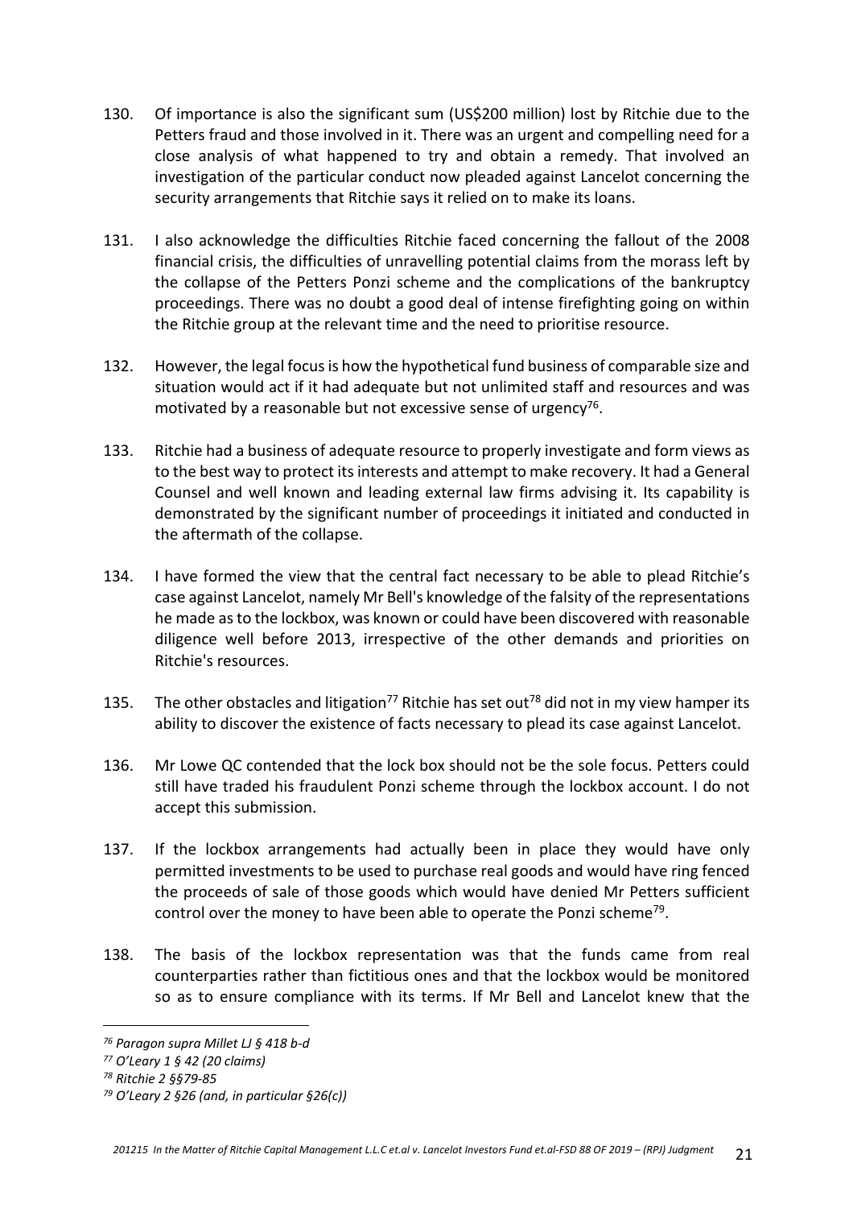130. Of importance is also the significant sum (US$200 million) lost by Ritchie due to the Petters fraud and those involved in it. There was an urgent and compelling need for a close analysis of what happened to try and obtain a remedy. That involved an investigation of the particular conduct now pleaded against Lancelot concerning the security arrangements that Ritchie says it relied on to make its loans.

131. I also acknowledge the difficulties Ritchie faced concerning the fallout of the 2008 financial crisis, the difficulties of unravelling potential claims from the morass left by the collapse of the Petters Ponzi scheme and the complications of the bankruptcy proceedings. There was no doubt a good deal of intense firefighting going on within the Ritchie group at the relevant time and the need to prioritise resource.

132. However, the legal focus is how the hypothetical fund business of comparable size and situation would act if it had adequate but not unlimited staff and resources and was motivated by a reasonable but not excessive sense of urgency[76].

133. Ritchie had a business of adequate resource to properly investigate and form views as to the best way to protect its interests and attempt to make recovery. It had a General Counsel and well known and leading external law firms advising it. Its capability is demonstrated by the significant number of proceedings it initiated and conducted in the aftermath of the collapse.

134. I have formed the view that the central fact necessary to be able to plead Ritchie's case against Lancelot, namely Mr Bell's knowledge of the falsity of the representations he made as to the lockbox, was known or could have been discovered with reasonable diligence well before 2013, irrespective of the other demands and priorities on Ritchie's resources.

135. The other obstacles and litigation[77] Ritchie has set out[78] did not in my view hamper its ability to discover the existence of facts necessary to plead its case against Lancelot.

136. Mr Lowe QC contended that the lock box should not be the sole focus. Petters could still have traded his fraudulent Ponzi scheme through the lockbox account. I do not accept this submission.

137. If the lockbox arrangements had actually been in place they would have only permitted investments to be used to purchase real goods and would have ring fenced the proceeds of sale of those goods which would have denied Mr Petters sufficient control over the money to have been able to operate the Ponzi scheme[79].

138. The basis of the lockbox representation was that the funds came from real counterparties rather than fictitious ones and that the lockbox would be monitored so as to ensure compliance with its terms. If Mr Bell and Lancelot knew that the

---

[76] *Paragon supra Millet LJ § 418 b-d*

[77] *O'Leary 1 § 42 (20 claims)*

[78] *Ritchie 2 §§79-85*

[79] *O'Leary 2 §26 (and, in particular §26(c))*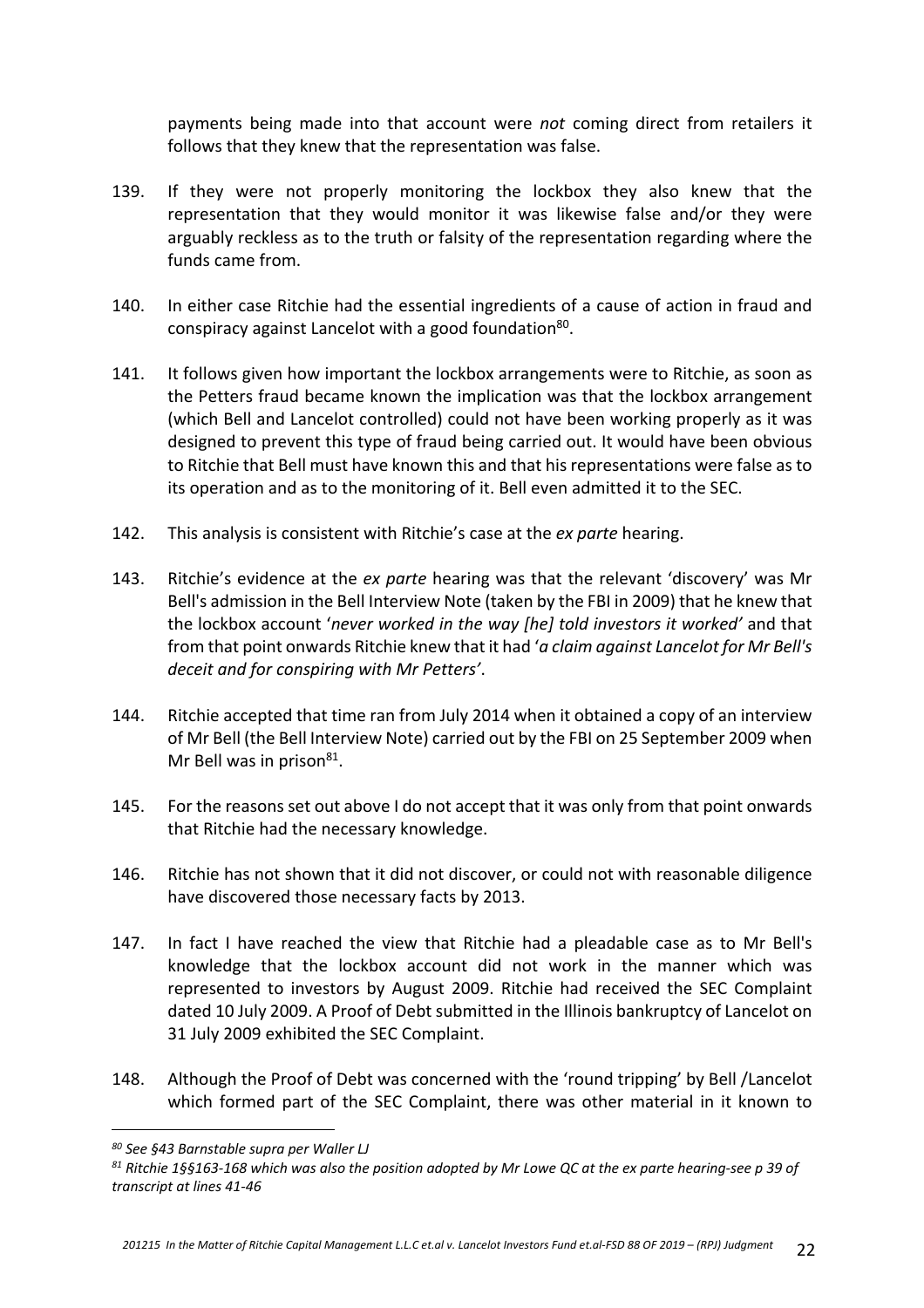payments being made into that account were *not* coming direct from retailers it follows that they knew that the representation was false.

139. If they were not properly monitoring the lockbox they also knew that the representation that they would monitor it was likewise false and/or they were arguably reckless as to the truth or falsity of the representation regarding where the funds came from.

140. In either case Ritchie had the essential ingredients of a cause of action in fraud and conspiracy against Lancelot with a good foundation[80].

141. It follows given how important the lockbox arrangements were to Ritchie, as soon as the Petters fraud became known the implication was that the lockbox arrangement (which Bell and Lancelot controlled) could not have been working properly as it was designed to prevent this type of fraud being carried out. It would have been obvious to Ritchie that Bell must have known this and that his representations were false as to its operation and as to the monitoring of it. Bell even admitted it to the SEC.

142. This analysis is consistent with Ritchie's case at the *ex parte* hearing.

143. Ritchie's evidence at the *ex parte* hearing was that the relevant 'discovery' was Mr Bell's admission in the Bell Interview Note (taken by the FBI in 2009) that he knew that the lockbox account '*never worked in the way [he] told investors it worked'* and that from that point onwards Ritchie knew that it had '*a claim against Lancelot for Mr Bell's deceit and for conspiring with Mr Petters'*.

144. Ritchie accepted that time ran from July 2014 when it obtained a copy of an interview of Mr Bell (the Bell Interview Note) carried out by the FBI on 25 September 2009 when Mr Bell was in prison[81].

145. For the reasons set out above I do not accept that it was only from that point onwards that Ritchie had the necessary knowledge.

146. Ritchie has not shown that it did not discover, or could not with reasonable diligence have discovered those necessary facts by 2013.

147. In fact I have reached the view that Ritchie had a pleadable case as to Mr Bell's knowledge that the lockbox account did not work in the manner which was represented to investors by August 2009. Ritchie had received the SEC Complaint dated 10 July 2009. A Proof of Debt submitted in the Illinois bankruptcy of Lancelot on 31 July 2009 exhibited the SEC Complaint.

148. Although the Proof of Debt was concerned with the 'round tripping' by Bell /Lancelot which formed part of the SEC Complaint, there was other material in it known to

---

*[80] See §43 Barnstable supra per Waller LJ*

*[81] Ritchie 1§§163-168 which was also the position adopted by Mr Lowe QC at the ex parte hearing-see p 39 of transcript at lines 41-46*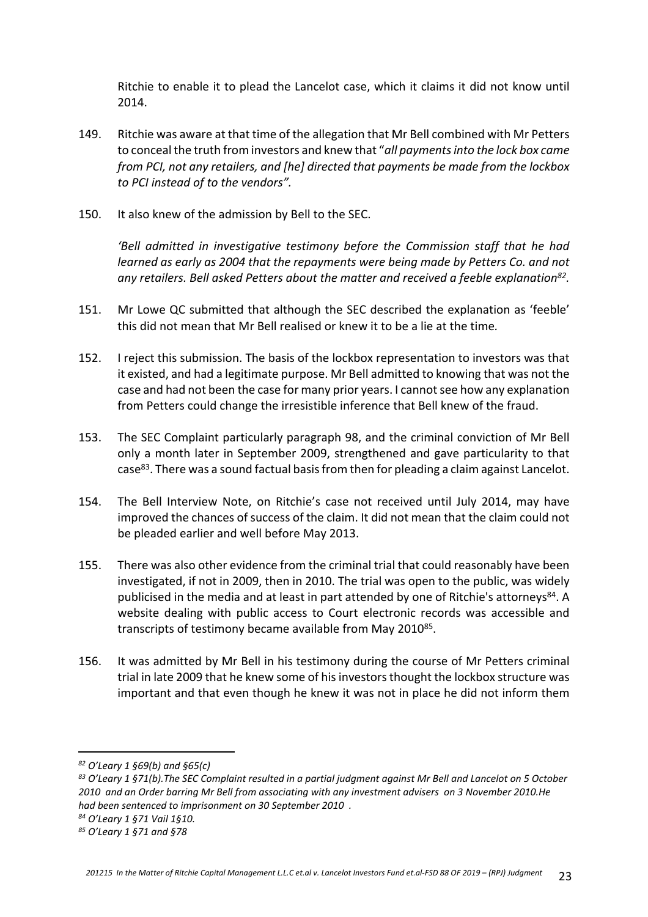Ritchie to enable it to plead the Lancelot case, which it claims it did not know until 2014.

149. Ritchie was aware at that time of the allegation that Mr Bell combined with Mr Petters to conceal the truth from investors and knew that "*all payments into the lock box came from PCI, not any retailers, and [he] directed that payments be made from the lockbox to PCI instead of to the vendors".*

150. It also knew of the admission by Bell to the SEC.

*'Bell admitted in investigative testimony before the Commission staff that he had learned as early as 2004 that the repayments were being made by Petters Co. and not any retailers. Bell asked Petters about the matter and received a feeble explanation*[82]*.*

151. Mr Lowe QC submitted that although the SEC described the explanation as 'feeble' this did not mean that Mr Bell realised or knew it to be a lie at the time*.*

152. I reject this submission. The basis of the lockbox representation to investors was that it existed, and had a legitimate purpose. Mr Bell admitted to knowing that was not the case and had not been the case for many prior years. I cannot see how any explanation from Petters could change the irresistible inference that Bell knew of the fraud.

153. The SEC Complaint particularly paragraph 98, and the criminal conviction of Mr Bell only a month later in September 2009, strengthened and gave particularity to that case[83]. There was a sound factual basis from then for pleading a claim against Lancelot.

154. The Bell Interview Note, on Ritchie's case not received until July 2014, may have improved the chances of success of the claim. It did not mean that the claim could not be pleaded earlier and well before May 2013.

155. There was also other evidence from the criminal trial that could reasonably have been investigated, if not in 2009, then in 2010. The trial was open to the public, was widely publicised in the media and at least in part attended by one of Ritchie's attorneys[84]. A website dealing with public access to Court electronic records was accessible and transcripts of testimony became available from May 2010[85].

156. It was admitted by Mr Bell in his testimony during the course of Mr Petters criminal trial in late 2009 that he knew some of his investors thought the lockbox structure was important and that even though he knew it was not in place he did not inform them

---

*[82] O'Leary 1 §69(b) and §65(c)*

*[83] O'Leary 1 §71(b).The SEC Complaint resulted in a partial judgment against Mr Bell and Lancelot on 5 October 2010 and an Order barring Mr Bell from associating with any investment advisers on 3 November 2010.He had been sentenced to imprisonment on 30 September 2010 .*

*[84] O'Leary 1 §71 Vail 1§10.*

*[85] O'Leary 1 §71 and §78*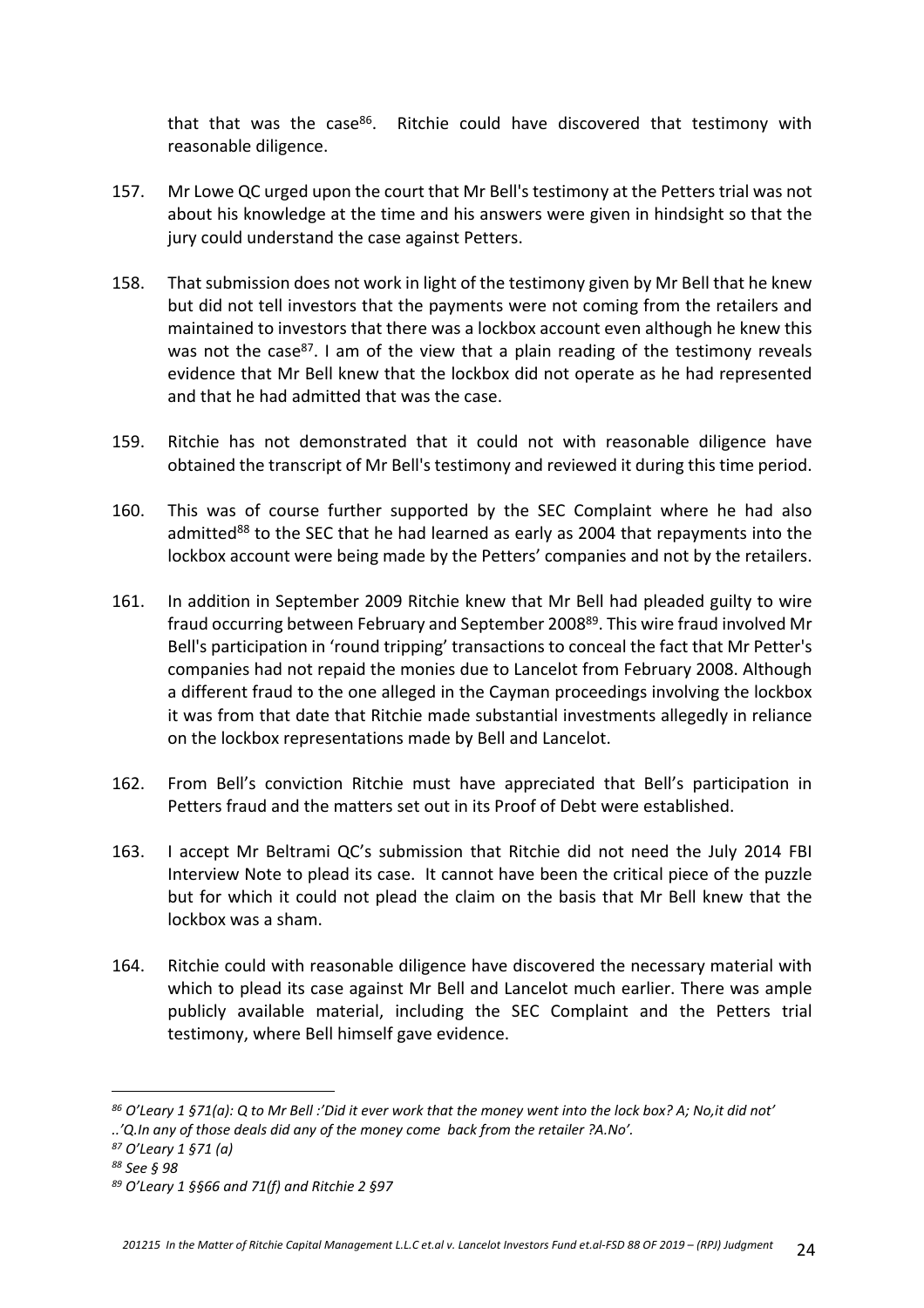that that was the case[86]. Ritchie could have discovered that testimony with reasonable diligence.

157. Mr Lowe QC urged upon the court that Mr Bell's testimony at the Petters trial was not about his knowledge at the time and his answers were given in hindsight so that the jury could understand the case against Petters.

158. That submission does not work in light of the testimony given by Mr Bell that he knew but did not tell investors that the payments were not coming from the retailers and maintained to investors that there was a lockbox account even although he knew this was not the case[87]. I am of the view that a plain reading of the testimony reveals evidence that Mr Bell knew that the lockbox did not operate as he had represented and that he had admitted that was the case.

159. Ritchie has not demonstrated that it could not with reasonable diligence have obtained the transcript of Mr Bell's testimony and reviewed it during this time period.

160. This was of course further supported by the SEC Complaint where he had also admitted[88] to the SEC that he had learned as early as 2004 that repayments into the lockbox account were being made by the Petters' companies and not by the retailers.

161. In addition in September 2009 Ritchie knew that Mr Bell had pleaded guilty to wire fraud occurring between February and September 2008[89]. This wire fraud involved Mr Bell's participation in 'round tripping' transactions to conceal the fact that Mr Petter's companies had not repaid the monies due to Lancelot from February 2008. Although a different fraud to the one alleged in the Cayman proceedings involving the lockbox it was from that date that Ritchie made substantial investments allegedly in reliance on the lockbox representations made by Bell and Lancelot.

162. From Bell's conviction Ritchie must have appreciated that Bell's participation in Petters fraud and the matters set out in its Proof of Debt were established.

163. I accept Mr Beltrami QC's submission that Ritchie did not need the July 2014 FBI Interview Note to plead its case. It cannot have been the critical piece of the puzzle but for which it could not plead the claim on the basis that Mr Bell knew that the lockbox was a sham.

164. Ritchie could with reasonable diligence have discovered the necessary material with which to plead its case against Mr Bell and Lancelot much earlier. There was ample publicly available material, including the SEC Complaint and the Petters trial testimony, where Bell himself gave evidence.

---

[86] *O'Leary 1 §71(a): Q to Mr Bell :'Did it ever work that the money went into the lock box? A; No,it did not' ..'Q.In any of those deals did any of the money come back from the retailer ?A.No'.*

[87] *O'Leary 1 §71 (a)*

[88] *See § 98*

[89] *O'Leary 1 §§66 and 71(f) and Ritchie 2 §97*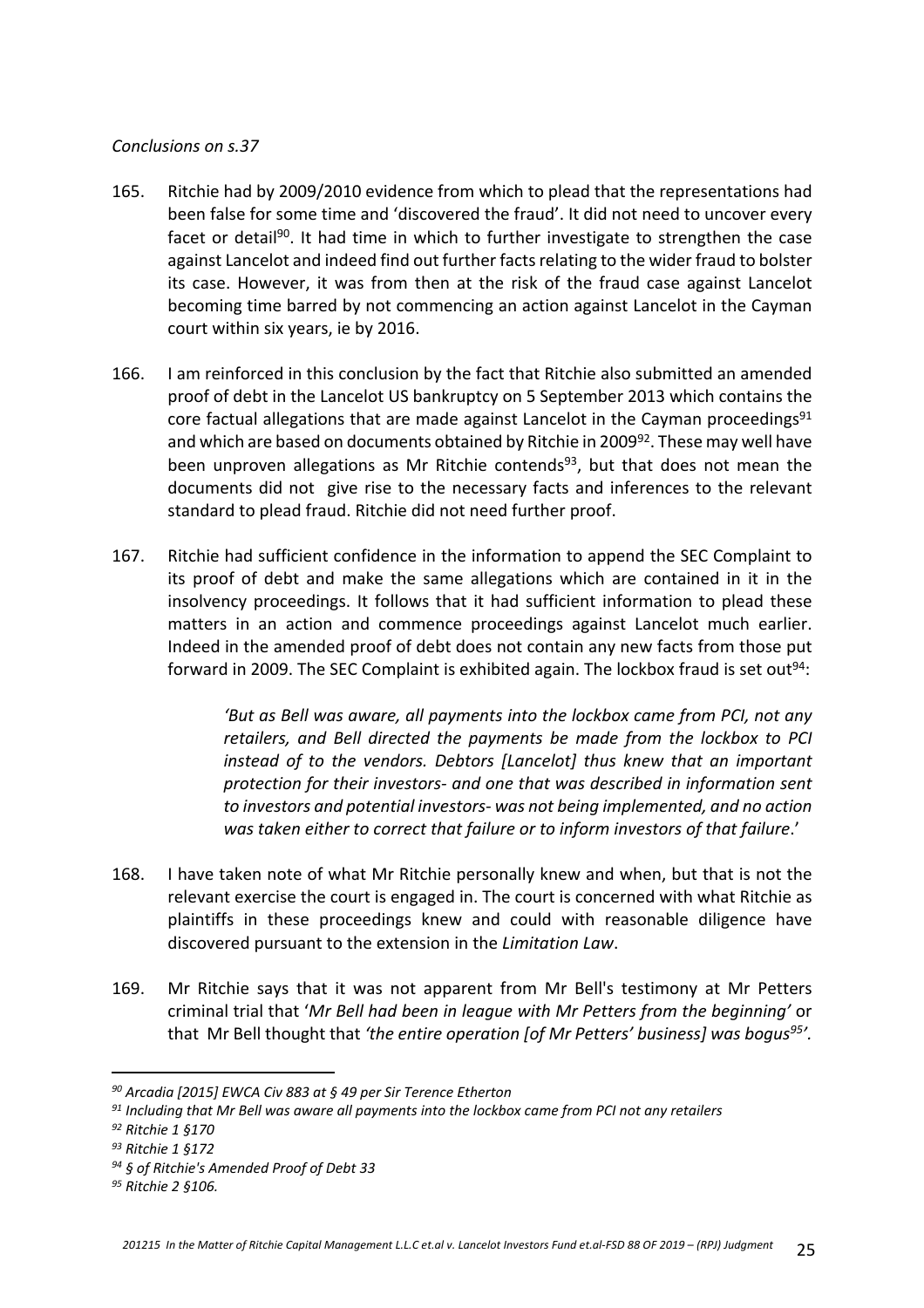*Conclusions on s.37*

165. Ritchie had by 2009/2010 evidence from which to plead that the representations had been false for some time and 'discovered the fraud'. It did not need to uncover every facet or detail[90]. It had time in which to further investigate to strengthen the case against Lancelot and indeed find out further facts relating to the wider fraud to bolster its case. However, it was from then at the risk of the fraud case against Lancelot becoming time barred by not commencing an action against Lancelot in the Cayman court within six years, ie by 2016.

166. I am reinforced in this conclusion by the fact that Ritchie also submitted an amended proof of debt in the Lancelot US bankruptcy on 5 September 2013 which contains the core factual allegations that are made against Lancelot in the Cayman proceedings[91] and which are based on documents obtained by Ritchie in 2009[92]. These may well have been unproven allegations as Mr Ritchie contends[93], but that does not mean the documents did not give rise to the necessary facts and inferences to the relevant standard to plead fraud. Ritchie did not need further proof.

167. Ritchie had sufficient confidence in the information to append the SEC Complaint to its proof of debt and make the same allegations which are contained in it in the insolvency proceedings. It follows that it had sufficient information to plead these matters in an action and commence proceedings against Lancelot much earlier. Indeed in the amended proof of debt does not contain any new facts from those put forward in 2009. The SEC Complaint is exhibited again. The lockbox fraud is set out[94]:

> *'But as Bell was aware, all payments into the lockbox came from PCI, not any retailers, and Bell directed the payments be made from the lockbox to PCI instead of to the vendors. Debtors [Lancelot] thus knew that an important protection for their investors- and one that was described in information sent to investors and potential investors- was not being implemented, and no action was taken either to correct that failure or to inform investors of that failure*.'

168. I have taken note of what Mr Ritchie personally knew and when, but that is not the relevant exercise the court is engaged in. The court is concerned with what Ritchie as plaintiffs in these proceedings knew and could with reasonable diligence have discovered pursuant to the extension in the *Limitation Law*.

169. Mr Ritchie says that it was not apparent from Mr Bell's testimony at Mr Petters criminal trial that '*Mr Bell had been in league with Mr Petters from the beginning'* or that Mr Bell thought that *'the entire operation [of Mr Petters' business] was bogus[95]'.*

---

*[90] Arcadia [2015] EWCA Civ 883 at § 49 per Sir Terence Etherton*

*[91] Including that Mr Bell was aware all payments into the lockbox came from PCI not any retailers*

*[92] Ritchie 1 §170*

*[93] Ritchie 1 §172*

*[94] § of Ritchie's Amended Proof of Debt 33*

*[95] Ritchie 2 §106.*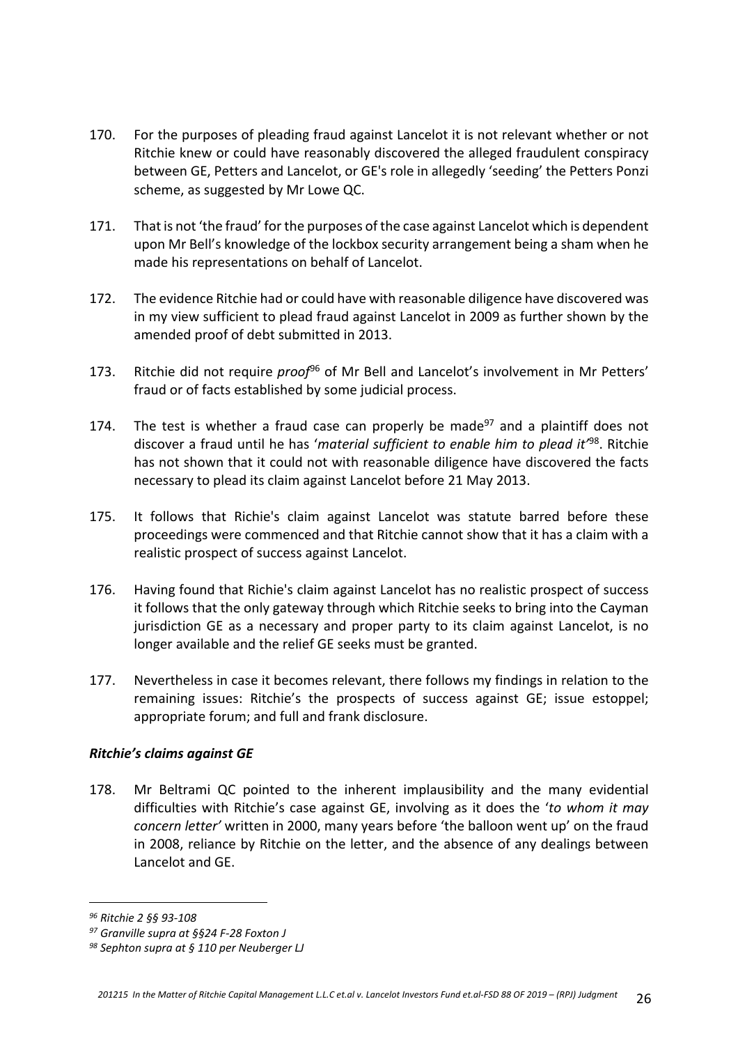170. For the purposes of pleading fraud against Lancelot it is not relevant whether or not Ritchie knew or could have reasonably discovered the alleged fraudulent conspiracy between GE, Petters and Lancelot, or GE's role in allegedly 'seeding' the Petters Ponzi scheme, as suggested by Mr Lowe QC.

171. That is not 'the fraud' for the purposes of the case against Lancelot which is dependent upon Mr Bell's knowledge of the lockbox security arrangement being a sham when he made his representations on behalf of Lancelot.

172. The evidence Ritchie had or could have with reasonable diligence have discovered was in my view sufficient to plead fraud against Lancelot in 2009 as further shown by the amended proof of debt submitted in 2013.

173. Ritchie did not require *proof*[96] of Mr Bell and Lancelot's involvement in Mr Petters' fraud or of facts established by some judicial process.

174. The test is whether a fraud case can properly be made[97] and a plaintiff does not discover a fraud until he has '*material sufficient to enable him to plead it*'[98]. Ritchie has not shown that it could not with reasonable diligence have discovered the facts necessary to plead its claim against Lancelot before 21 May 2013.

175. It follows that Richie's claim against Lancelot was statute barred before these proceedings were commenced and that Ritchie cannot show that it has a claim with a realistic prospect of success against Lancelot.

176. Having found that Richie's claim against Lancelot has no realistic prospect of success it follows that the only gateway through which Ritchie seeks to bring into the Cayman jurisdiction GE as a necessary and proper party to its claim against Lancelot, is no longer available and the relief GE seeks must be granted.

177. Nevertheless in case it becomes relevant, there follows my findings in relation to the remaining issues: Ritchie's the prospects of success against GE; issue estoppel; appropriate forum; and full and frank disclosure.

### *Ritchie's claims against GE*

178. Mr Beltrami QC pointed to the inherent implausibility and the many evidential difficulties with Ritchie's case against GE, involving as it does the '*to whom it may concern letter*' written in 2000, many years before 'the balloon went up' on the fraud in 2008, reliance by Ritchie on the letter, and the absence of any dealings between Lancelot and GE.

---

[96] *Ritchie 2 §§ 93-108*

[97] *Granville supra at §§24 F-28 Foxton J*

[98] *Sephton supra at § 110 per Neuberger LJ*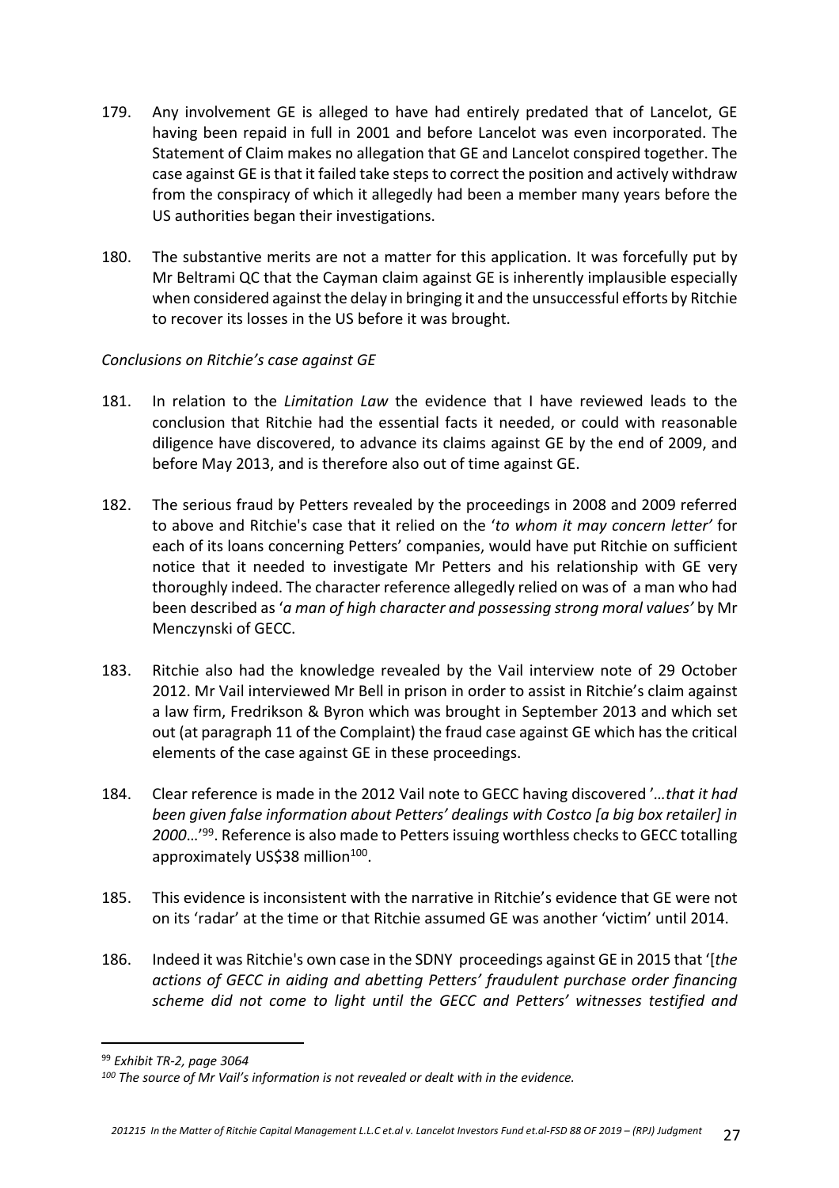179. Any involvement GE is alleged to have had entirely predated that of Lancelot, GE having been repaid in full in 2001 and before Lancelot was even incorporated. The Statement of Claim makes no allegation that GE and Lancelot conspired together. The case against GE is that it failed take steps to correct the position and actively withdraw from the conspiracy of which it allegedly had been a member many years before the US authorities began their investigations.

180. The substantive merits are not a matter for this application. It was forcefully put by Mr Beltrami QC that the Cayman claim against GE is inherently implausible especially when considered against the delay in bringing it and the unsuccessful efforts by Ritchie to recover its losses in the US before it was brought.

*Conclusions on Ritchie's case against GE*

181. In relation to the *Limitation Law* the evidence that I have reviewed leads to the conclusion that Ritchie had the essential facts it needed, or could with reasonable diligence have discovered, to advance its claims against GE by the end of 2009, and before May 2013, and is therefore also out of time against GE.

182. The serious fraud by Petters revealed by the proceedings in 2008 and 2009 referred to above and Ritchie's case that it relied on the '*to whom it may concern letter*' for each of its loans concerning Petters' companies, would have put Ritchie on sufficient notice that it needed to investigate Mr Petters and his relationship with GE very thoroughly indeed. The character reference allegedly relied on was of a man who had been described as '*a man of high character and possessing strong moral values*' by Mr Menczynski of GECC.

183. Ritchie also had the knowledge revealed by the Vail interview note of 29 October 2012. Mr Vail interviewed Mr Bell in prison in order to assist in Ritchie's claim against a law firm, Fredrikson & Byron which was brought in September 2013 and which set out (at paragraph 11 of the Complaint) the fraud case against GE which has the critical elements of the case against GE in these proceedings.

184. Clear reference is made in the 2012 Vail note to GECC having discovered '*…that it had been given false information about Petters' dealings with Costco [a big box retailer] in 2000…*'[99]. Reference is also made to Petters issuing worthless checks to GECC totalling approximately US$38 million[100].

185. This evidence is inconsistent with the narrative in Ritchie's evidence that GE were not on its 'radar' at the time or that Ritchie assumed GE was another 'victim' until 2014.

186. Indeed it was Ritchie's own case in the SDNY proceedings against GE in 2015 that '[*the actions of GECC in aiding and abetting Petters' fraudulent purchase order financing scheme did not come to light until the GECC and Petters' witnesses testified and*

---

[99] *Exhibit TR-2, page 3064*

[100] *The source of Mr Vail's information is not revealed or dealt with in the evidence.*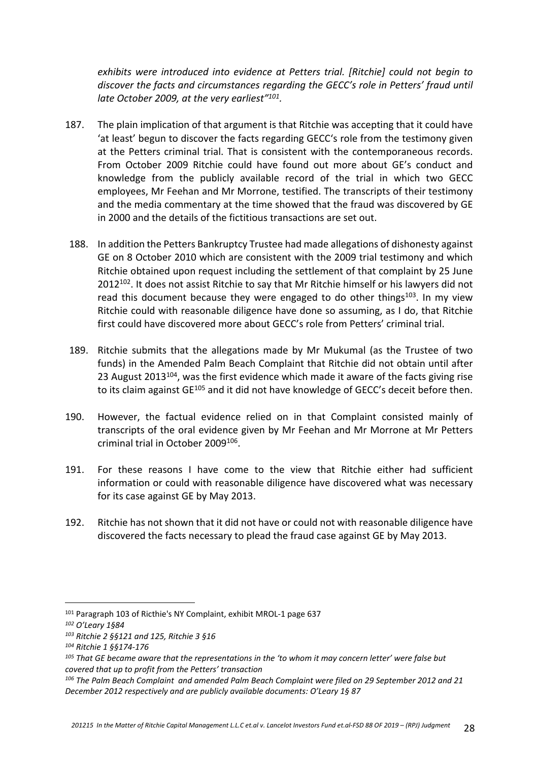*exhibits were introduced into evidence at Petters trial. [Ritchie] could not begin to discover the facts and circumstances regarding the GECC's role in Petters' fraud until late October 2009, at the very earliest"*[101].

187. The plain implication of that argument is that Ritchie was accepting that it could have 'at least' begun to discover the facts regarding GECC's role from the testimony given at the Petters criminal trial. That is consistent with the contemporaneous records. From October 2009 Ritchie could have found out more about GE's conduct and knowledge from the publicly available record of the trial in which two GECC employees, Mr Feehan and Mr Morrone, testified. The transcripts of their testimony and the media commentary at the time showed that the fraud was discovered by GE in 2000 and the details of the fictitious transactions are set out.

188. In addition the Petters Bankruptcy Trustee had made allegations of dishonesty against GE on 8 October 2010 which are consistent with the 2009 trial testimony and which Ritchie obtained upon request including the settlement of that complaint by 25 June 2012[102]. It does not assist Ritchie to say that Mr Ritchie himself or his lawyers did not read this document because they were engaged to do other things[103]. In my view Ritchie could with reasonable diligence have done so assuming, as I do, that Ritchie first could have discovered more about GECC's role from Petters' criminal trial.

189. Ritchie submits that the allegations made by Mr Mukumal (as the Trustee of two funds) in the Amended Palm Beach Complaint that Ritchie did not obtain until after 23 August 2013[104], was the first evidence which made it aware of the facts giving rise to its claim against GE[105] and it did not have knowledge of GECC's deceit before then.

190. However, the factual evidence relied on in that Complaint consisted mainly of transcripts of the oral evidence given by Mr Feehan and Mr Morrone at Mr Petters criminal trial in October 2009[106].

191. For these reasons I have come to the view that Ritchie either had sufficient information or could with reasonable diligence have discovered what was necessary for its case against GE by May 2013.

192. Ritchie has not shown that it did not have or could not with reasonable diligence have discovered the facts necessary to plead the fraud case against GE by May 2013.

---

[101] Paragraph 103 of Ricthie's NY Complaint, exhibit MROL-1 page 637

[102] *O'Leary 1§84*

[103] *Ritchie 2 §§121 and 125, Ritchie 3 §16*

[104] *Ritchie 1 §§174-176*

[105] *That GE became aware that the representations in the 'to whom it may concern letter' were false but covered that up to profit from the Petters' transaction*

[106] *The Palm Beach Complaint and amended Palm Beach Complaint were filed on 29 September 2012 and 21 December 2012 respectively and are publicly available documents: O'Leary 1§ 87*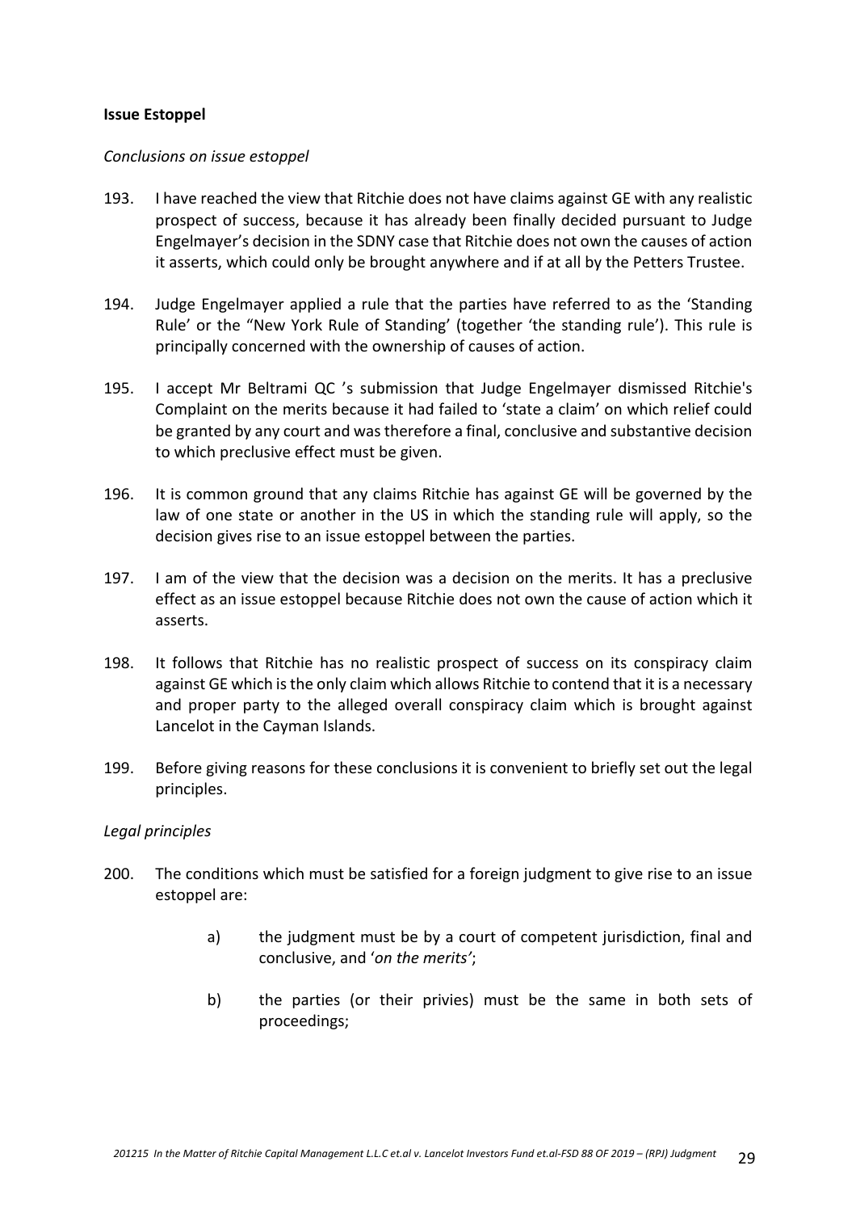**Issue Estoppel**

*Conclusions on issue estoppel*

193. I have reached the view that Ritchie does not have claims against GE with any realistic prospect of success, because it has already been finally decided pursuant to Judge Engelmayer's decision in the SDNY case that Ritchie does not own the causes of action it asserts, which could only be brought anywhere and if at all by the Petters Trustee.

194. Judge Engelmayer applied a rule that the parties have referred to as the 'Standing Rule' or the "New York Rule of Standing' (together 'the standing rule'). This rule is principally concerned with the ownership of causes of action.

195. I accept Mr Beltrami QC 's submission that Judge Engelmayer dismissed Ritchie's Complaint on the merits because it had failed to 'state a claim' on which relief could be granted by any court and was therefore a final, conclusive and substantive decision to which preclusive effect must be given.

196. It is common ground that any claims Ritchie has against GE will be governed by the law of one state or another in the US in which the standing rule will apply, so the decision gives rise to an issue estoppel between the parties.

197. I am of the view that the decision was a decision on the merits. It has a preclusive effect as an issue estoppel because Ritchie does not own the cause of action which it asserts.

198. It follows that Ritchie has no realistic prospect of success on its conspiracy claim against GE which is the only claim which allows Ritchie to contend that it is a necessary and proper party to the alleged overall conspiracy claim which is brought against Lancelot in the Cayman Islands.

199. Before giving reasons for these conclusions it is convenient to briefly set out the legal principles.

*Legal principles*

200. The conditions which must be satisfied for a foreign judgment to give rise to an issue estoppel are:

  a) the judgment must be by a court of competent jurisdiction, final and conclusive, and '*on the merits'*;

  b) the parties (or their privies) must be the same in both sets of proceedings;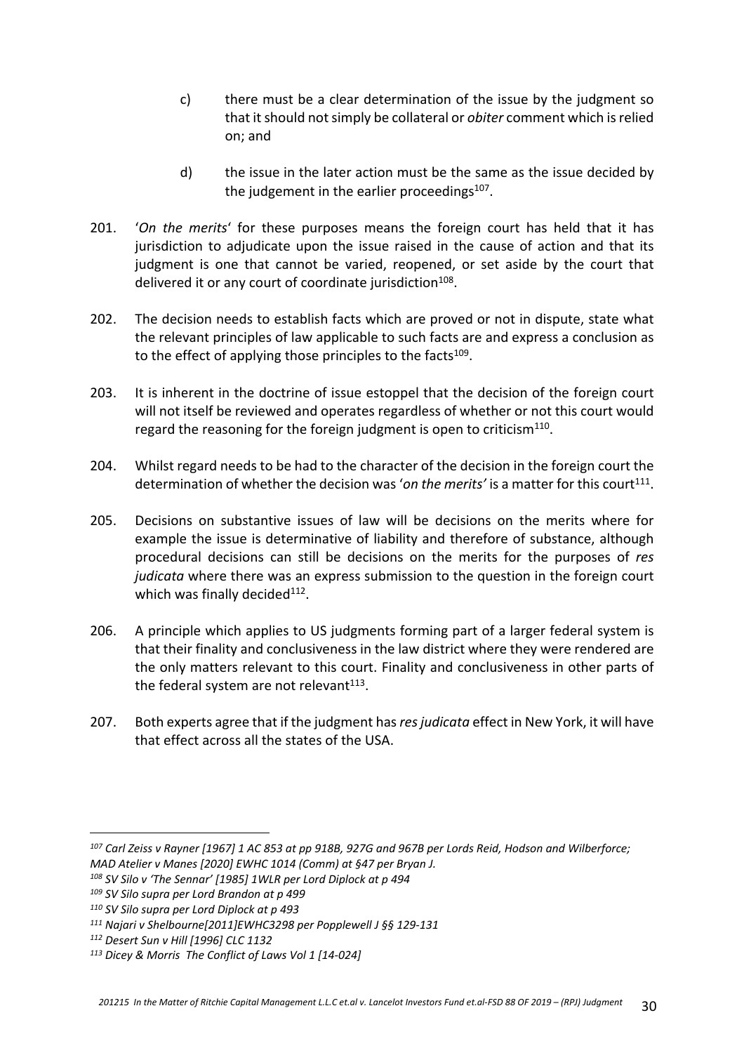c) there must be a clear determination of the issue by the judgment so that it should not simply be collateral or *obiter* comment which is relied on; and

d) the issue in the later action must be the same as the issue decided by the judgement in the earlier proceedings[107].

201. '*On the merits*' for these purposes means the foreign court has held that it has jurisdiction to adjudicate upon the issue raised in the cause of action and that its judgment is one that cannot be varied, reopened, or set aside by the court that delivered it or any court of coordinate jurisdiction[108].

202. The decision needs to establish facts which are proved or not in dispute, state what the relevant principles of law applicable to such facts are and express a conclusion as to the effect of applying those principles to the facts[109].

203. It is inherent in the doctrine of issue estoppel that the decision of the foreign court will not itself be reviewed and operates regardless of whether or not this court would regard the reasoning for the foreign judgment is open to criticism[110].

204. Whilst regard needs to be had to the character of the decision in the foreign court the determination of whether the decision was '*on the merits'* is a matter for this court[111].

205. Decisions on substantive issues of law will be decisions on the merits where for example the issue is determinative of liability and therefore of substance, although procedural decisions can still be decisions on the merits for the purposes of *res judicata* where there was an express submission to the question in the foreign court which was finally decided[112].

206. A principle which applies to US judgments forming part of a larger federal system is that their finality and conclusiveness in the law district where they were rendered are the only matters relevant to this court. Finality and conclusiveness in other parts of the federal system are not relevant[113].

207. Both experts agree that if the judgment has *res judicata* effect in New York, it will have that effect across all the states of the USA.

---

[107] *Carl Zeiss v Rayner [1967] 1 AC 853 at pp 918B, 927G and 967B per Lords Reid, Hodson and Wilberforce; MAD Atelier v Manes [2020] EWHC 1014 (Comm) at §47 per Bryan J.*

[108] *SV Silo v 'The Sennar' [1985] 1WLR per Lord Diplock at p 494*

[109] *SV Silo supra per Lord Brandon at p 499*

[110] *SV Silo supra per Lord Diplock at p 493*

[111] *Najari v Shelbourne[2011]EWHC3298 per Popplewell J §§ 129-131*

[112] *Desert Sun v Hill [1996] CLC 1132*

[113] *Dicey & Morris The Conflict of Laws Vol 1 [14-024]*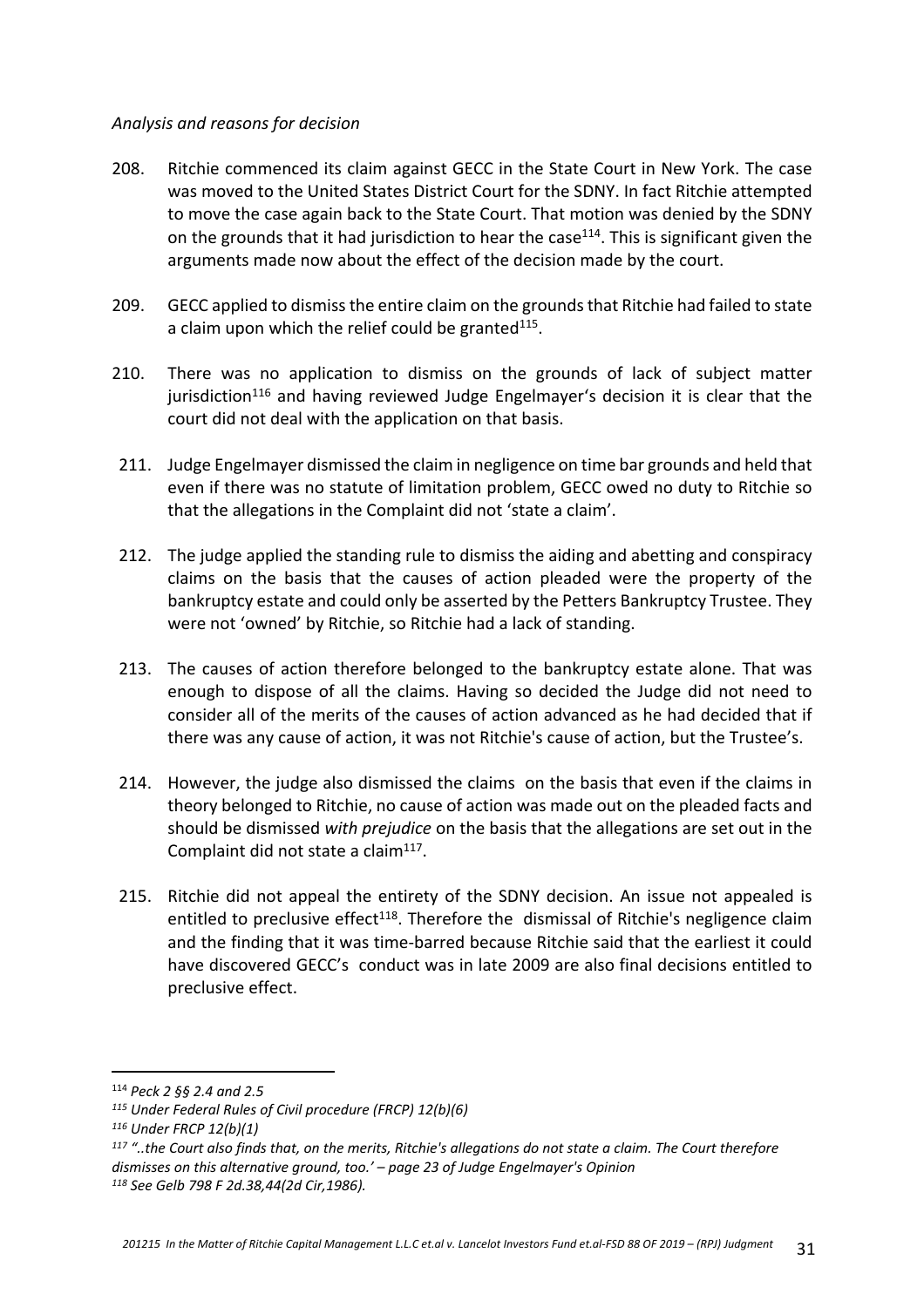*Analysis and reasons for decision*

208. Ritchie commenced its claim against GECC in the State Court in New York. The case was moved to the United States District Court for the SDNY. In fact Ritchie attempted to move the case again back to the State Court. That motion was denied by the SDNY on the grounds that it had jurisdiction to hear the case[114]. This is significant given the arguments made now about the effect of the decision made by the court.

209. GECC applied to dismiss the entire claim on the grounds that Ritchie had failed to state a claim upon which the relief could be granted[115].

210. There was no application to dismiss on the grounds of lack of subject matter jurisdiction[116] and having reviewed Judge Engelmayer's decision it is clear that the court did not deal with the application on that basis.

211. Judge Engelmayer dismissed the claim in negligence on time bar grounds and held that even if there was no statute of limitation problem, GECC owed no duty to Ritchie so that the allegations in the Complaint did not 'state a claim'.

212. The judge applied the standing rule to dismiss the aiding and abetting and conspiracy claims on the basis that the causes of action pleaded were the property of the bankruptcy estate and could only be asserted by the Petters Bankruptcy Trustee. They were not 'owned' by Ritchie, so Ritchie had a lack of standing.

213. The causes of action therefore belonged to the bankruptcy estate alone. That was enough to dispose of all the claims. Having so decided the Judge did not need to consider all of the merits of the causes of action advanced as he had decided that if there was any cause of action, it was not Ritchie's cause of action, but the Trustee's.

214. However, the judge also dismissed the claims on the basis that even if the claims in theory belonged to Ritchie, no cause of action was made out on the pleaded facts and should be dismissed *with prejudice* on the basis that the allegations are set out in the Complaint did not state a claim[117].

215. Ritchie did not appeal the entirety of the SDNY decision. An issue not appealed is entitled to preclusive effect[118]. Therefore the dismissal of Ritchie's negligence claim and the finding that it was time-barred because Ritchie said that the earliest it could have discovered GECC's conduct was in late 2009 are also final decisions entitled to preclusive effect.

---

[114] *Peck 2 §§ 2.4 and 2.5*

[115] *Under Federal Rules of Civil procedure (FRCP) 12(b)(6)*

[116] *Under FRCP 12(b)(1)*

[117] *"..the Court also finds that, on the merits, Ritchie's allegations do not state a claim. The Court therefore dismisses on this alternative ground, too.' – page 23 of Judge Engelmayer's Opinion*

[118] *See Gelb 798 F 2d.38,44(2d Cir,1986).*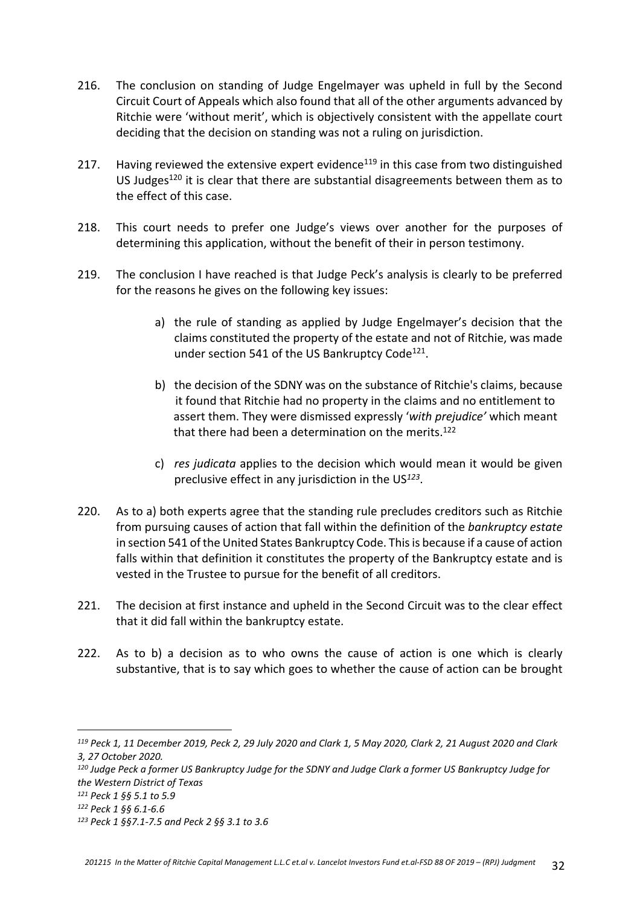216. The conclusion on standing of Judge Engelmayer was upheld in full by the Second Circuit Court of Appeals which also found that all of the other arguments advanced by Ritchie were 'without merit', which is objectively consistent with the appellate court deciding that the decision on standing was not a ruling on jurisdiction.

217. Having reviewed the extensive expert evidence[119] in this case from two distinguished US Judges[120] it is clear that there are substantial disagreements between them as to the effect of this case.

218. This court needs to prefer one Judge's views over another for the purposes of determining this application, without the benefit of their in person testimony.

219. The conclusion I have reached is that Judge Peck's analysis is clearly to be preferred for the reasons he gives on the following key issues:

   a) the rule of standing as applied by Judge Engelmayer's decision that the claims constituted the property of the estate and not of Ritchie, was made under section 541 of the US Bankruptcy Code[121].

   b) the decision of the SDNY was on the substance of Ritchie's claims, because it found that Ritchie had no property in the claims and no entitlement to assert them. They were dismissed expressly '*with prejudice'* which meant that there had been a determination on the merits.[122]

   c) *res judicata* applies to the decision which would mean it would be given preclusive effect in any jurisdiction in the US[123].

220. As to a) both experts agree that the standing rule precludes creditors such as Ritchie from pursuing causes of action that fall within the definition of the *bankruptcy estate* in section 541 of the United States Bankruptcy Code. This is because if a cause of action falls within that definition it constitutes the property of the Bankruptcy estate and is vested in the Trustee to pursue for the benefit of all creditors.

221. The decision at first instance and upheld in the Second Circuit was to the clear effect that it did fall within the bankruptcy estate.

222. As to b) a decision as to who owns the cause of action is one which is clearly substantive, that is to say which goes to whether the cause of action can be brought

---

*[119] Peck 1, 11 December 2019, Peck 2, 29 July 2020 and Clark 1, 5 May 2020, Clark 2, 21 August 2020 and Clark 3, 27 October 2020.*

*[120] Judge Peck a former US Bankruptcy Judge for the SDNY and Judge Clark a former US Bankruptcy Judge for the Western District of Texas*

*[121] Peck 1 §§ 5.1 to 5.9*

*[122] Peck 1 §§ 6.1-6.6*

*[123] Peck 1 §§7.1-7.5 and Peck 2 §§ 3.1 to 3.6*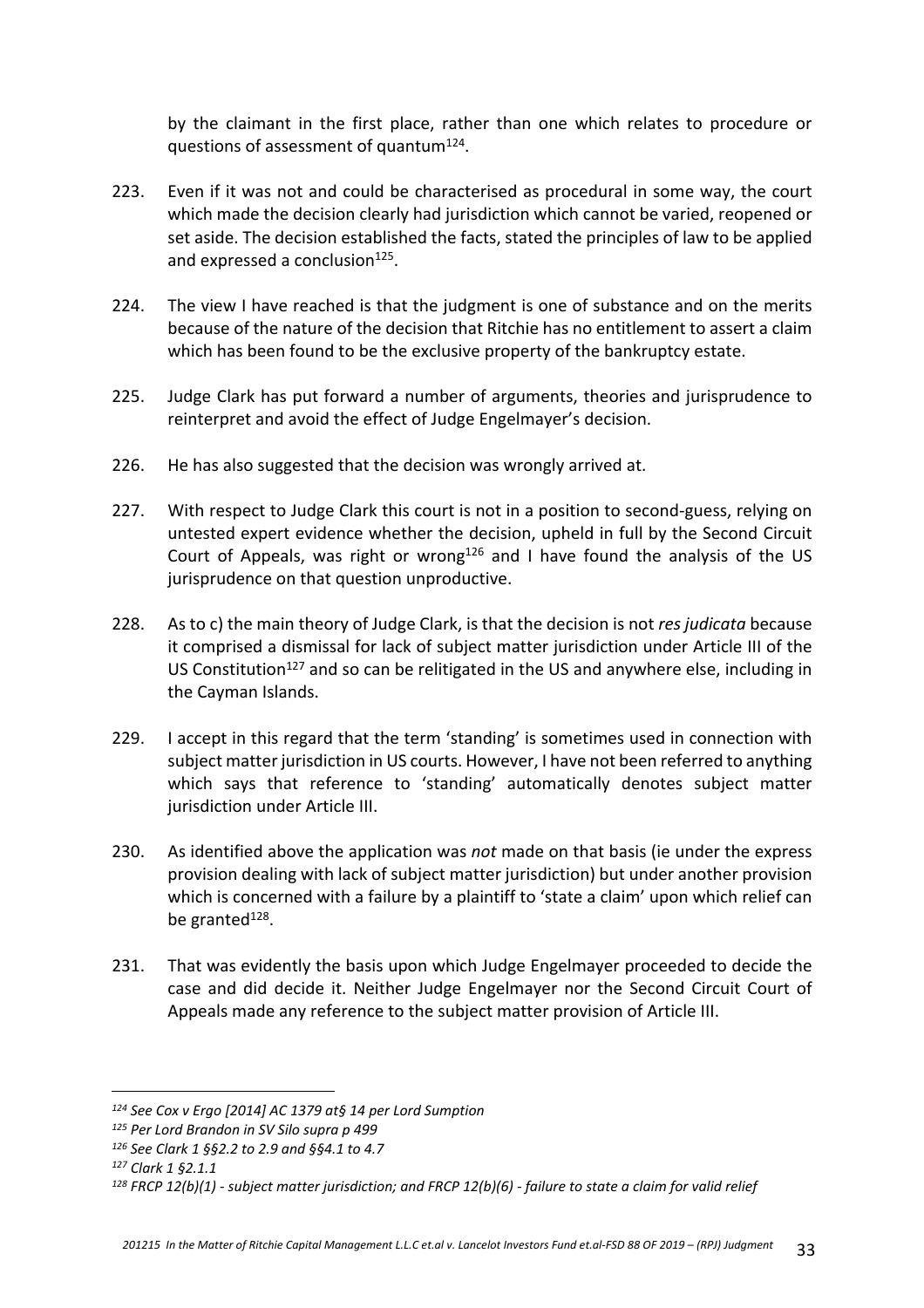by the claimant in the first place, rather than one which relates to procedure or questions of assessment of quantum[124].

223. Even if it was not and could be characterised as procedural in some way, the court which made the decision clearly had jurisdiction which cannot be varied, reopened or set aside. The decision established the facts, stated the principles of law to be applied and expressed a conclusion[125].

224. The view I have reached is that the judgment is one of substance and on the merits because of the nature of the decision that Ritchie has no entitlement to assert a claim which has been found to be the exclusive property of the bankruptcy estate.

225. Judge Clark has put forward a number of arguments, theories and jurisprudence to reinterpret and avoid the effect of Judge Engelmayer's decision.

226. He has also suggested that the decision was wrongly arrived at.

227. With respect to Judge Clark this court is not in a position to second-guess, relying on untested expert evidence whether the decision, upheld in full by the Second Circuit Court of Appeals, was right or wrong[126] and I have found the analysis of the US jurisprudence on that question unproductive.

228. As to c) the main theory of Judge Clark, is that the decision is not *res judicata* because it comprised a dismissal for lack of subject matter jurisdiction under Article III of the US Constitution[127] and so can be relitigated in the US and anywhere else, including in the Cayman Islands.

229. I accept in this regard that the term 'standing' is sometimes used in connection with subject matter jurisdiction in US courts. However, I have not been referred to anything which says that reference to 'standing' automatically denotes subject matter jurisdiction under Article III.

230. As identified above the application was *not* made on that basis (ie under the express provision dealing with lack of subject matter jurisdiction) but under another provision which is concerned with a failure by a plaintiff to 'state a claim' upon which relief can be granted[128].

231. That was evidently the basis upon which Judge Engelmayer proceeded to decide the case and did decide it. Neither Judge Engelmayer nor the Second Circuit Court of Appeals made any reference to the subject matter provision of Article III.

---

[124] *See Cox v Ergo [2014] AC 1379 at§ 14 per Lord Sumption*

[125] *Per Lord Brandon in SV Silo supra p 499*

[126] *See Clark 1 §§2.2 to 2.9 and §§4.1 to 4.7*

[127] *Clark 1 §2.1.1*

[128] *FRCP 12(b)(1) - subject matter jurisdiction; and FRCP 12(b)(6) - failure to state a claim for valid relief*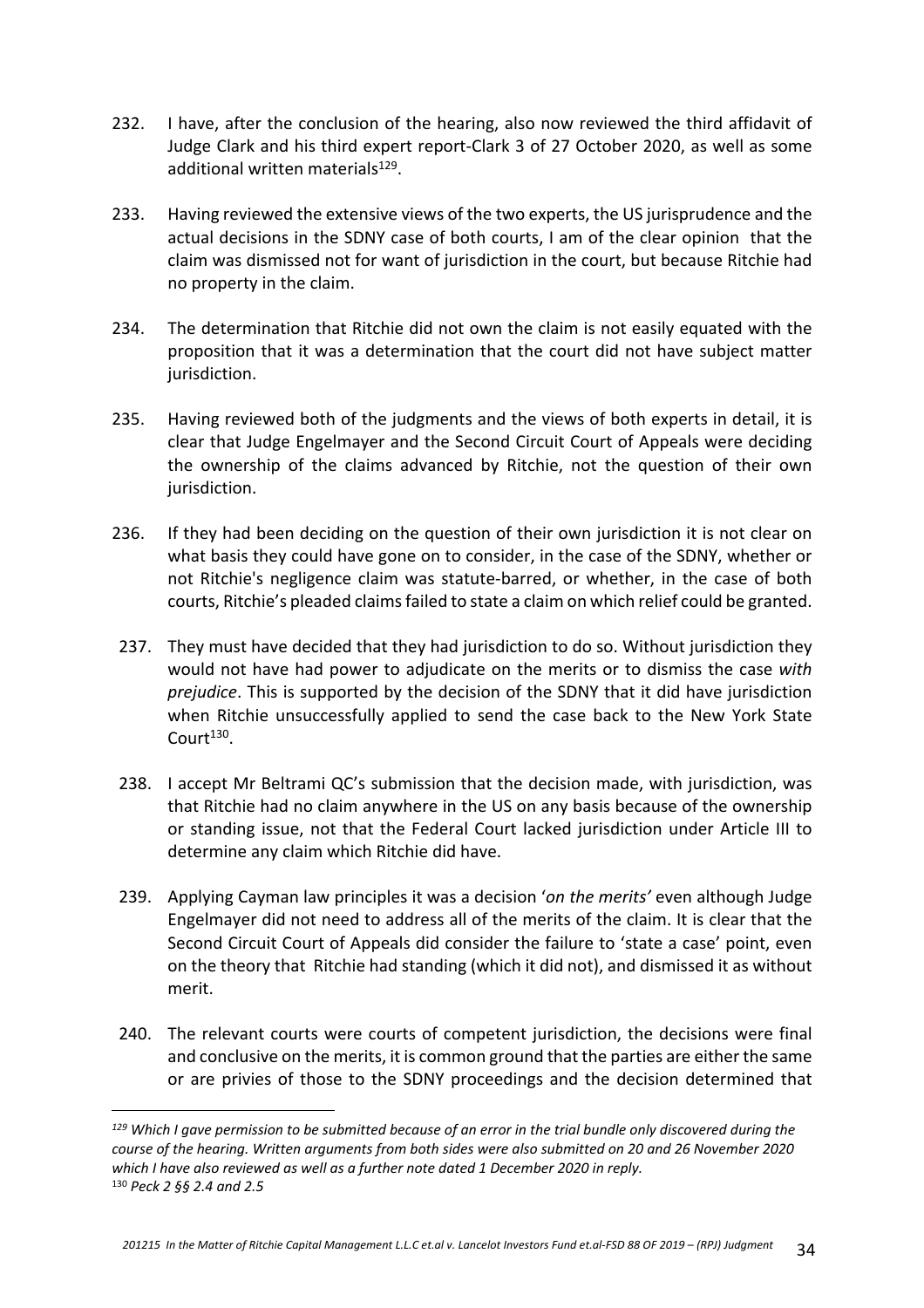232. I have, after the conclusion of the hearing, also now reviewed the third affidavit of Judge Clark and his third expert report-Clark 3 of 27 October 2020, as well as some additional written materials[129].

233. Having reviewed the extensive views of the two experts, the US jurisprudence and the actual decisions in the SDNY case of both courts, I am of the clear opinion that the claim was dismissed not for want of jurisdiction in the court, but because Ritchie had no property in the claim.

234. The determination that Ritchie did not own the claim is not easily equated with the proposition that it was a determination that the court did not have subject matter jurisdiction.

235. Having reviewed both of the judgments and the views of both experts in detail, it is clear that Judge Engelmayer and the Second Circuit Court of Appeals were deciding the ownership of the claims advanced by Ritchie, not the question of their own jurisdiction.

236. If they had been deciding on the question of their own jurisdiction it is not clear on what basis they could have gone on to consider, in the case of the SDNY, whether or not Ritchie's negligence claim was statute-barred, or whether, in the case of both courts, Ritchie's pleaded claims failed to state a claim on which relief could be granted.

237. They must have decided that they had jurisdiction to do so. Without jurisdiction they would not have had power to adjudicate on the merits or to dismiss the case *with prejudice*. This is supported by the decision of the SDNY that it did have jurisdiction when Ritchie unsuccessfully applied to send the case back to the New York State Court[130].

238. I accept Mr Beltrami QC's submission that the decision made, with jurisdiction, was that Ritchie had no claim anywhere in the US on any basis because of the ownership or standing issue, not that the Federal Court lacked jurisdiction under Article III to determine any claim which Ritchie did have.

239. Applying Cayman law principles it was a decision '*on the merits'* even although Judge Engelmayer did not need to address all of the merits of the claim. It is clear that the Second Circuit Court of Appeals did consider the failure to 'state a case' point, even on the theory that Ritchie had standing (which it did not), and dismissed it as without merit.

240. The relevant courts were courts of competent jurisdiction, the decisions were final and conclusive on the merits, it is common ground that the parties are either the same or are privies of those to the SDNY proceedings and the decision determined that

---

[129] *Which I gave permission to be submitted because of an error in the trial bundle only discovered during the course of the hearing. Written arguments from both sides were also submitted on 20 and 26 November 2020 which I have also reviewed as well as a further note dated 1 December 2020 in reply.*

[130] *Peck 2 §§ 2.4 and 2.5*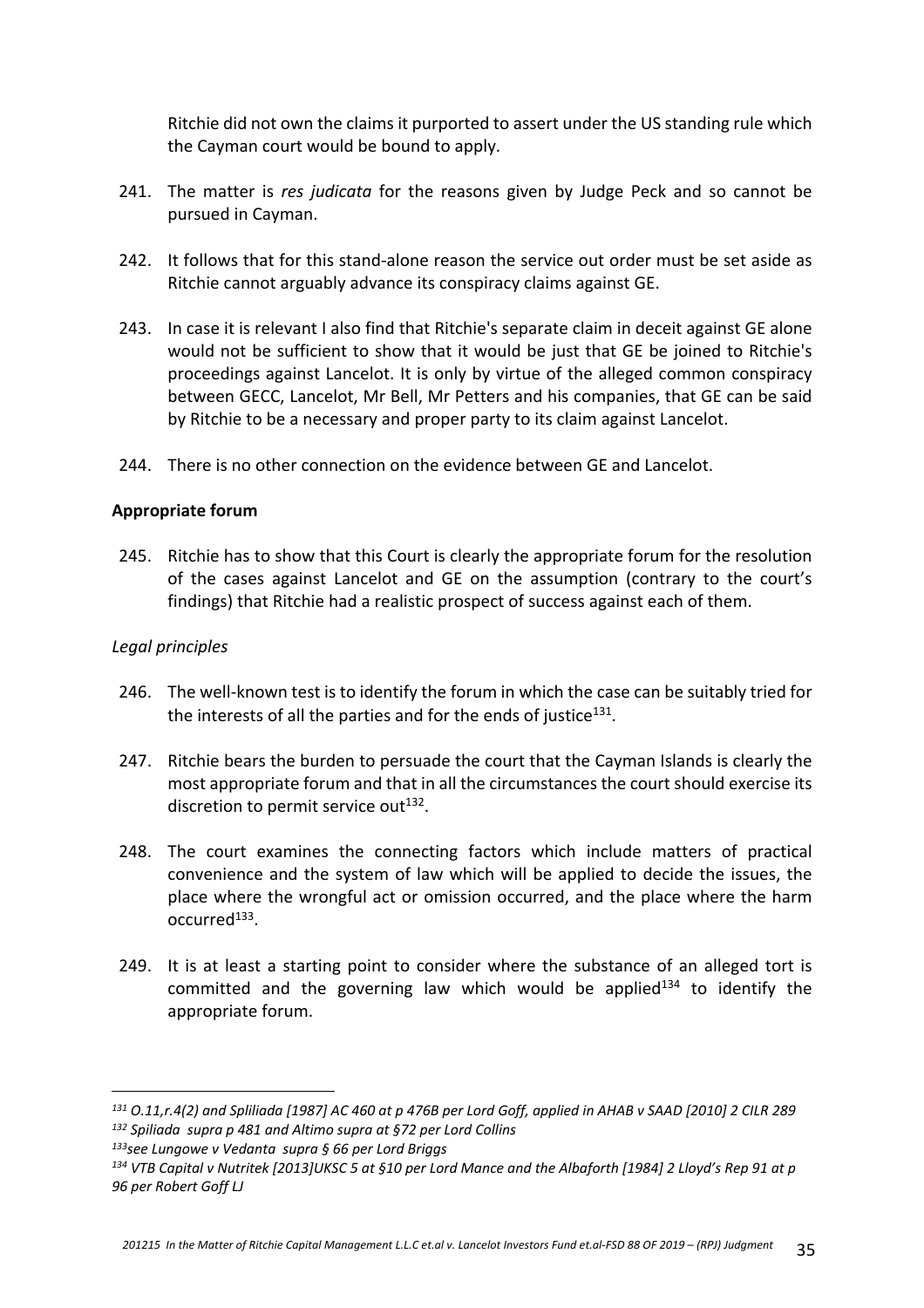Ritchie did not own the claims it purported to assert under the US standing rule which the Cayman court would be bound to apply.

241. The matter is *res judicata* for the reasons given by Judge Peck and so cannot be pursued in Cayman.

242. It follows that for this stand-alone reason the service out order must be set aside as Ritchie cannot arguably advance its conspiracy claims against GE.

243. In case it is relevant I also find that Ritchie's separate claim in deceit against GE alone would not be sufficient to show that it would be just that GE be joined to Ritchie's proceedings against Lancelot. It is only by virtue of the alleged common conspiracy between GECC, Lancelot, Mr Bell, Mr Petters and his companies, that GE can be said by Ritchie to be a necessary and proper party to its claim against Lancelot.

244. There is no other connection on the evidence between GE and Lancelot.

**Appropriate forum**

245. Ritchie has to show that this Court is clearly the appropriate forum for the resolution of the cases against Lancelot and GE on the assumption (contrary to the court's findings) that Ritchie had a realistic prospect of success against each of them.

*Legal principles*

246. The well-known test is to identify the forum in which the case can be suitably tried for the interests of all the parties and for the ends of justice[131].

247. Ritchie bears the burden to persuade the court that the Cayman Islands is clearly the most appropriate forum and that in all the circumstances the court should exercise its discretion to permit service out[132].

248. The court examines the connecting factors which include matters of practical convenience and the system of law which will be applied to decide the issues, the place where the wrongful act or omission occurred, and the place where the harm occurred[133].

249. It is at least a starting point to consider where the substance of an alleged tort is committed and the governing law which would be applied[134] to identify the appropriate forum.

---

[131] *O.11,r.4(2) and Spliliada [1987] AC 460 at p 476B per Lord Goff, applied in AHAB v SAAD [2010] 2 CILR 289*

[132] *Spiliada supra p 481 and Altimo supra at §72 per Lord Collins*

[133] *see Lungowe v Vedanta supra § 66 per Lord Briggs*

[134] *VTB Capital v Nutritek [2013]UKSC 5 at §10 per Lord Mance and the Albaforth [1984] 2 Lloyd's Rep 91 at p 96 per Robert Goff LJ*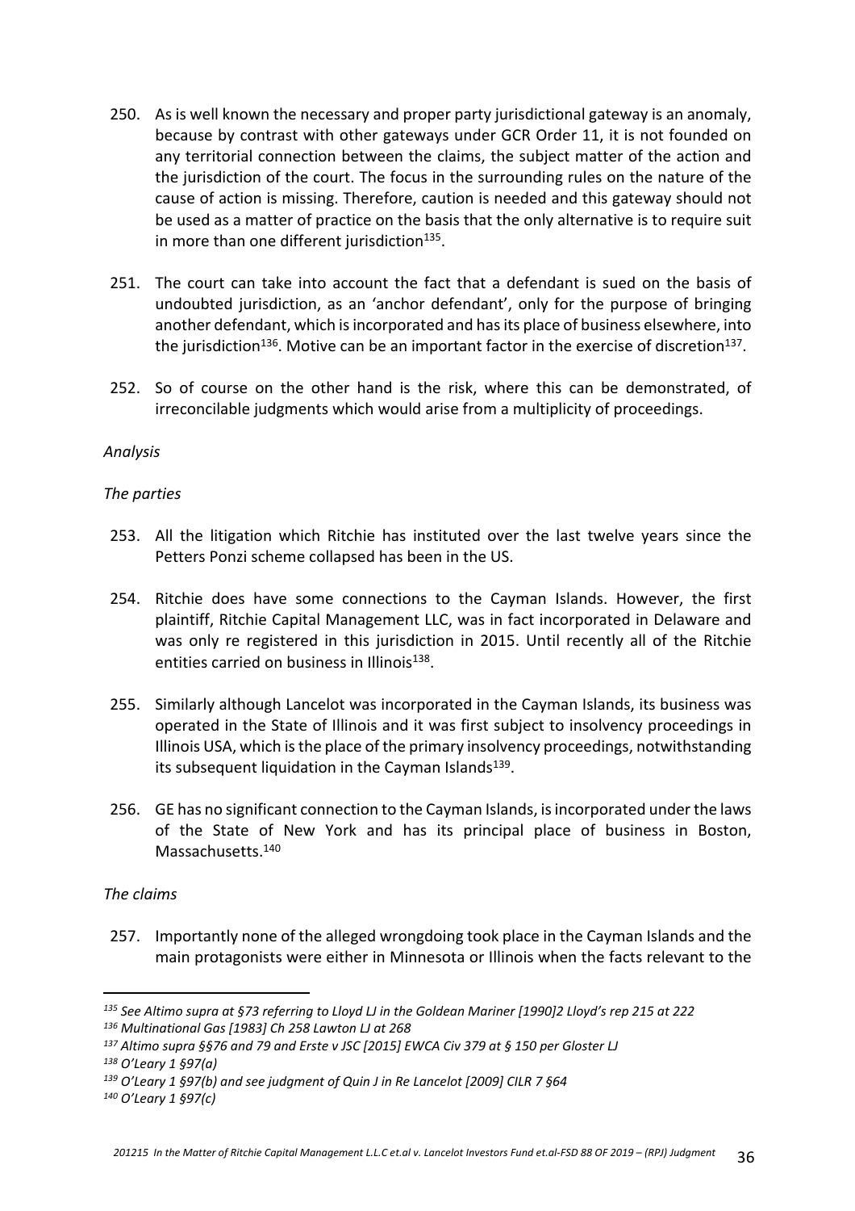250. As is well known the necessary and proper party jurisdictional gateway is an anomaly, because by contrast with other gateways under GCR Order 11, it is not founded on any territorial connection between the claims, the subject matter of the action and the jurisdiction of the court. The focus in the surrounding rules on the nature of the cause of action is missing. Therefore, caution is needed and this gateway should not be used as a matter of practice on the basis that the only alternative is to require suit in more than one different jurisdiction[135].

251. The court can take into account the fact that a defendant is sued on the basis of undoubted jurisdiction, as an 'anchor defendant', only for the purpose of bringing another defendant, which is incorporated and has its place of business elsewhere, into the jurisdiction[136]. Motive can be an important factor in the exercise of discretion[137].

252. So of course on the other hand is the risk, where this can be demonstrated, of irreconcilable judgments which would arise from a multiplicity of proceedings.

*Analysis*

*The parties*

253. All the litigation which Ritchie has instituted over the last twelve years since the Petters Ponzi scheme collapsed has been in the US.

254. Ritchie does have some connections to the Cayman Islands. However, the first plaintiff, Ritchie Capital Management LLC, was in fact incorporated in Delaware and was only re registered in this jurisdiction in 2015. Until recently all of the Ritchie entities carried on business in Illinois[138].

255. Similarly although Lancelot was incorporated in the Cayman Islands, its business was operated in the State of Illinois and it was first subject to insolvency proceedings in Illinois USA, which is the place of the primary insolvency proceedings, notwithstanding its subsequent liquidation in the Cayman Islands[139].

256. GE has no significant connection to the Cayman Islands, is incorporated under the laws of the State of New York and has its principal place of business in Boston, Massachusetts.[140]

*The claims*

257. Importantly none of the alleged wrongdoing took place in the Cayman Islands and the main protagonists were either in Minnesota or Illinois when the facts relevant to the

---

*[135] See Altimo supra at §73 referring to Lloyd LJ in the Goldean Mariner [1990]2 Lloyd's rep 215 at 222*
*[136] Multinational Gas [1983] Ch 258 Lawton LJ at 268*
*[137] Altimo supra §§76 and 79 and Erste v JSC [2015] EWCA Civ 379 at § 150 per Gloster LJ*
*[138] O'Leary 1 §97(a)*
*[139] O'Leary 1 §97(b) and see judgment of Quin J in Re Lancelot [2009] CILR 7 §64*
*[140] O'Leary 1 §97(c)*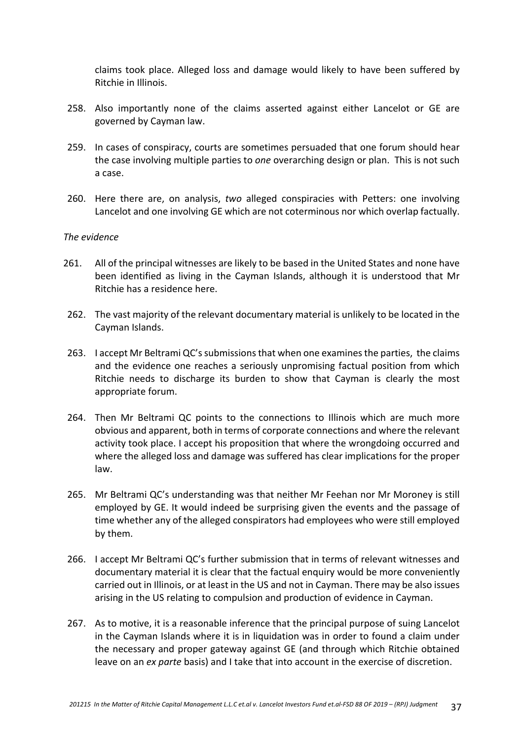claims took place. Alleged loss and damage would likely to have been suffered by Ritchie in Illinois.

258. Also importantly none of the claims asserted against either Lancelot or GE are governed by Cayman law.

259. In cases of conspiracy, courts are sometimes persuaded that one forum should hear the case involving multiple parties to *one* overarching design or plan. This is not such a case.

260. Here there are, on analysis, *two* alleged conspiracies with Petters: one involving Lancelot and one involving GE which are not coterminous nor which overlap factually.

*The evidence*

261. All of the principal witnesses are likely to be based in the United States and none have been identified as living in the Cayman Islands, although it is understood that Mr Ritchie has a residence here.

262. The vast majority of the relevant documentary material is unlikely to be located in the Cayman Islands.

263. I accept Mr Beltrami QC's submissions that when one examines the parties, the claims and the evidence one reaches a seriously unpromising factual position from which Ritchie needs to discharge its burden to show that Cayman is clearly the most appropriate forum.

264. Then Mr Beltrami QC points to the connections to Illinois which are much more obvious and apparent, both in terms of corporate connections and where the relevant activity took place. I accept his proposition that where the wrongdoing occurred and where the alleged loss and damage was suffered has clear implications for the proper law.

265. Mr Beltrami QC's understanding was that neither Mr Feehan nor Mr Moroney is still employed by GE. It would indeed be surprising given the events and the passage of time whether any of the alleged conspirators had employees who were still employed by them.

266. I accept Mr Beltrami QC's further submission that in terms of relevant witnesses and documentary material it is clear that the factual enquiry would be more conveniently carried out in Illinois, or at least in the US and not in Cayman. There may be also issues arising in the US relating to compulsion and production of evidence in Cayman.

267. As to motive, it is a reasonable inference that the principal purpose of suing Lancelot in the Cayman Islands where it is in liquidation was in order to found a claim under the necessary and proper gateway against GE (and through which Ritchie obtained leave on an *ex parte* basis) and I take that into account in the exercise of discretion.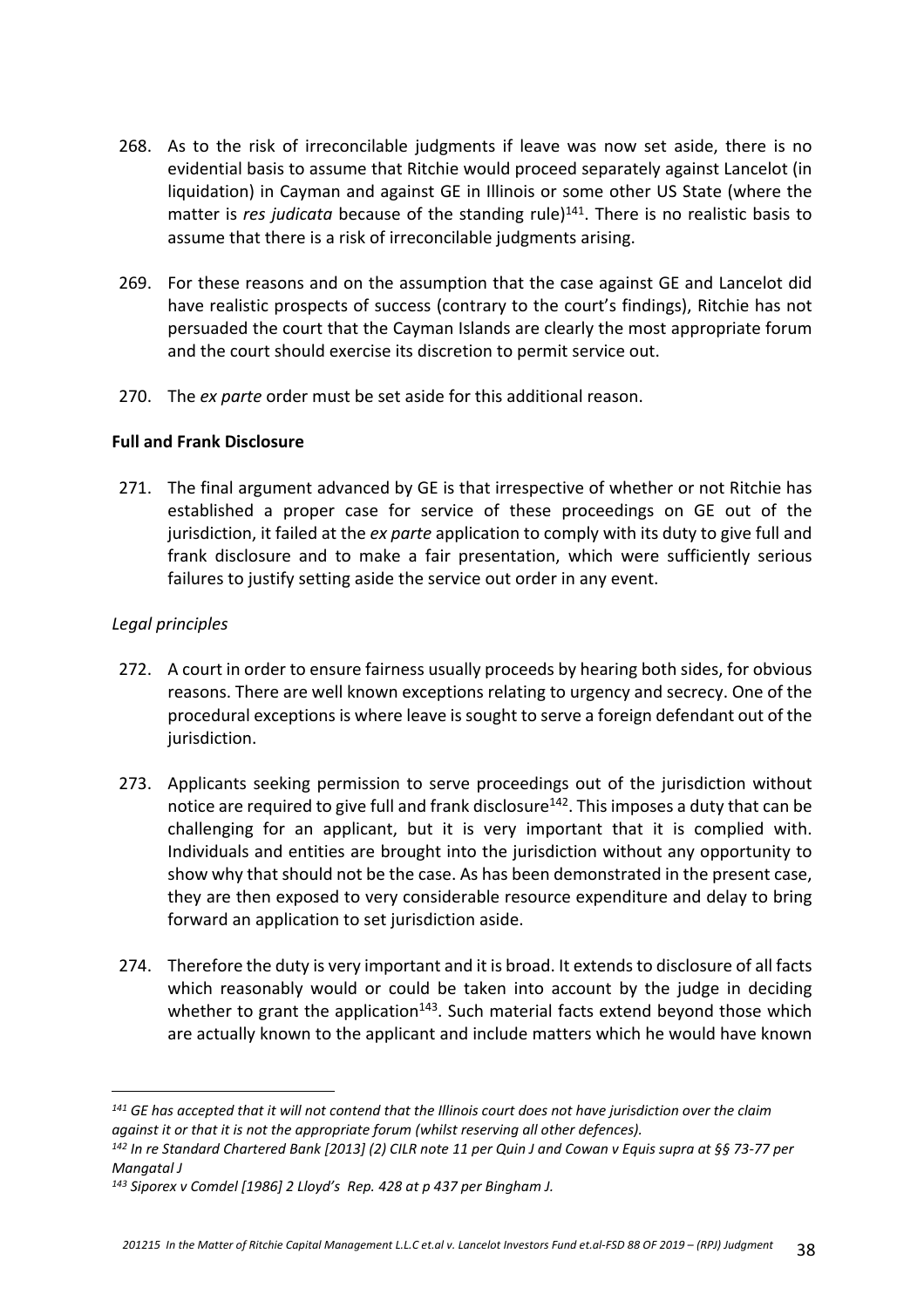268. As to the risk of irreconcilable judgments if leave was now set aside, there is no evidential basis to assume that Ritchie would proceed separately against Lancelot (in liquidation) in Cayman and against GE in Illinois or some other US State (where the matter is *res judicata* because of the standing rule)[141]. There is no realistic basis to assume that there is a risk of irreconcilable judgments arising.

269. For these reasons and on the assumption that the case against GE and Lancelot did have realistic prospects of success (contrary to the court's findings), Ritchie has not persuaded the court that the Cayman Islands are clearly the most appropriate forum and the court should exercise its discretion to permit service out.

270. The *ex parte* order must be set aside for this additional reason.

**Full and Frank Disclosure**

271. The final argument advanced by GE is that irrespective of whether or not Ritchie has established a proper case for service of these proceedings on GE out of the jurisdiction, it failed at the *ex parte* application to comply with its duty to give full and frank disclosure and to make a fair presentation, which were sufficiently serious failures to justify setting aside the service out order in any event.

*Legal principles*

272. A court in order to ensure fairness usually proceeds by hearing both sides, for obvious reasons. There are well known exceptions relating to urgency and secrecy. One of the procedural exceptions is where leave is sought to serve a foreign defendant out of the jurisdiction.

273. Applicants seeking permission to serve proceedings out of the jurisdiction without notice are required to give full and frank disclosure[142]. This imposes a duty that can be challenging for an applicant, but it is very important that it is complied with. Individuals and entities are brought into the jurisdiction without any opportunity to show why that should not be the case. As has been demonstrated in the present case, they are then exposed to very considerable resource expenditure and delay to bring forward an application to set jurisdiction aside.

274. Therefore the duty is very important and it is broad. It extends to disclosure of all facts which reasonably would or could be taken into account by the judge in deciding whether to grant the application[143]. Such material facts extend beyond those which are actually known to the applicant and include matters which he would have known

---

[141] *GE has accepted that it will not contend that the Illinois court does not have jurisdiction over the claim against it or that it is not the appropriate forum (whilst reserving all other defences).*

[142] *In re Standard Chartered Bank [2013] (2) CILR note 11 per Quin J and Cowan v Equis supra at §§ 73-77 per Mangatal J*

[143] *Siporex v Comdel [1986] 2 Lloyd's Rep. 428 at p 437 per Bingham J.*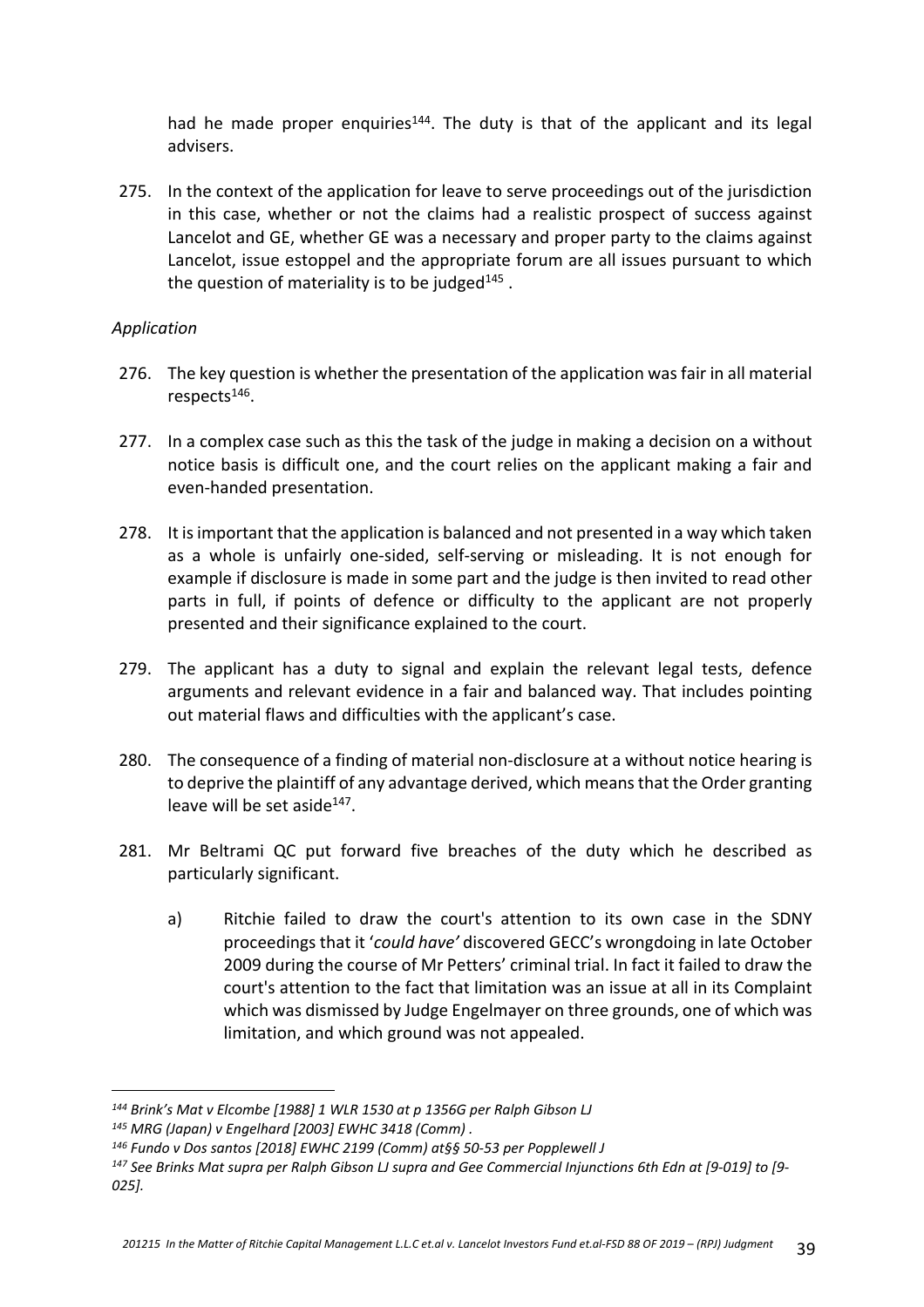had he made proper enquiries[144]. The duty is that of the applicant and its legal advisers.

275. In the context of the application for leave to serve proceedings out of the jurisdiction in this case, whether or not the claims had a realistic prospect of success against Lancelot and GE, whether GE was a necessary and proper party to the claims against Lancelot, issue estoppel and the appropriate forum are all issues pursuant to which the question of materiality is to be judged[145] .

*Application*

276. The key question is whether the presentation of the application was fair in all material respects[146].

277. In a complex case such as this the task of the judge in making a decision on a without notice basis is difficult one, and the court relies on the applicant making a fair and even-handed presentation.

278. It is important that the application is balanced and not presented in a way which taken as a whole is unfairly one-sided, self-serving or misleading. It is not enough for example if disclosure is made in some part and the judge is then invited to read other parts in full, if points of defence or difficulty to the applicant are not properly presented and their significance explained to the court.

279. The applicant has a duty to signal and explain the relevant legal tests, defence arguments and relevant evidence in a fair and balanced way. That includes pointing out material flaws and difficulties with the applicant's case.

280. The consequence of a finding of material non-disclosure at a without notice hearing is to deprive the plaintiff of any advantage derived, which means that the Order granting leave will be set aside[147].

281. Mr Beltrami QC put forward five breaches of the duty which he described as particularly significant.

    a) Ritchie failed to draw the court's attention to its own case in the SDNY proceedings that it '*could have'* discovered GECC's wrongdoing in late October 2009 during the course of Mr Petters' criminal trial. In fact it failed to draw the court's attention to the fact that limitation was an issue at all in its Complaint which was dismissed by Judge Engelmayer on three grounds, one of which was limitation, and which ground was not appealed.

---

*[144] Brink's Mat v Elcombe [1988] 1 WLR 1530 at p 1356G per Ralph Gibson LJ*

*[145] MRG (Japan) v Engelhard [2003] EWHC 3418 (Comm) .*

*[146] Fundo v Dos santos [2018] EWHC 2199 (Comm) at§§ 50-53 per Popplewell J*

*[147] See Brinks Mat supra per Ralph Gibson LJ supra and Gee Commercial Injunctions 6th Edn at [9-019] to [9-025].*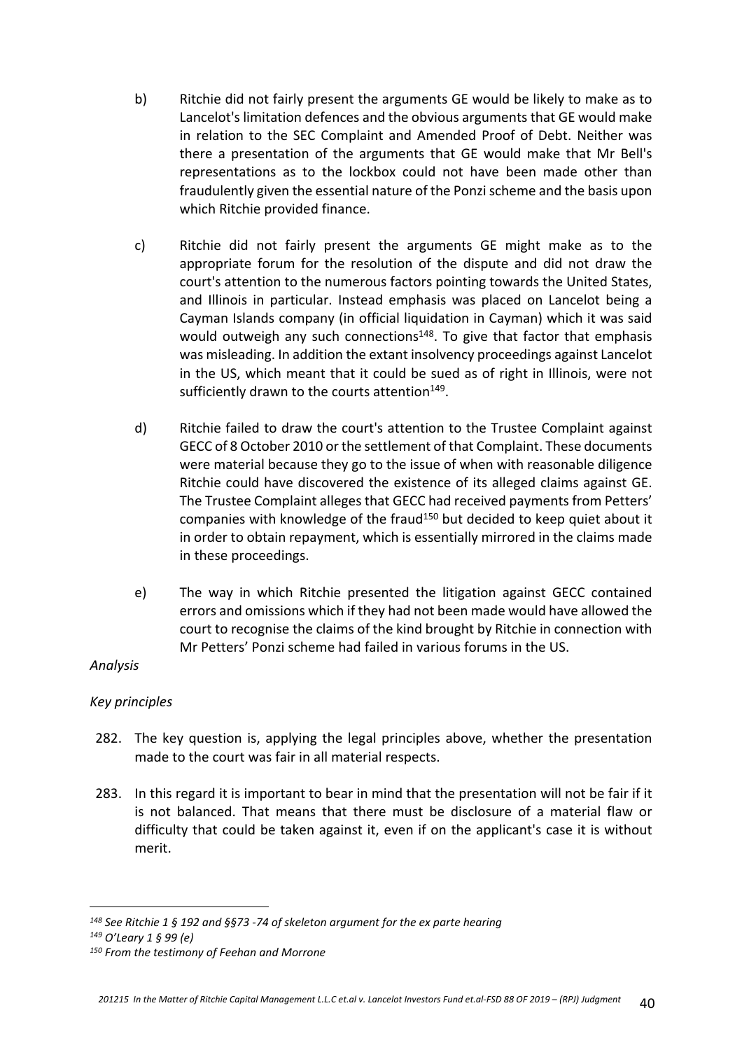b) Ritchie did not fairly present the arguments GE would be likely to make as to Lancelot's limitation defences and the obvious arguments that GE would make in relation to the SEC Complaint and Amended Proof of Debt. Neither was there a presentation of the arguments that GE would make that Mr Bell's representations as to the lockbox could not have been made other than fraudulently given the essential nature of the Ponzi scheme and the basis upon which Ritchie provided finance.

c) Ritchie did not fairly present the arguments GE might make as to the appropriate forum for the resolution of the dispute and did not draw the court's attention to the numerous factors pointing towards the United States, and Illinois in particular. Instead emphasis was placed on Lancelot being a Cayman Islands company (in official liquidation in Cayman) which it was said would outweigh any such connections[148]. To give that factor that emphasis was misleading. In addition the extant insolvency proceedings against Lancelot in the US, which meant that it could be sued as of right in Illinois, were not sufficiently drawn to the courts attention[149].

d) Ritchie failed to draw the court's attention to the Trustee Complaint against GECC of 8 October 2010 or the settlement of that Complaint. These documents were material because they go to the issue of when with reasonable diligence Ritchie could have discovered the existence of its alleged claims against GE. The Trustee Complaint alleges that GECC had received payments from Petters' companies with knowledge of the fraud[150] but decided to keep quiet about it in order to obtain repayment, which is essentially mirrored in the claims made in these proceedings.

e) The way in which Ritchie presented the litigation against GECC contained errors and omissions which if they had not been made would have allowed the court to recognise the claims of the kind brought by Ritchie in connection with Mr Petters' Ponzi scheme had failed in various forums in the US.

*Analysis*

*Key principles*

282. The key question is, applying the legal principles above, whether the presentation made to the court was fair in all material respects.

283. In this regard it is important to bear in mind that the presentation will not be fair if it is not balanced. That means that there must be disclosure of a material flaw or difficulty that could be taken against it, even if on the applicant's case it is without merit.

---

*[148] See Ritchie 1 § 192 and §§73 -74 of skeleton argument for the ex parte hearing*

*[149] O'Leary 1 § 99 (e)*

*[150] From the testimony of Feehan and Morrone*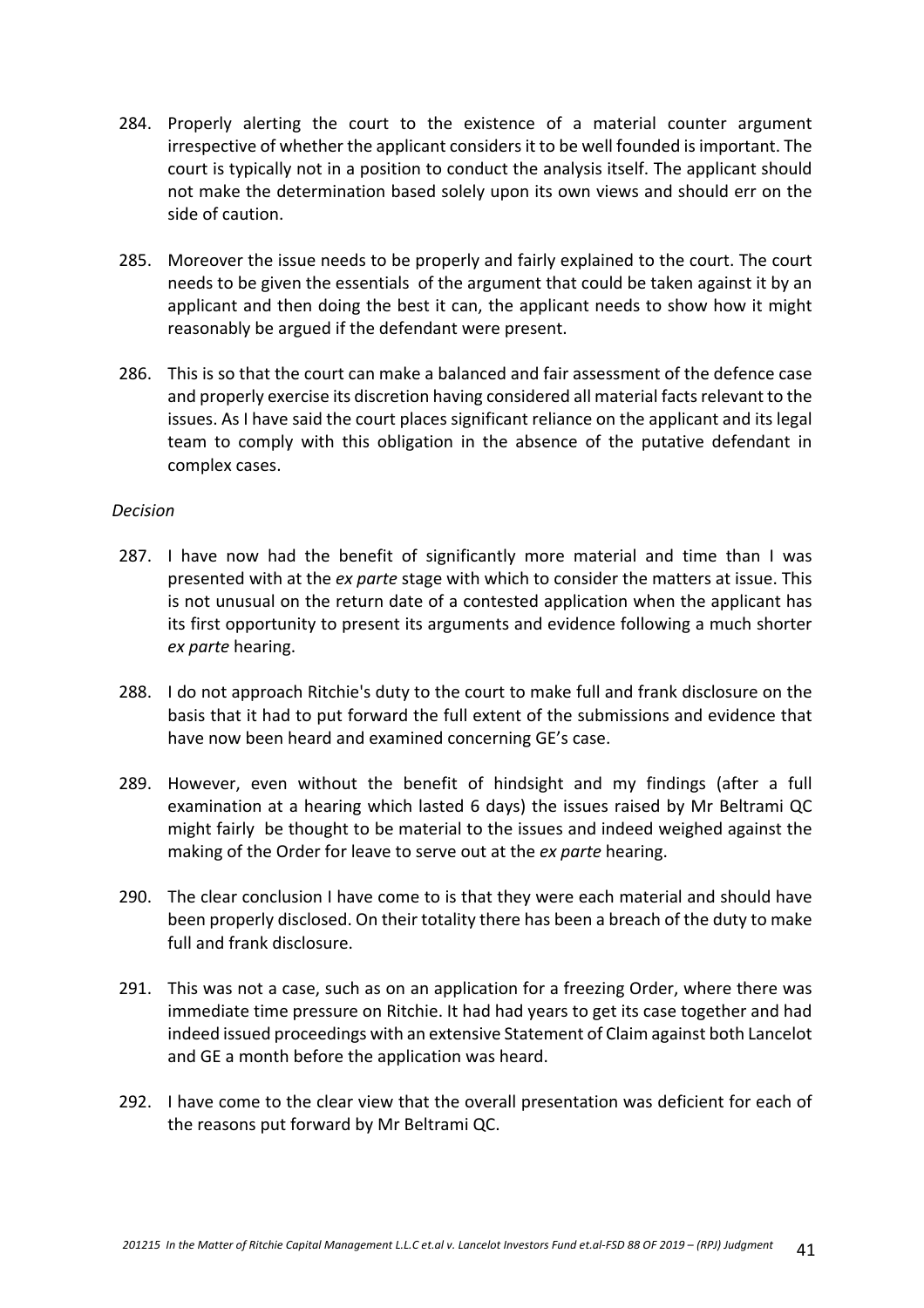284. Properly alerting the court to the existence of a material counter argument irrespective of whether the applicant considers it to be well founded is important. The court is typically not in a position to conduct the analysis itself. The applicant should not make the determination based solely upon its own views and should err on the side of caution.

285. Moreover the issue needs to be properly and fairly explained to the court. The court needs to be given the essentials of the argument that could be taken against it by an applicant and then doing the best it can, the applicant needs to show how it might reasonably be argued if the defendant were present.

286. This is so that the court can make a balanced and fair assessment of the defence case and properly exercise its discretion having considered all material facts relevant to the issues. As I have said the court places significant reliance on the applicant and its legal team to comply with this obligation in the absence of the putative defendant in complex cases.

*Decision*

287. I have now had the benefit of significantly more material and time than I was presented with at the *ex parte* stage with which to consider the matters at issue. This is not unusual on the return date of a contested application when the applicant has its first opportunity to present its arguments and evidence following a much shorter *ex parte* hearing.

288. I do not approach Ritchie's duty to the court to make full and frank disclosure on the basis that it had to put forward the full extent of the submissions and evidence that have now been heard and examined concerning GE's case.

289. However, even without the benefit of hindsight and my findings (after a full examination at a hearing which lasted 6 days) the issues raised by Mr Beltrami QC might fairly be thought to be material to the issues and indeed weighed against the making of the Order for leave to serve out at the *ex parte* hearing.

290. The clear conclusion I have come to is that they were each material and should have been properly disclosed. On their totality there has been a breach of the duty to make full and frank disclosure.

291. This was not a case, such as on an application for a freezing Order, where there was immediate time pressure on Ritchie. It had had years to get its case together and had indeed issued proceedings with an extensive Statement of Claim against both Lancelot and GE a month before the application was heard.

292. I have come to the clear view that the overall presentation was deficient for each of the reasons put forward by Mr Beltrami QC.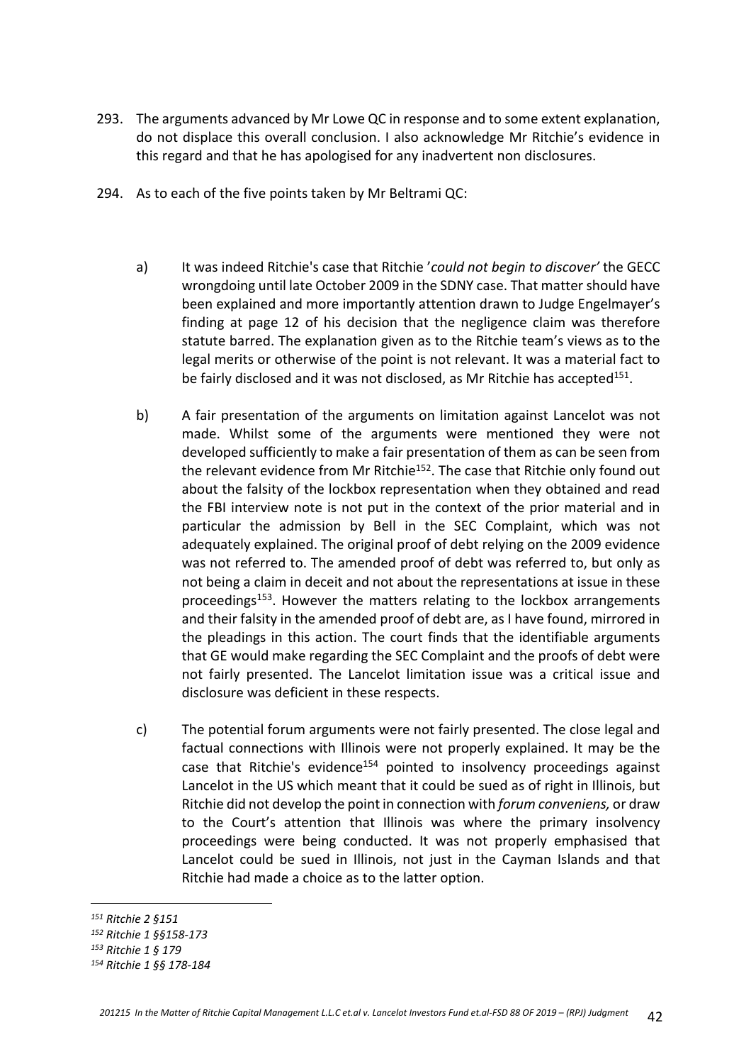293. The arguments advanced by Mr Lowe QC in response and to some extent explanation, do not displace this overall conclusion. I also acknowledge Mr Ritchie's evidence in this regard and that he has apologised for any inadvertent non disclosures.

294. As to each of the five points taken by Mr Beltrami QC:

a) It was indeed Ritchie's case that Ritchie '*could not begin to discover*' the GECC wrongdoing until late October 2009 in the SDNY case. That matter should have been explained and more importantly attention drawn to Judge Engelmayer's finding at page 12 of his decision that the negligence claim was therefore statute barred. The explanation given as to the Ritchie team's views as to the legal merits or otherwise of the point is not relevant. It was a material fact to be fairly disclosed and it was not disclosed, as Mr Ritchie has accepted[151].

b) A fair presentation of the arguments on limitation against Lancelot was not made. Whilst some of the arguments were mentioned they were not developed sufficiently to make a fair presentation of them as can be seen from the relevant evidence from Mr Ritchie[152]. The case that Ritchie only found out about the falsity of the lockbox representation when they obtained and read the FBI interview note is not put in the context of the prior material and in particular the admission by Bell in the SEC Complaint, which was not adequately explained. The original proof of debt relying on the 2009 evidence was not referred to. The amended proof of debt was referred to, but only as not being a claim in deceit and not about the representations at issue in these proceedings[153]. However the matters relating to the lockbox arrangements and their falsity in the amended proof of debt are, as I have found, mirrored in the pleadings in this action. The court finds that the identifiable arguments that GE would make regarding the SEC Complaint and the proofs of debt were not fairly presented. The Lancelot limitation issue was a critical issue and disclosure was deficient in these respects.

c) The potential forum arguments were not fairly presented. The close legal and factual connections with Illinois were not properly explained. It may be the case that Ritchie's evidence[154] pointed to insolvency proceedings against Lancelot in the US which meant that it could be sued as of right in Illinois, but Ritchie did not develop the point in connection with *forum conveniens,* or draw to the Court's attention that Illinois was where the primary insolvency proceedings were being conducted. It was not properly emphasised that Lancelot could be sued in Illinois, not just in the Cayman Islands and that Ritchie had made a choice as to the latter option.

---

*[151] Ritchie 2 §151*

*[152] Ritchie 1 §§158-173*

*[153] Ritchie 1 § 179*

*[154] Ritchie 1 §§ 178-184*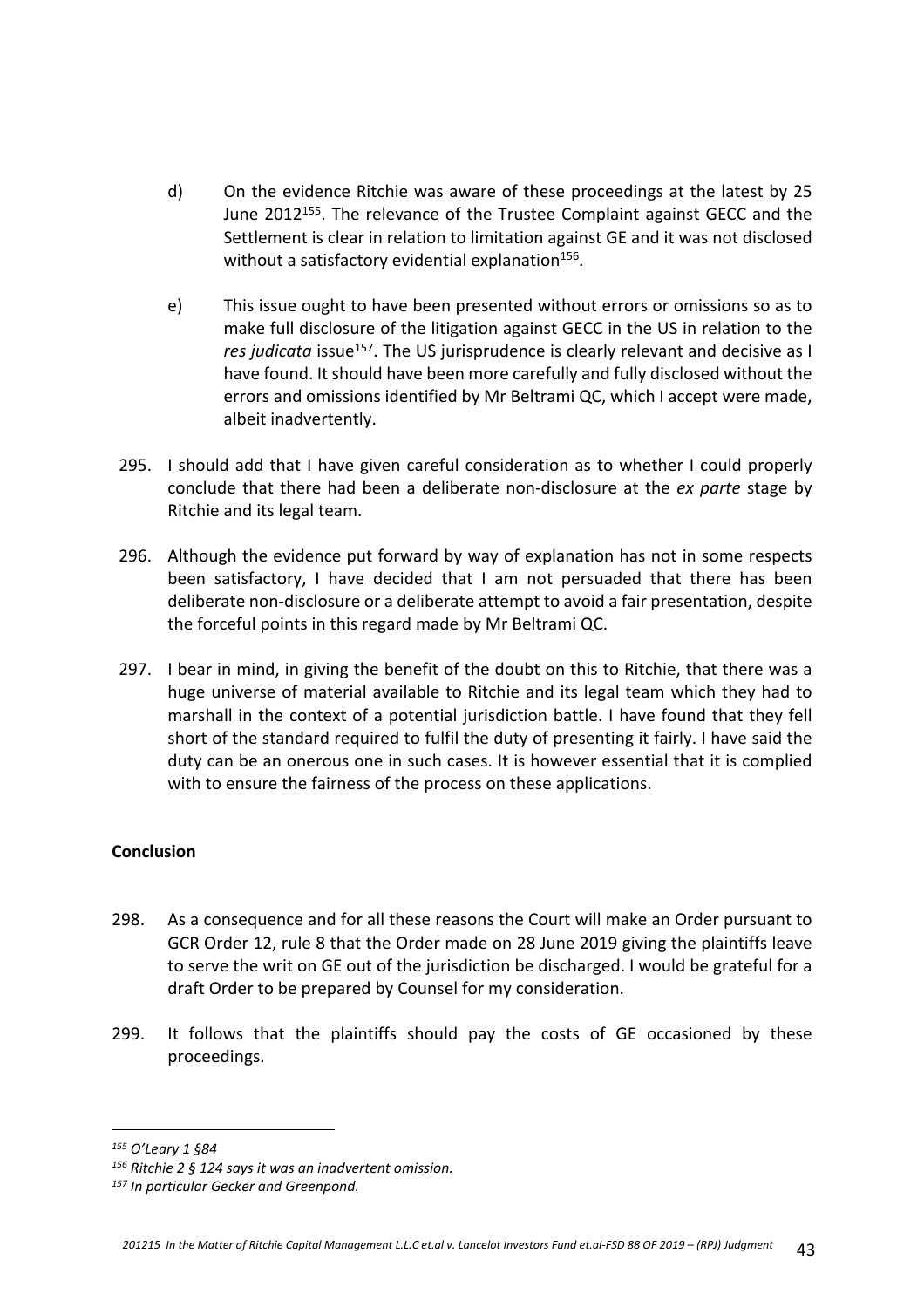d) On the evidence Ritchie was aware of these proceedings at the latest by 25 June 2012[155]. The relevance of the Trustee Complaint against GECC and the Settlement is clear in relation to limitation against GE and it was not disclosed without a satisfactory evidential explanation[156].

e) This issue ought to have been presented without errors or omissions so as to make full disclosure of the litigation against GECC in the US in relation to the *res judicata* issue[157]. The US jurisprudence is clearly relevant and decisive as I have found. It should have been more carefully and fully disclosed without the errors and omissions identified by Mr Beltrami QC, which I accept were made, albeit inadvertently.

295. I should add that I have given careful consideration as to whether I could properly conclude that there had been a deliberate non-disclosure at the *ex parte* stage by Ritchie and its legal team.

296. Although the evidence put forward by way of explanation has not in some respects been satisfactory, I have decided that I am not persuaded that there has been deliberate non-disclosure or a deliberate attempt to avoid a fair presentation, despite the forceful points in this regard made by Mr Beltrami QC.

297. I bear in mind, in giving the benefit of the doubt on this to Ritchie, that there was a huge universe of material available to Ritchie and its legal team which they had to marshall in the context of a potential jurisdiction battle. I have found that they fell short of the standard required to fulfil the duty of presenting it fairly. I have said the duty can be an onerous one in such cases. It is however essential that it is complied with to ensure the fairness of the process on these applications.

**Conclusion**

298. As a consequence and for all these reasons the Court will make an Order pursuant to GCR Order 12, rule 8 that the Order made on 28 June 2019 giving the plaintiffs leave to serve the writ on GE out of the jurisdiction be discharged. I would be grateful for a draft Order to be prepared by Counsel for my consideration.

299. It follows that the plaintiffs should pay the costs of GE occasioned by these proceedings.

---

*[155] O'Leary 1 §84*

*[156] Ritchie 2 § 124 says it was an inadvertent omission.*

*[157] In particular Gecker and Greenpond.*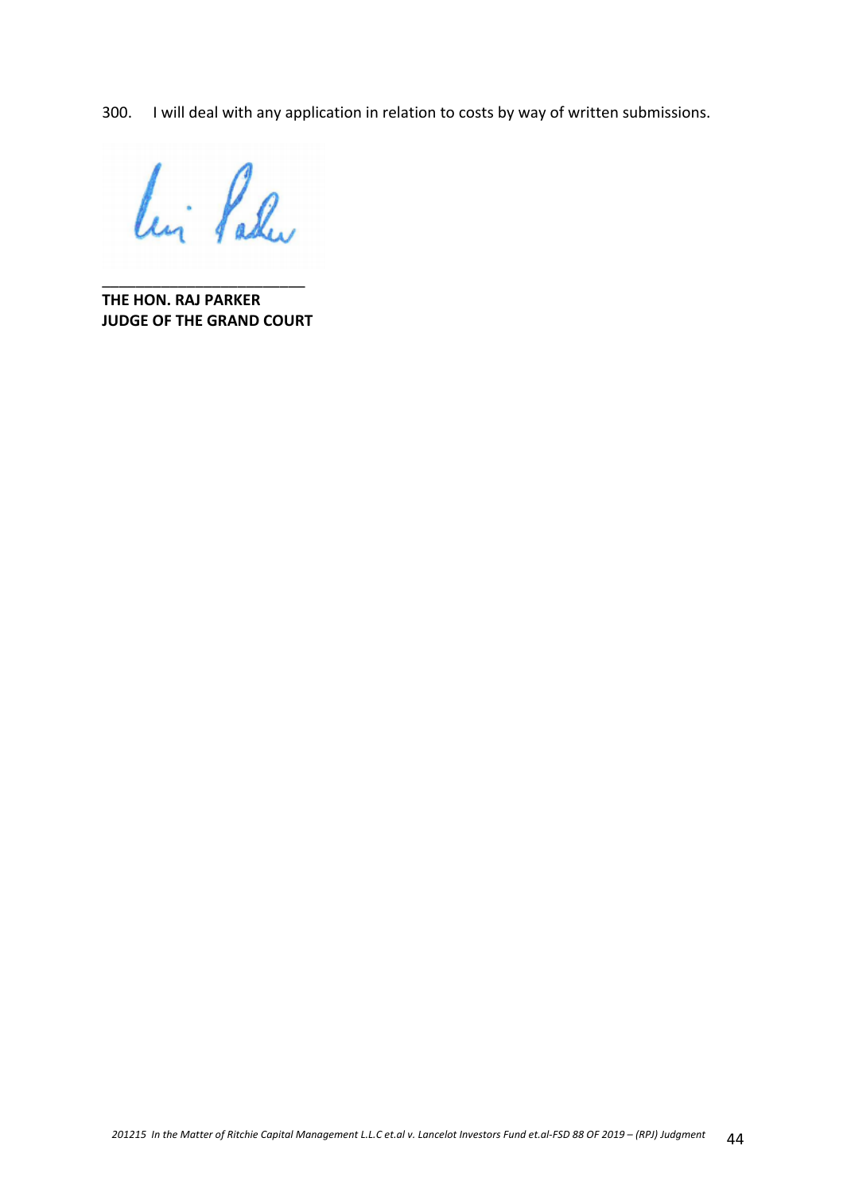300. I will deal with any application in relation to costs by way of written submissions.

\_\_\_\_\_\_\_\_\_\_\_\_\_\_\_\_\_\_\_\_\_\_\_\_\_\_

**THE HON. RAJ PARKER**
**JUDGE OF THE GRAND COURT**